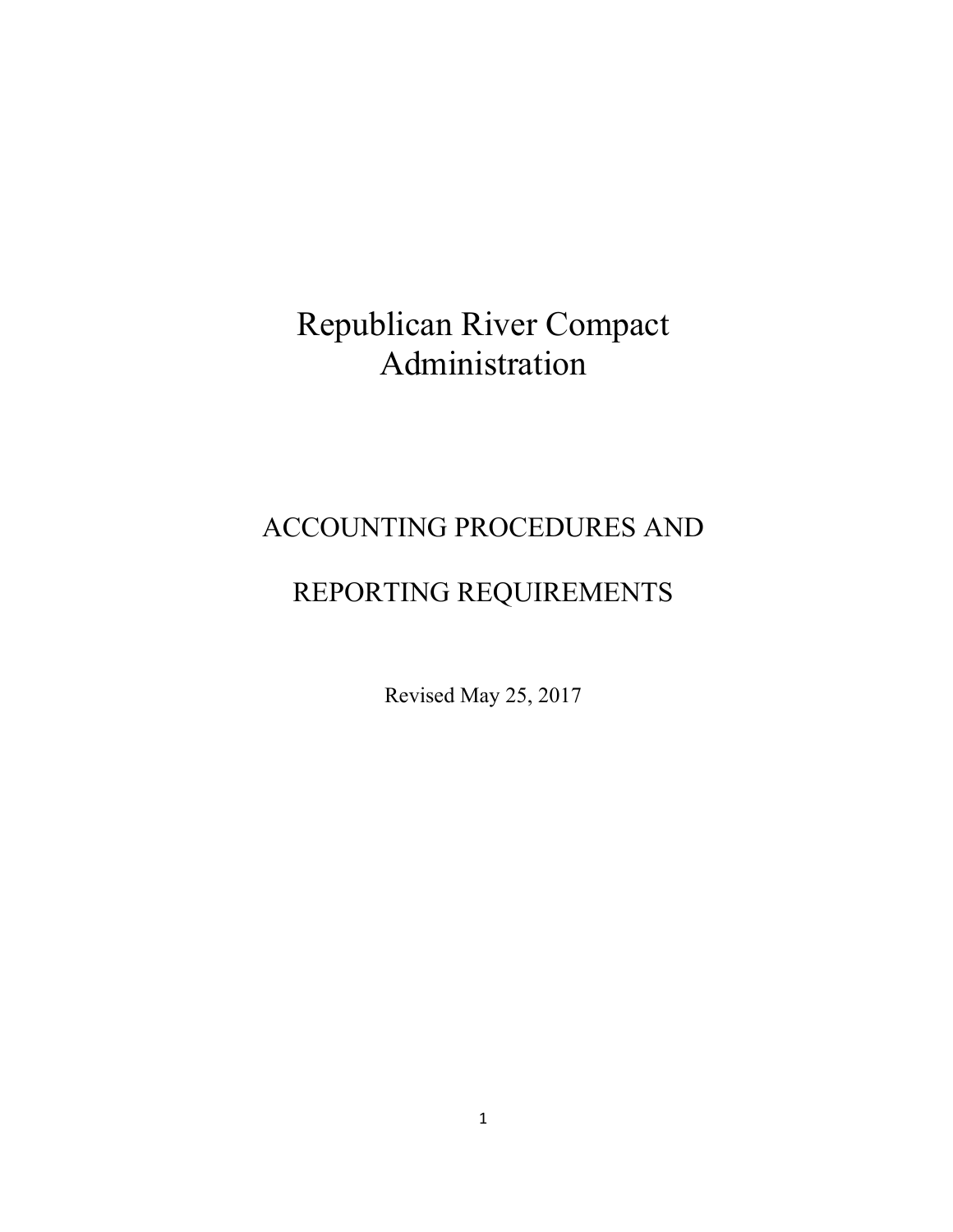# Republican River Compact Administration

## ACCOUNTING PROCEDURES AND

## REPORTING REQUIREMENTS

Revised May 25, 2017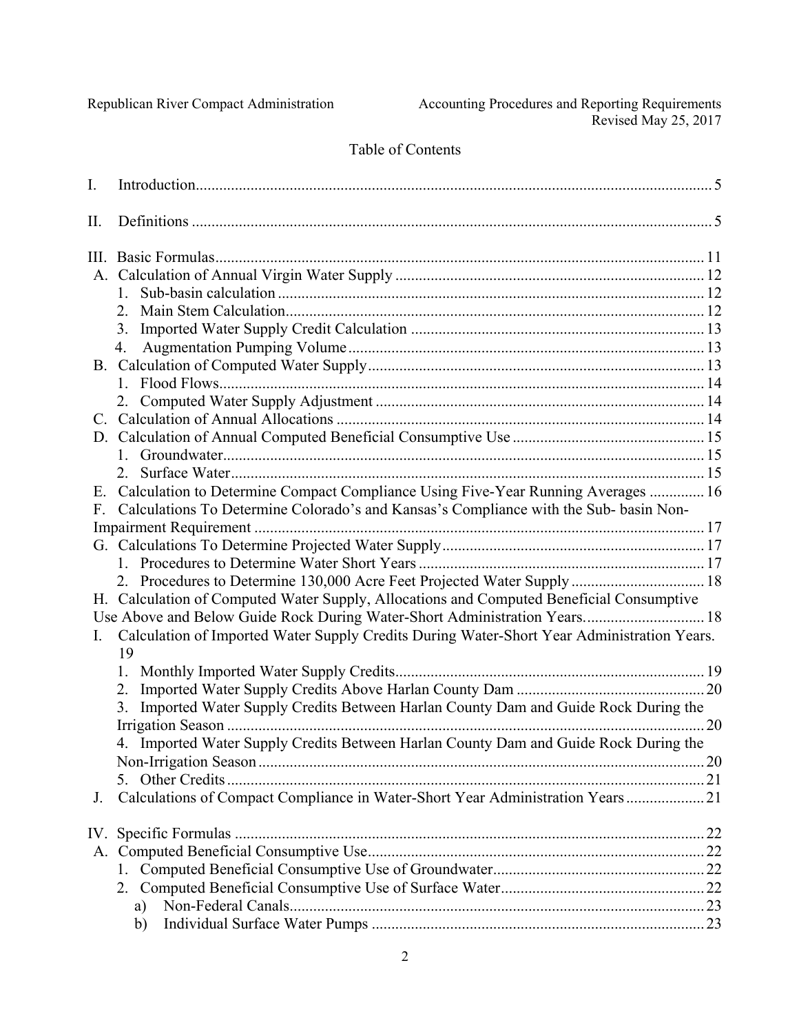# Table of Contents

I. Introduction .......... 5

II. Definitions .......... 5

III. Basic Formulas .......... 11

- A. Calculation of Annual Virgin Water Supply .......... 12
  - 1. Sub-basin calculation .......... 12
  - 2. Main Stem Calculation .......... 12
  - 3. Imported Water Supply Credit Calculation .......... 13
  - 4. Augmentation Pumping Volume .......... 13
- B. Calculation of Computed Water Supply .......... 13
  - 1. Flood Flows .......... 14
  - 2. Computed Water Supply Adjustment .......... 14
- C. Calculation of Annual Allocations .......... 14
- D. Calculation of Annual Computed Beneficial Consumptive Use .......... 15
  - 1. Groundwater .......... 15
  - 2. Surface Water .......... 15
- E. Calculation to Determine Compact Compliance Using Five-Year Running Averages .......... 16
- F. Calculations To Determine Colorado's and Kansas's Compliance with the Sub- basin Non-Impairment Requirement .......... 17
- G. Calculations To Determine Projected Water Supply .......... 17
  - 1. Procedures to Determine Water Short Years .......... 17
  - 2. Procedures to Determine 130,000 Acre Feet Projected Water Supply .......... 18
- H. Calculation of Computed Water Supply, Allocations and Computed Beneficial Consumptive Use Above and Below Guide Rock During Water-Short Administration Years. .......... 18
- I. Calculation of Imported Water Supply Credits During Water-Short Year Administration Years. 19
  - 1. Monthly Imported Water Supply Credits .......... 19
  - 2. Imported Water Supply Credits Above Harlan County Dam .......... 20
  - 3. Imported Water Supply Credits Between Harlan County Dam and Guide Rock During the Irrigation Season .......... 20
  - 4. Imported Water Supply Credits Between Harlan County Dam and Guide Rock During the Non-Irrigation Season .......... 20
  - 5. Other Credits .......... 21
- J. Calculations of Compact Compliance in Water-Short Year Administration Years .......... 21

IV. Specific Formulas .......... 22

- A. Computed Beneficial Consumptive Use .......... 22
  - 1. Computed Beneficial Consumptive Use of Groundwater .......... 22
  - 2. Computed Beneficial Consumptive Use of Surface Water .......... 22
    - a) Non-Federal Canals .......... 23
    - b) Individual Surface Water Pumps .......... 23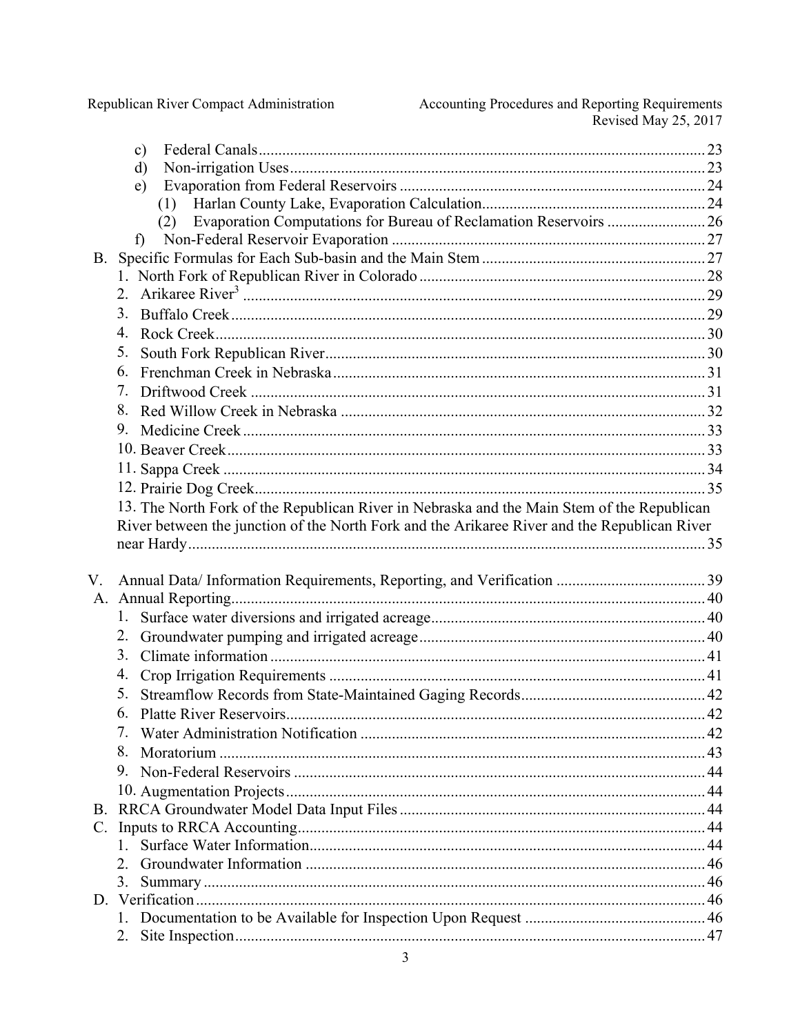- c) Federal Canals .......... 23
- d) Non-irrigation Uses .......... 23
- e) Evaporation from Federal Reservoirs .......... 24
  - (1) Harlan County Lake, Evaporation Calculation .......... 24
  - (2) Evaporation Computations for Bureau of Reclamation Reservoirs .......... 26
- f) Non-Federal Reservoir Evaporation .......... 27

B. Specific Formulas for Each Sub-basin and the Main Stem .......... 27

1. North Fork of Republican River in Colorado .......... 28
2. Arikaree River[3] .......... 29
3. Buffalo Creek .......... 29
4. Rock Creek .......... 30
5. South Fork Republican River .......... 30
6. Frenchman Creek in Nebraska .......... 31
7. Driftwood Creek .......... 31
8. Red Willow Creek in Nebraska .......... 32
9. Medicine Creek .......... 33
10. Beaver Creek .......... 33
11. Sappa Creek .......... 34
12. Prairie Dog Creek .......... 35
13. The North Fork of the Republican River in Nebraska and the Main Stem of the Republican River between the junction of the North Fork and the Arikaree River and the Republican River near Hardy .......... 35

V. Annual Data/ Information Requirements, Reporting, and Verification .......... 39

A. Annual Reporting .......... 40

1. Surface water diversions and irrigated acreage .......... 40
2. Groundwater pumping and irrigated acreage .......... 40
3. Climate information .......... 41
4. Crop Irrigation Requirements .......... 41
5. Streamflow Records from State-Maintained Gaging Records .......... 42
6. Platte River Reservoirs .......... 42
7. Water Administration Notification .......... 42
8. Moratorium .......... 43
9. Non-Federal Reservoirs .......... 44
10. Augmentation Projects .......... 44

B. RRCA Groundwater Model Data Input Files .......... 44

C. Inputs to RRCA Accounting .......... 44

1. Surface Water Information .......... 44
2. Groundwater Information .......... 46
3. Summary .......... 46

D. Verification .......... 46

1. Documentation to be Available for Inspection Upon Request .......... 46
2. Site Inspection .......... 47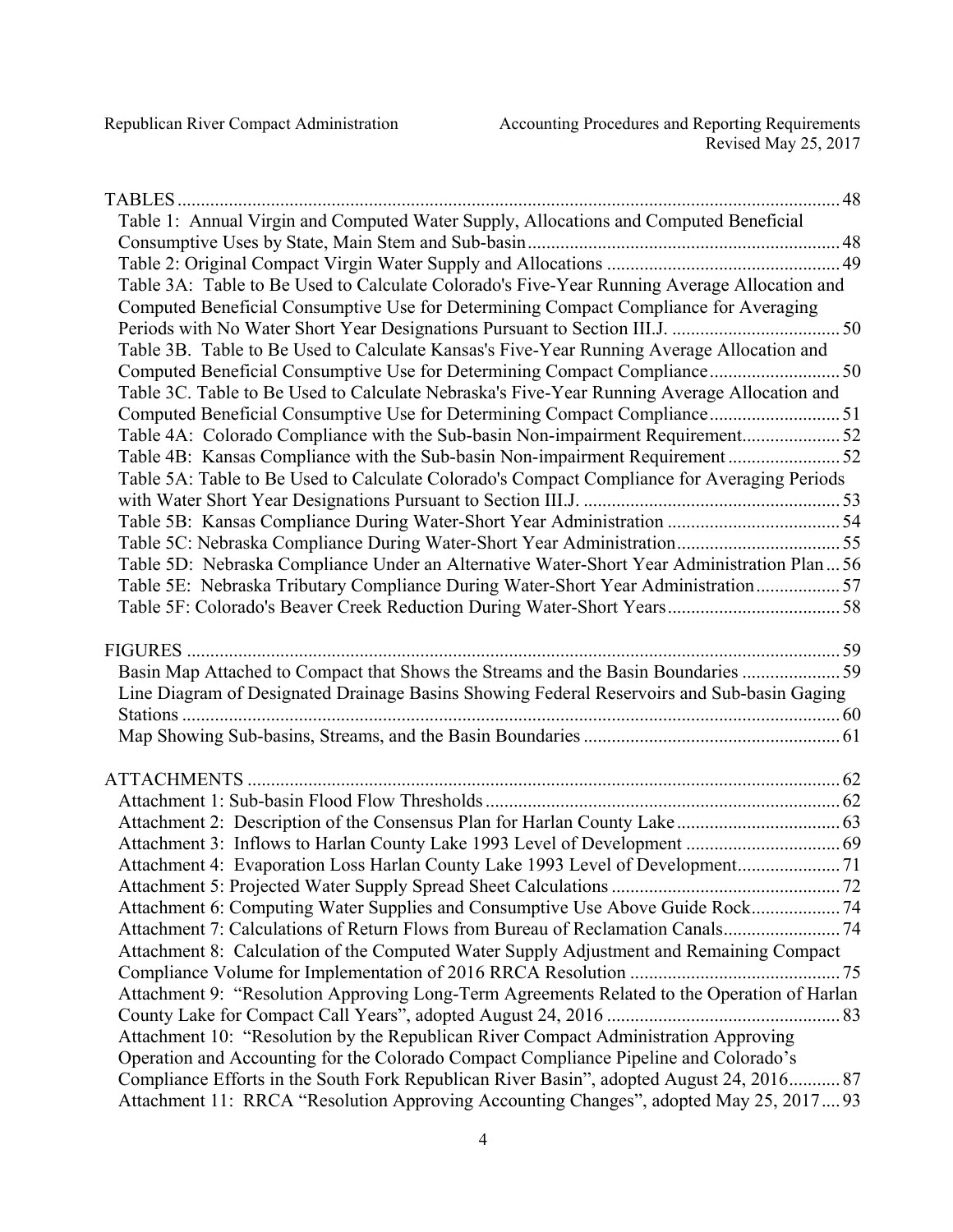TABLES ... 48

- Table 1: Annual Virgin and Computed Water Supply, Allocations and Computed Beneficial Consumptive Uses by State, Main Stem and Sub-basin ... 48
- Table 2: Original Compact Virgin Water Supply and Allocations ... 49
- Table 3A: Table to Be Used to Calculate Colorado's Five-Year Running Average Allocation and Computed Beneficial Consumptive Use for Determining Compact Compliance for Averaging Periods with No Water Short Year Designations Pursuant to Section III.J. ... 50
- Table 3B. Table to Be Used to Calculate Kansas's Five-Year Running Average Allocation and Computed Beneficial Consumptive Use for Determining Compact Compliance ... 50
- Table 3C. Table to Be Used to Calculate Nebraska's Five-Year Running Average Allocation and Computed Beneficial Consumptive Use for Determining Compact Compliance ... 51
- Table 4A: Colorado Compliance with the Sub-basin Non-impairment Requirement ... 52
- Table 4B: Kansas Compliance with the Sub-basin Non-impairment Requirement ... 52
- Table 5A: Table to Be Used to Calculate Colorado's Compact Compliance for Averaging Periods with Water Short Year Designations Pursuant to Section III.J. ... 53
- Table 5B: Kansas Compliance During Water-Short Year Administration ... 54
- Table 5C: Nebraska Compliance During Water-Short Year Administration ... 55
- Table 5D: Nebraska Compliance Under an Alternative Water-Short Year Administration Plan ... 56
- Table 5E: Nebraska Tributary Compliance During Water-Short Year Administration ... 57
- Table 5F: Colorado's Beaver Creek Reduction During Water-Short Years ... 58

FIGURES ... 59

- Basin Map Attached to Compact that Shows the Streams and the Basin Boundaries ... 59
- Line Diagram of Designated Drainage Basins Showing Federal Reservoirs and Sub-basin Gaging Stations ... 60
- Map Showing Sub-basins, Streams, and the Basin Boundaries ... 61

ATTACHMENTS ... 62

- Attachment 1: Sub-basin Flood Flow Thresholds ... 62
- Attachment 2: Description of the Consensus Plan for Harlan County Lake ... 63
- Attachment 3: Inflows to Harlan County Lake 1993 Level of Development ... 69
- Attachment 4: Evaporation Loss Harlan County Lake 1993 Level of Development ... 71
- Attachment 5: Projected Water Supply Spread Sheet Calculations ... 72
- Attachment 6: Computing Water Supplies and Consumptive Use Above Guide Rock ... 74
- Attachment 7: Calculations of Return Flows from Bureau of Reclamation Canals ... 74
- Attachment 8: Calculation of the Computed Water Supply Adjustment and Remaining Compact Compliance Volume for Implementation of 2016 RRCA Resolution ... 75
- Attachment 9: "Resolution Approving Long-Term Agreements Related to the Operation of Harlan County Lake for Compact Call Years", adopted August 24, 2016 ... 83
- Attachment 10: "Resolution by the Republican River Compact Administration Approving Operation and Accounting for the Colorado Compact Compliance Pipeline and Colorado's Compliance Efforts in the South Fork Republican River Basin", adopted August 24, 2016 ... 87
- Attachment 11: RRCA "Resolution Approving Accounting Changes", adopted May 25, 2017 ... 93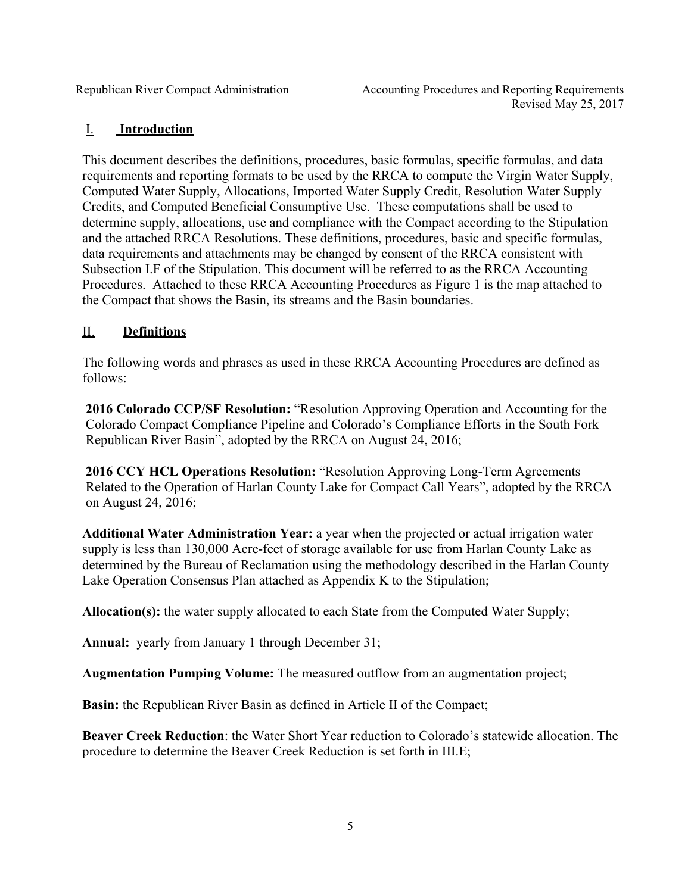## I. Introduction

This document describes the definitions, procedures, basic formulas, specific formulas, and data requirements and reporting formats to be used by the RRCA to compute the Virgin Water Supply, Computed Water Supply, Allocations, Imported Water Supply Credit, Resolution Water Supply Credits, and Computed Beneficial Consumptive Use. These computations shall be used to determine supply, allocations, use and compliance with the Compact according to the Stipulation and the attached RRCA Resolutions. These definitions, procedures, basic and specific formulas, data requirements and attachments may be changed by consent of the RRCA consistent with Subsection I.F of the Stipulation. This document will be referred to as the RRCA Accounting Procedures. Attached to these RRCA Accounting Procedures as Figure 1 is the map attached to the Compact that shows the Basin, its streams and the Basin boundaries.

## II. Definitions

The following words and phrases as used in these RRCA Accounting Procedures are defined as follows:

**2016 Colorado CCP/SF Resolution:** "Resolution Approving Operation and Accounting for the Colorado Compact Compliance Pipeline and Colorado's Compliance Efforts in the South Fork Republican River Basin", adopted by the RRCA on August 24, 2016;

**2016 CCY HCL Operations Resolution:** "Resolution Approving Long-Term Agreements Related to the Operation of Harlan County Lake for Compact Call Years", adopted by the RRCA on August 24, 2016;

**Additional Water Administration Year:** a year when the projected or actual irrigation water supply is less than 130,000 Acre-feet of storage available for use from Harlan County Lake as determined by the Bureau of Reclamation using the methodology described in the Harlan County Lake Operation Consensus Plan attached as Appendix K to the Stipulation;

**Allocation(s):** the water supply allocated to each State from the Computed Water Supply;

**Annual:** yearly from January 1 through December 31;

**Augmentation Pumping Volume:** The measured outflow from an augmentation project;

**Basin:** the Republican River Basin as defined in Article II of the Compact;

**Beaver Creek Reduction**: the Water Short Year reduction to Colorado's statewide allocation. The procedure to determine the Beaver Creek Reduction is set forth in III.E;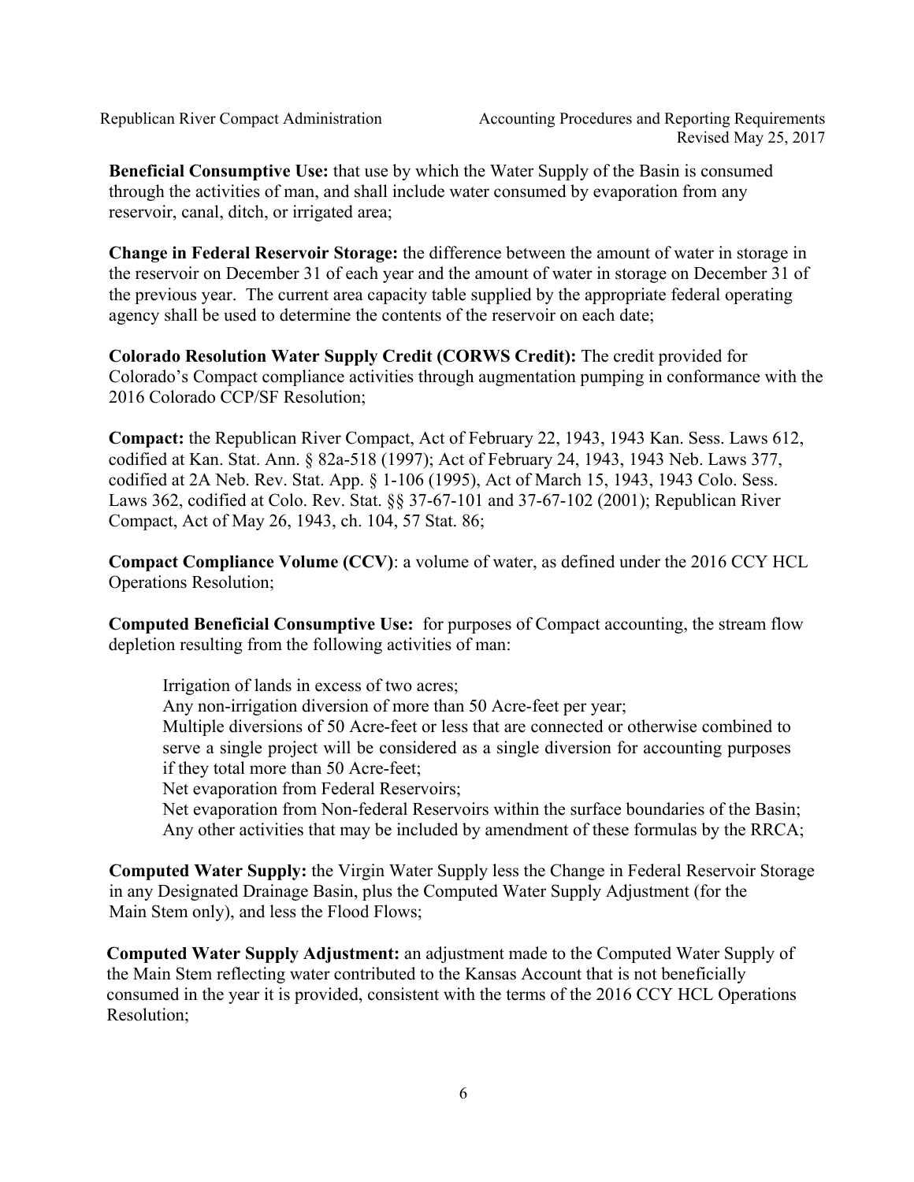**Beneficial Consumptive Use:** that use by which the Water Supply of the Basin is consumed through the activities of man, and shall include water consumed by evaporation from any reservoir, canal, ditch, or irrigated area;

**Change in Federal Reservoir Storage:** the difference between the amount of water in storage in the reservoir on December 31 of each year and the amount of water in storage on December 31 of the previous year. The current area capacity table supplied by the appropriate federal operating agency shall be used to determine the contents of the reservoir on each date;

**Colorado Resolution Water Supply Credit (CORWS Credit):** The credit provided for Colorado's Compact compliance activities through augmentation pumping in conformance with the 2016 Colorado CCP/SF Resolution;

**Compact:** the Republican River Compact, Act of February 22, 1943, 1943 Kan. Sess. Laws 612, codified at Kan. Stat. Ann. § 82a-518 (1997); Act of February 24, 1943, 1943 Neb. Laws 377, codified at 2A Neb. Rev. Stat. App. § 1-106 (1995), Act of March 15, 1943, 1943 Colo. Sess. Laws 362, codified at Colo. Rev. Stat. §§ 37-67-101 and 37-67-102 (2001); Republican River Compact, Act of May 26, 1943, ch. 104, 57 Stat. 86;

**Compact Compliance Volume (CCV)**: a volume of water, as defined under the 2016 CCY HCL Operations Resolution;

**Computed Beneficial Consumptive Use:** for purposes of Compact accounting, the stream flow depletion resulting from the following activities of man:

> Irrigation of lands in excess of two acres;
> Any non-irrigation diversion of more than 50 Acre-feet per year;
> Multiple diversions of 50 Acre-feet or less that are connected or otherwise combined to serve a single project will be considered as a single diversion for accounting purposes if they total more than 50 Acre-feet;
> Net evaporation from Federal Reservoirs;
> Net evaporation from Non-federal Reservoirs within the surface boundaries of the Basin;
> Any other activities that may be included by amendment of these formulas by the RRCA;

**Computed Water Supply:** the Virgin Water Supply less the Change in Federal Reservoir Storage in any Designated Drainage Basin, plus the Computed Water Supply Adjustment (for the Main Stem only), and less the Flood Flows;

**Computed Water Supply Adjustment:** an adjustment made to the Computed Water Supply of the Main Stem reflecting water contributed to the Kansas Account that is not beneficially consumed in the year it is provided, consistent with the terms of the 2016 CCY HCL Operations Resolution;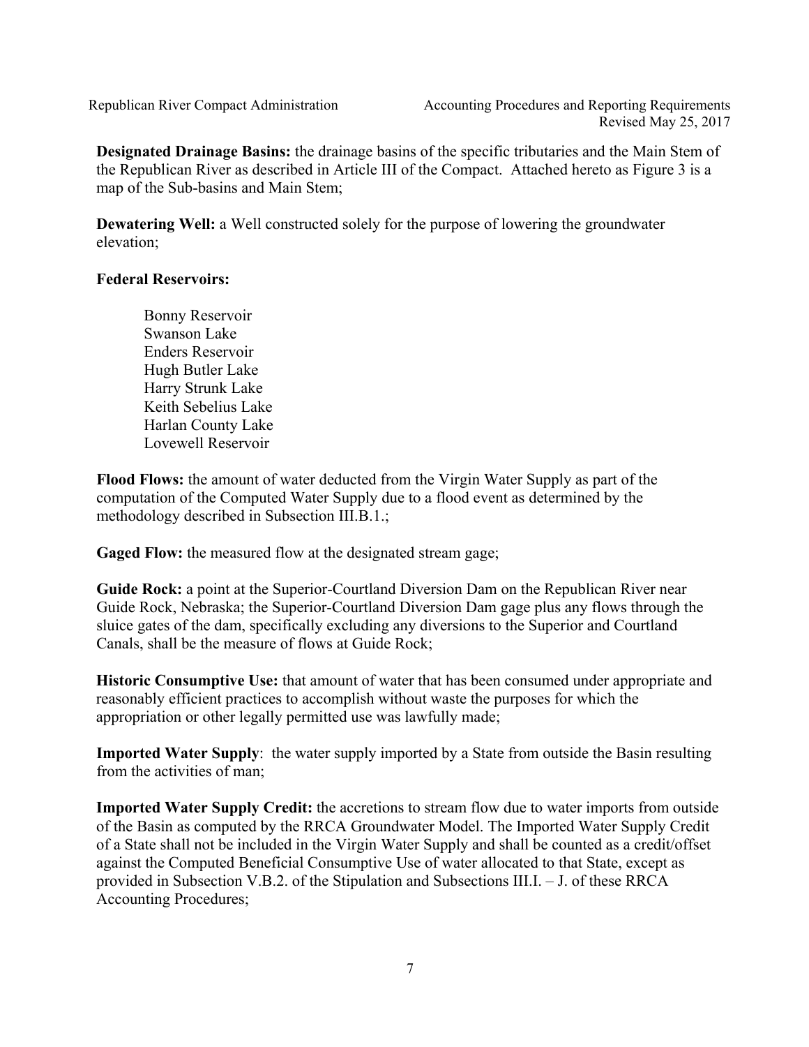**Designated Drainage Basins:** the drainage basins of the specific tributaries and the Main Stem of the Republican River as described in Article III of the Compact. Attached hereto as Figure 3 is a map of the Sub-basins and Main Stem;

**Dewatering Well:** a Well constructed solely for the purpose of lowering the groundwater elevation;

**Federal Reservoirs:**

Bonny Reservoir
Swanson Lake
Enders Reservoir
Hugh Butler Lake
Harry Strunk Lake
Keith Sebelius Lake
Harlan County Lake
Lovewell Reservoir

**Flood Flows:** the amount of water deducted from the Virgin Water Supply as part of the computation of the Computed Water Supply due to a flood event as determined by the methodology described in Subsection III.B.1.;

**Gaged Flow:** the measured flow at the designated stream gage;

**Guide Rock:** a point at the Superior-Courtland Diversion Dam on the Republican River near Guide Rock, Nebraska; the Superior-Courtland Diversion Dam gage plus any flows through the sluice gates of the dam, specifically excluding any diversions to the Superior and Courtland Canals, shall be the measure of flows at Guide Rock;

**Historic Consumptive Use:** that amount of water that has been consumed under appropriate and reasonably efficient practices to accomplish without waste the purposes for which the appropriation or other legally permitted use was lawfully made;

**Imported Water Supply**: the water supply imported by a State from outside the Basin resulting from the activities of man;

**Imported Water Supply Credit:** the accretions to stream flow due to water imports from outside of the Basin as computed by the RRCA Groundwater Model. The Imported Water Supply Credit of a State shall not be included in the Virgin Water Supply and shall be counted as a credit/offset against the Computed Beneficial Consumptive Use of water allocated to that State, except as provided in Subsection V.B.2. of the Stipulation and Subsections III.I. – J. of these RRCA Accounting Procedures;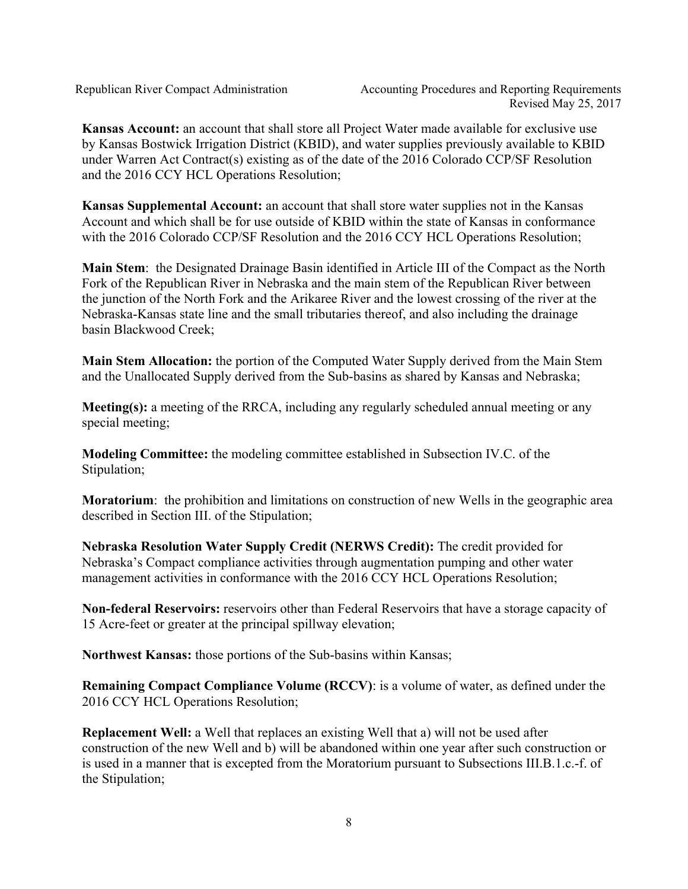**Kansas Account:** an account that shall store all Project Water made available for exclusive use by Kansas Bostwick Irrigation District (KBID), and water supplies previously available to KBID under Warren Act Contract(s) existing as of the date of the 2016 Colorado CCP/SF Resolution and the 2016 CCY HCL Operations Resolution;

**Kansas Supplemental Account:** an account that shall store water supplies not in the Kansas Account and which shall be for use outside of KBID within the state of Kansas in conformance with the 2016 Colorado CCP/SF Resolution and the 2016 CCY HCL Operations Resolution;

**Main Stem**: the Designated Drainage Basin identified in Article III of the Compact as the North Fork of the Republican River in Nebraska and the main stem of the Republican River between the junction of the North Fork and the Arikaree River and the lowest crossing of the river at the Nebraska-Kansas state line and the small tributaries thereof, and also including the drainage basin Blackwood Creek;

**Main Stem Allocation:** the portion of the Computed Water Supply derived from the Main Stem and the Unallocated Supply derived from the Sub-basins as shared by Kansas and Nebraska;

**Meeting(s):** a meeting of the RRCA, including any regularly scheduled annual meeting or any special meeting;

**Modeling Committee:** the modeling committee established in Subsection IV.C. of the Stipulation;

**Moratorium**: the prohibition and limitations on construction of new Wells in the geographic area described in Section III. of the Stipulation;

**Nebraska Resolution Water Supply Credit (NERWS Credit):** The credit provided for Nebraska's Compact compliance activities through augmentation pumping and other water management activities in conformance with the 2016 CCY HCL Operations Resolution;

**Non-federal Reservoirs:** reservoirs other than Federal Reservoirs that have a storage capacity of 15 Acre-feet or greater at the principal spillway elevation;

**Northwest Kansas:** those portions of the Sub-basins within Kansas;

**Remaining Compact Compliance Volume (RCCV)**: is a volume of water, as defined under the 2016 CCY HCL Operations Resolution;

**Replacement Well:** a Well that replaces an existing Well that a) will not be used after construction of the new Well and b) will be abandoned within one year after such construction or is used in a manner that is excepted from the Moratorium pursuant to Subsections III.B.1.c.-f. of the Stipulation;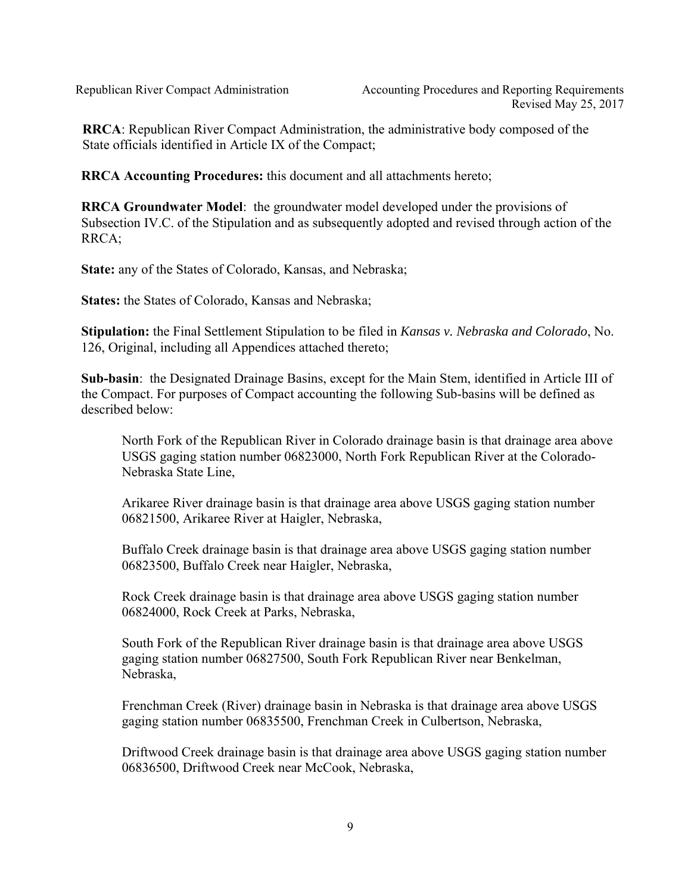**RRCA**: Republican River Compact Administration, the administrative body composed of the State officials identified in Article IX of the Compact;

**RRCA Accounting Procedures:** this document and all attachments hereto;

**RRCA Groundwater Model**: the groundwater model developed under the provisions of Subsection IV.C. of the Stipulation and as subsequently adopted and revised through action of the RRCA;

**State:** any of the States of Colorado, Kansas, and Nebraska;

**States:** the States of Colorado, Kansas and Nebraska;

**Stipulation:** the Final Settlement Stipulation to be filed in *Kansas v. Nebraska and Colorado*, No. 126, Original, including all Appendices attached thereto;

**Sub-basin**: the Designated Drainage Basins, except for the Main Stem, identified in Article III of the Compact. For purposes of Compact accounting the following Sub-basins will be defined as described below:

> North Fork of the Republican River in Colorado drainage basin is that drainage area above USGS gaging station number 06823000, North Fork Republican River at the Colorado-Nebraska State Line,
>
> Arikaree River drainage basin is that drainage area above USGS gaging station number 06821500, Arikaree River at Haigler, Nebraska,
>
> Buffalo Creek drainage basin is that drainage area above USGS gaging station number 06823500, Buffalo Creek near Haigler, Nebraska,
>
> Rock Creek drainage basin is that drainage area above USGS gaging station number 06824000, Rock Creek at Parks, Nebraska,
>
> South Fork of the Republican River drainage basin is that drainage area above USGS gaging station number 06827500, South Fork Republican River near Benkelman, Nebraska,
>
> Frenchman Creek (River) drainage basin in Nebraska is that drainage area above USGS gaging station number 06835500, Frenchman Creek in Culbertson, Nebraska,
>
> Driftwood Creek drainage basin is that drainage area above USGS gaging station number 06836500, Driftwood Creek near McCook, Nebraska,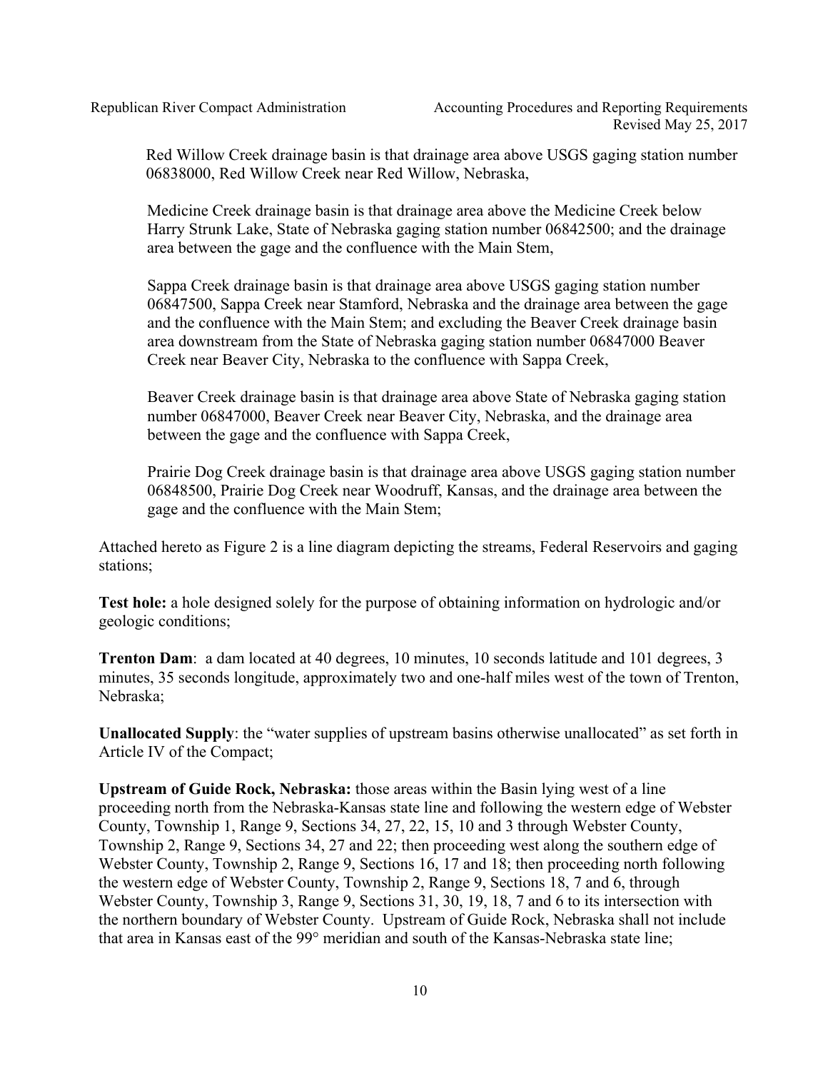Red Willow Creek drainage basin is that drainage area above USGS gaging station number 06838000, Red Willow Creek near Red Willow, Nebraska,

Medicine Creek drainage basin is that drainage area above the Medicine Creek below Harry Strunk Lake, State of Nebraska gaging station number 06842500; and the drainage area between the gage and the confluence with the Main Stem,

Sappa Creek drainage basin is that drainage area above USGS gaging station number 06847500, Sappa Creek near Stamford, Nebraska and the drainage area between the gage and the confluence with the Main Stem; and excluding the Beaver Creek drainage basin area downstream from the State of Nebraska gaging station number 06847000 Beaver Creek near Beaver City, Nebraska to the confluence with Sappa Creek,

Beaver Creek drainage basin is that drainage area above State of Nebraska gaging station number 06847000, Beaver Creek near Beaver City, Nebraska, and the drainage area between the gage and the confluence with Sappa Creek,

Prairie Dog Creek drainage basin is that drainage area above USGS gaging station number 06848500, Prairie Dog Creek near Woodruff, Kansas, and the drainage area between the gage and the confluence with the Main Stem;

Attached hereto as Figure 2 is a line diagram depicting the streams, Federal Reservoirs and gaging stations;

**Test hole:** a hole designed solely for the purpose of obtaining information on hydrologic and/or geologic conditions;

**Trenton Dam**: a dam located at 40 degrees, 10 minutes, 10 seconds latitude and 101 degrees, 3 minutes, 35 seconds longitude, approximately two and one-half miles west of the town of Trenton, Nebraska;

**Unallocated Supply**: the "water supplies of upstream basins otherwise unallocated" as set forth in Article IV of the Compact;

**Upstream of Guide Rock, Nebraska:** those areas within the Basin lying west of a line proceeding north from the Nebraska-Kansas state line and following the western edge of Webster County, Township 1, Range 9, Sections 34, 27, 22, 15, 10 and 3 through Webster County, Township 2, Range 9, Sections 34, 27 and 22; then proceeding west along the southern edge of Webster County, Township 2, Range 9, Sections 16, 17 and 18; then proceeding north following the western edge of Webster County, Township 2, Range 9, Sections 18, 7 and 6, through Webster County, Township 3, Range 9, Sections 31, 30, 19, 18, 7 and 6 to its intersection with the northern boundary of Webster County. Upstream of Guide Rock, Nebraska shall not include that area in Kansas east of the 99° meridian and south of the Kansas-Nebraska state line;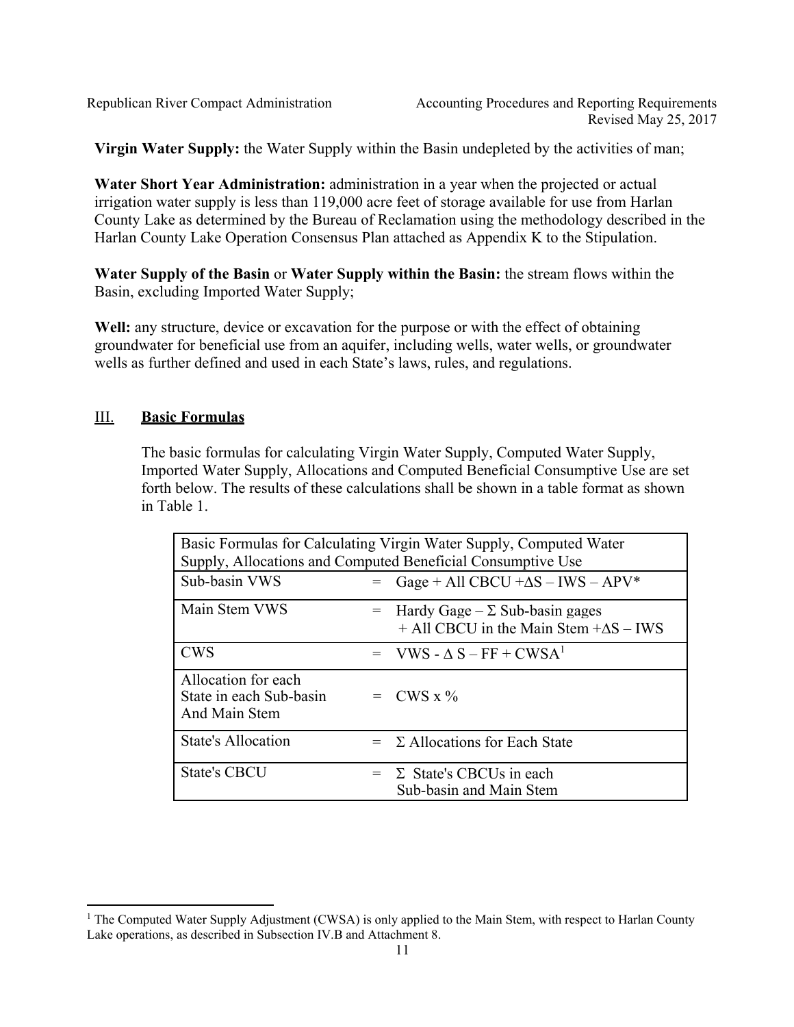**Virgin Water Supply:** the Water Supply within the Basin undepleted by the activities of man;

**Water Short Year Administration:** administration in a year when the projected or actual irrigation water supply is less than 119,000 acre feet of storage available for use from Harlan County Lake as determined by the Bureau of Reclamation using the methodology described in the Harlan County Lake Operation Consensus Plan attached as Appendix K to the Stipulation.

**Water Supply of the Basin** or **Water Supply within the Basin:** the stream flows within the Basin, excluding Imported Water Supply;

**Well:** any structure, device or excavation for the purpose or with the effect of obtaining groundwater for beneficial use from an aquifer, including wells, water wells, or groundwater wells as further defined and used in each State's laws, rules, and regulations.

## III. Basic Formulas

The basic formulas for calculating Virgin Water Supply, Computed Water Supply, Imported Water Supply, Allocations and Computed Beneficial Consumptive Use are set forth below. The results of these calculations shall be shown in a table format as shown in Table 1.

| Basic Formulas for Calculating Virgin Water Supply, Computed Water Supply, Allocations and Computed Beneficial Consumptive Use | | |
|---|---|---|
| Sub-basin VWS | = | Gage + All CBCU +ΔS – IWS – APV* |
| Main Stem VWS | = | Hardy Gage – Σ Sub-basin gages + All CBCU in the Main Stem +ΔS – IWS |
| CWS | = | VWS - Δ S – FF + CWSA[1] |
| Allocation for each State in each Sub-basin And Main Stem | = | CWS x % |
| State's Allocation | = | Σ Allocations for Each State |
| State's CBCU | = | Σ State's CBCUs in each Sub-basin and Main Stem |

[1] The Computed Water Supply Adjustment (CWSA) is only applied to the Main Stem, with respect to Harlan County Lake operations, as described in Subsection IV.B and Attachment 8.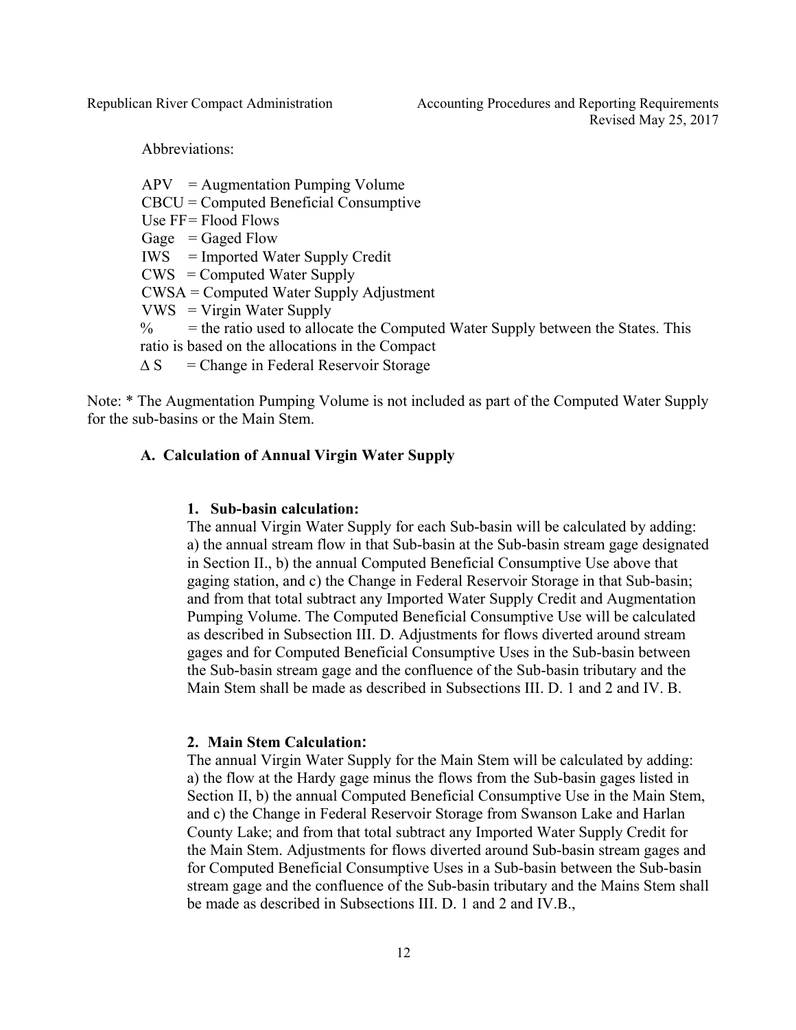Abbreviations:

APV = Augmentation Pumping Volume
CBCU = Computed Beneficial Consumptive
Use FF= Flood Flows
Gage = Gaged Flow
IWS = Imported Water Supply Credit
CWS = Computed Water Supply
CWSA = Computed Water Supply Adjustment
VWS = Virgin Water Supply
% = the ratio used to allocate the Computed Water Supply between the States. This ratio is based on the allocations in the Compact
$\Delta$ S = Change in Federal Reservoir Storage

Note: * The Augmentation Pumping Volume is not included as part of the Computed Water Supply for the sub-basins or the Main Stem.

### A. Calculation of Annual Virgin Water Supply

#### 1. Sub-basin calculation:

The annual Virgin Water Supply for each Sub-basin will be calculated by adding: a) the annual stream flow in that Sub-basin at the Sub-basin stream gage designated in Section II., b) the annual Computed Beneficial Consumptive Use above that gaging station, and c) the Change in Federal Reservoir Storage in that Sub-basin; and from that total subtract any Imported Water Supply Credit and Augmentation Pumping Volume. The Computed Beneficial Consumptive Use will be calculated as described in Subsection III. D. Adjustments for flows diverted around stream gages and for Computed Beneficial Consumptive Uses in the Sub-basin between the Sub-basin stream gage and the confluence of the Sub-basin tributary and the Main Stem shall be made as described in Subsections III. D. 1 and 2 and IV. B.

#### 2. Main Stem Calculation:

The annual Virgin Water Supply for the Main Stem will be calculated by adding: a) the flow at the Hardy gage minus the flows from the Sub-basin gages listed in Section II, b) the annual Computed Beneficial Consumptive Use in the Main Stem, and c) the Change in Federal Reservoir Storage from Swanson Lake and Harlan County Lake; and from that total subtract any Imported Water Supply Credit for the Main Stem. Adjustments for flows diverted around Sub-basin stream gages and for Computed Beneficial Consumptive Uses in a Sub-basin between the Sub-basin stream gage and the confluence of the Sub-basin tributary and the Mains Stem shall be made as described in Subsections III. D. 1 and 2 and IV.B.,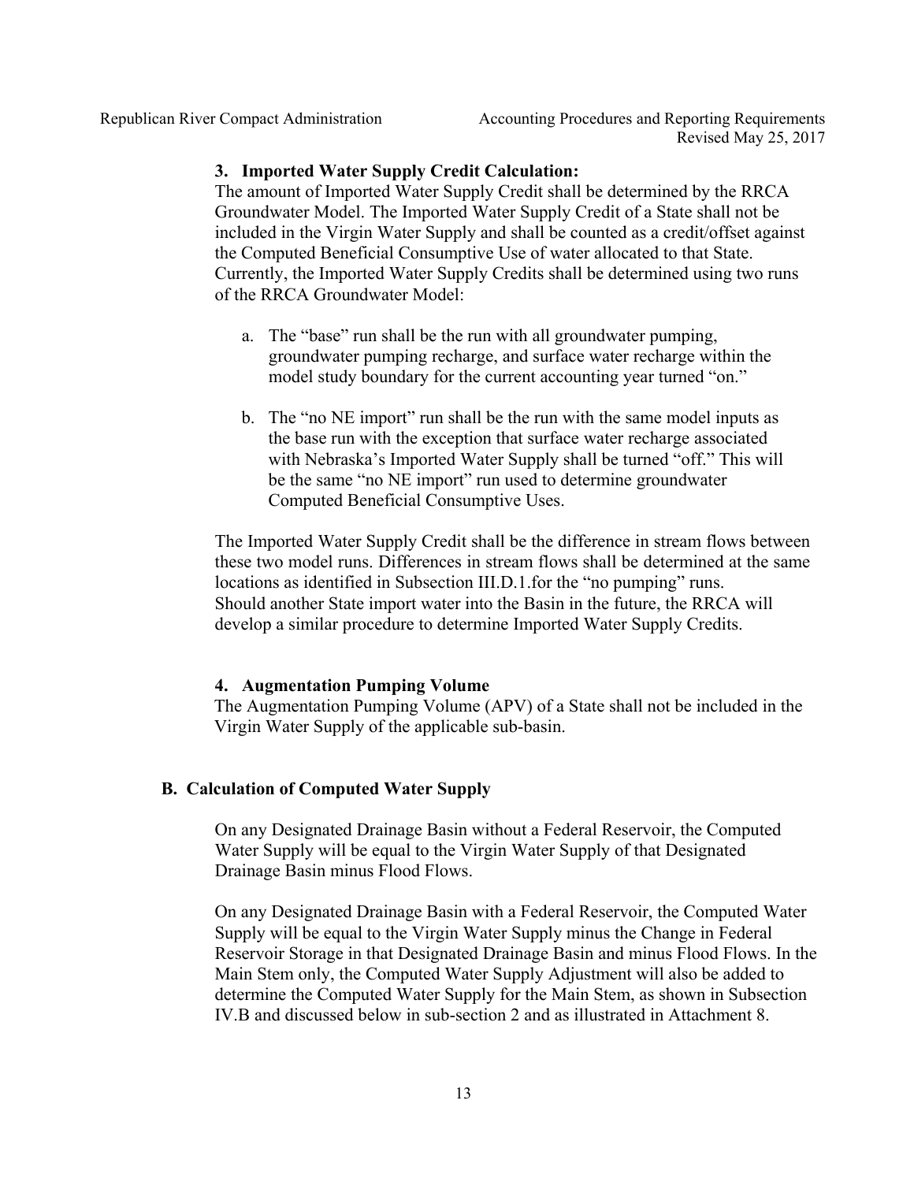### 3. Imported Water Supply Credit Calculation:

The amount of Imported Water Supply Credit shall be determined by the RRCA Groundwater Model. The Imported Water Supply Credit of a State shall not be included in the Virgin Water Supply and shall be counted as a credit/offset against the Computed Beneficial Consumptive Use of water allocated to that State. Currently, the Imported Water Supply Credits shall be determined using two runs of the RRCA Groundwater Model:

a. The "base" run shall be the run with all groundwater pumping, groundwater pumping recharge, and surface water recharge within the model study boundary for the current accounting year turned "on."

b. The "no NE import" run shall be the run with the same model inputs as the base run with the exception that surface water recharge associated with Nebraska's Imported Water Supply shall be turned "off." This will be the same "no NE import" run used to determine groundwater Computed Beneficial Consumptive Uses.

The Imported Water Supply Credit shall be the difference in stream flows between these two model runs. Differences in stream flows shall be determined at the same locations as identified in Subsection III.D.1.for the "no pumping" runs. Should another State import water into the Basin in the future, the RRCA will develop a similar procedure to determine Imported Water Supply Credits.

### 4. Augmentation Pumping Volume

The Augmentation Pumping Volume (APV) of a State shall not be included in the Virgin Water Supply of the applicable sub-basin.

## B. Calculation of Computed Water Supply

On any Designated Drainage Basin without a Federal Reservoir, the Computed Water Supply will be equal to the Virgin Water Supply of that Designated Drainage Basin minus Flood Flows.

On any Designated Drainage Basin with a Federal Reservoir, the Computed Water Supply will be equal to the Virgin Water Supply minus the Change in Federal Reservoir Storage in that Designated Drainage Basin and minus Flood Flows. In the Main Stem only, the Computed Water Supply Adjustment will also be added to determine the Computed Water Supply for the Main Stem, as shown in Subsection IV.B and discussed below in sub-section 2 and as illustrated in Attachment 8.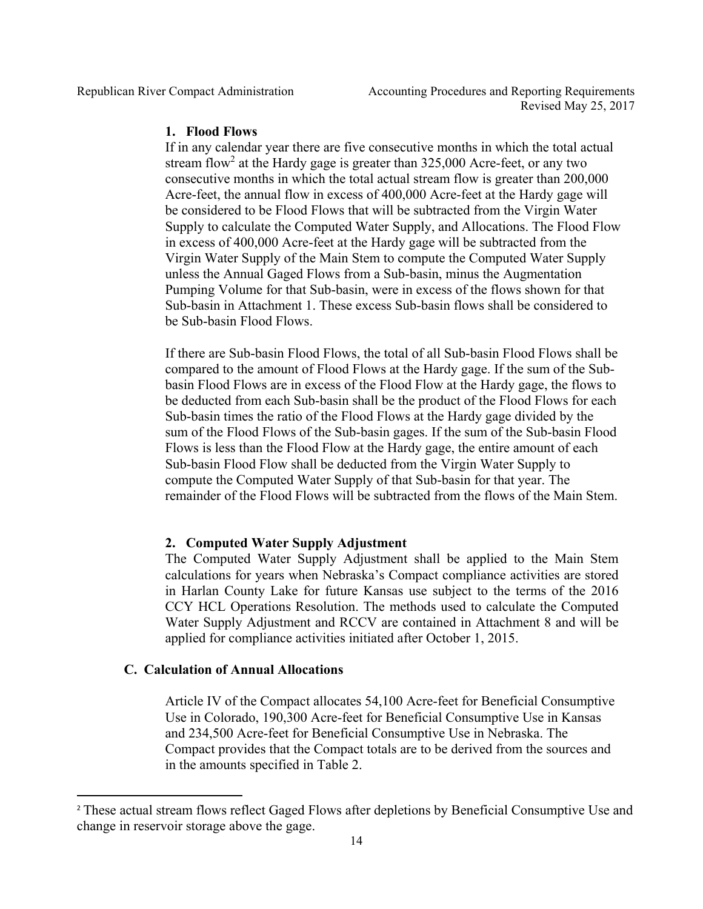### 1. Flood Flows

If in any calendar year there are five consecutive months in which the total actual stream flow[2] at the Hardy gage is greater than 325,000 Acre-feet, or any two consecutive months in which the total actual stream flow is greater than 200,000 Acre-feet, the annual flow in excess of 400,000 Acre-feet at the Hardy gage will be considered to be Flood Flows that will be subtracted from the Virgin Water Supply to calculate the Computed Water Supply, and Allocations. The Flood Flow in excess of 400,000 Acre-feet at the Hardy gage will be subtracted from the Virgin Water Supply of the Main Stem to compute the Computed Water Supply unless the Annual Gaged Flows from a Sub-basin, minus the Augmentation Pumping Volume for that Sub-basin, were in excess of the flows shown for that Sub-basin in Attachment 1. These excess Sub-basin flows shall be considered to be Sub-basin Flood Flows.

If there are Sub-basin Flood Flows, the total of all Sub-basin Flood Flows shall be compared to the amount of Flood Flows at the Hardy gage. If the sum of the Sub-basin Flood Flows are in excess of the Flood Flow at the Hardy gage, the flows to be deducted from each Sub-basin shall be the product of the Flood Flows for each Sub-basin times the ratio of the Flood Flows at the Hardy gage divided by the sum of the Flood Flows of the Sub-basin gages. If the sum of the Sub-basin Flood Flows is less than the Flood Flow at the Hardy gage, the entire amount of each Sub-basin Flood Flow shall be deducted from the Virgin Water Supply to compute the Computed Water Supply of that Sub-basin for that year. The remainder of the Flood Flows will be subtracted from the flows of the Main Stem.

### 2. Computed Water Supply Adjustment

The Computed Water Supply Adjustment shall be applied to the Main Stem calculations for years when Nebraska's Compact compliance activities are stored in Harlan County Lake for future Kansas use subject to the terms of the 2016 CCY HCL Operations Resolution. The methods used to calculate the Computed Water Supply Adjustment and RCCV are contained in Attachment 8 and will be applied for compliance activities initiated after October 1, 2015.

## C. Calculation of Annual Allocations

Article IV of the Compact allocates 54,100 Acre-feet for Beneficial Consumptive Use in Colorado, 190,300 Acre-feet for Beneficial Consumptive Use in Kansas and 234,500 Acre-feet for Beneficial Consumptive Use in Nebraska. The Compact provides that the Compact totals are to be derived from the sources and in the amounts specified in Table 2.

---

[2] These actual stream flows reflect Gaged Flows after depletions by Beneficial Consumptive Use and change in reservoir storage above the gage.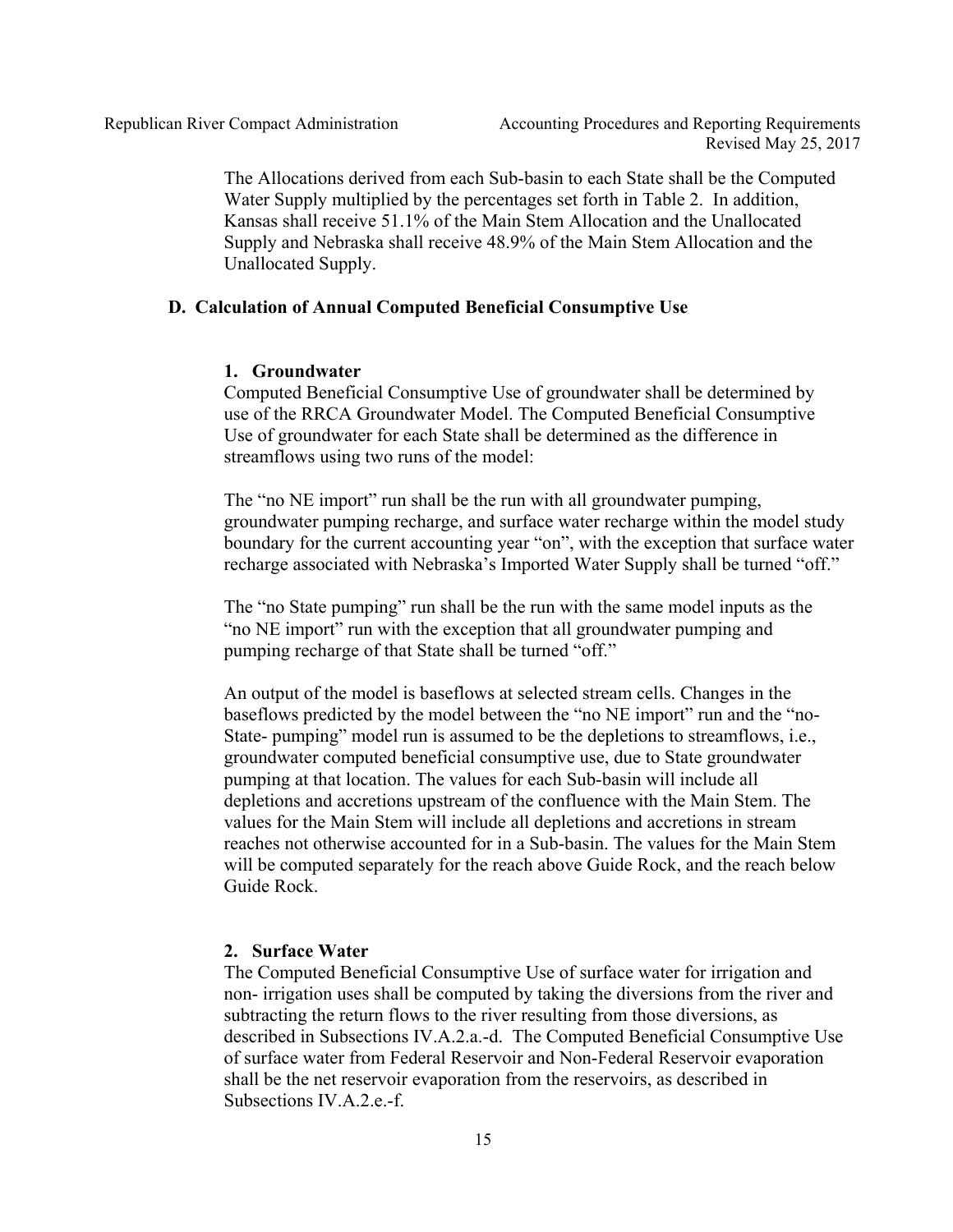The Allocations derived from each Sub-basin to each State shall be the Computed Water Supply multiplied by the percentages set forth in Table 2. In addition, Kansas shall receive 51.1% of the Main Stem Allocation and the Unallocated Supply and Nebraska shall receive 48.9% of the Main Stem Allocation and the Unallocated Supply.

### D. Calculation of Annual Computed Beneficial Consumptive Use

#### 1. Groundwater

Computed Beneficial Consumptive Use of groundwater shall be determined by use of the RRCA Groundwater Model. The Computed Beneficial Consumptive Use of groundwater for each State shall be determined as the difference in streamflows using two runs of the model:

The "no NE import" run shall be the run with all groundwater pumping, groundwater pumping recharge, and surface water recharge within the model study boundary for the current accounting year "on", with the exception that surface water recharge associated with Nebraska's Imported Water Supply shall be turned "off."

The "no State pumping" run shall be the run with the same model inputs as the "no NE import" run with the exception that all groundwater pumping and pumping recharge of that State shall be turned "off."

An output of the model is baseflows at selected stream cells. Changes in the baseflows predicted by the model between the "no NE import" run and the "no-State- pumping" model run is assumed to be the depletions to streamflows, i.e., groundwater computed beneficial consumptive use, due to State groundwater pumping at that location. The values for each Sub-basin will include all depletions and accretions upstream of the confluence with the Main Stem. The values for the Main Stem will include all depletions and accretions in stream reaches not otherwise accounted for in a Sub-basin. The values for the Main Stem will be computed separately for the reach above Guide Rock, and the reach below Guide Rock.

#### 2. Surface Water

The Computed Beneficial Consumptive Use of surface water for irrigation and non- irrigation uses shall be computed by taking the diversions from the river and subtracting the return flows to the river resulting from those diversions, as described in Subsections IV.A.2.a.-d. The Computed Beneficial Consumptive Use of surface water from Federal Reservoir and Non-Federal Reservoir evaporation shall be the net reservoir evaporation from the reservoirs, as described in Subsections IV.A.2.e.-f.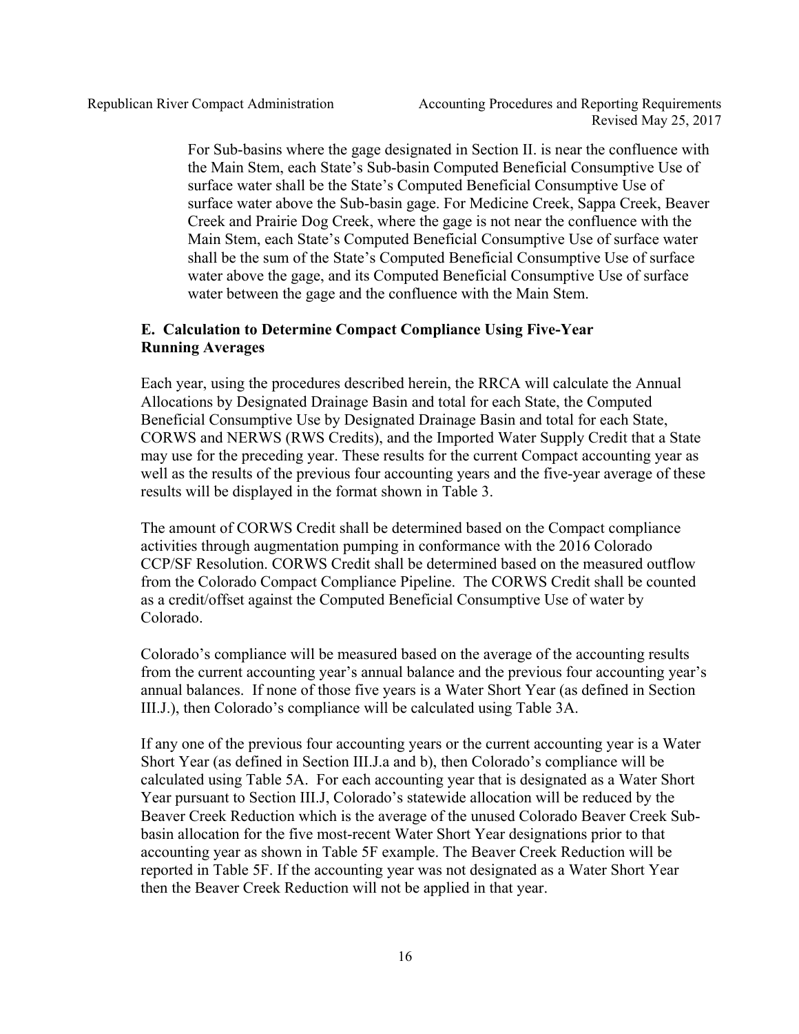For Sub-basins where the gage designated in Section II. is near the confluence with the Main Stem, each State's Sub-basin Computed Beneficial Consumptive Use of surface water shall be the State's Computed Beneficial Consumptive Use of surface water above the Sub-basin gage. For Medicine Creek, Sappa Creek, Beaver Creek and Prairie Dog Creek, where the gage is not near the confluence with the Main Stem, each State's Computed Beneficial Consumptive Use of surface water shall be the sum of the State's Computed Beneficial Consumptive Use of surface water above the gage, and its Computed Beneficial Consumptive Use of surface water between the gage and the confluence with the Main Stem.

### E. Calculation to Determine Compact Compliance Using Five-Year Running Averages

Each year, using the procedures described herein, the RRCA will calculate the Annual Allocations by Designated Drainage Basin and total for each State, the Computed Beneficial Consumptive Use by Designated Drainage Basin and total for each State, CORWS and NERWS (RWS Credits), and the Imported Water Supply Credit that a State may use for the preceding year. These results for the current Compact accounting year as well as the results of the previous four accounting years and the five-year average of these results will be displayed in the format shown in Table 3.

The amount of CORWS Credit shall be determined based on the Compact compliance activities through augmentation pumping in conformance with the 2016 Colorado CCP/SF Resolution. CORWS Credit shall be determined based on the measured outflow from the Colorado Compact Compliance Pipeline. The CORWS Credit shall be counted as a credit/offset against the Computed Beneficial Consumptive Use of water by Colorado.

Colorado's compliance will be measured based on the average of the accounting results from the current accounting year's annual balance and the previous four accounting year's annual balances. If none of those five years is a Water Short Year (as defined in Section III.J.), then Colorado's compliance will be calculated using Table 3A.

If any one of the previous four accounting years or the current accounting year is a Water Short Year (as defined in Section III.J.a and b), then Colorado's compliance will be calculated using Table 5A. For each accounting year that is designated as a Water Short Year pursuant to Section III.J, Colorado's statewide allocation will be reduced by the Beaver Creek Reduction which is the average of the unused Colorado Beaver Creek Sub-basin allocation for the five most-recent Water Short Year designations prior to that accounting year as shown in Table 5F example. The Beaver Creek Reduction will be reported in Table 5F. If the accounting year was not designated as a Water Short Year then the Beaver Creek Reduction will not be applied in that year.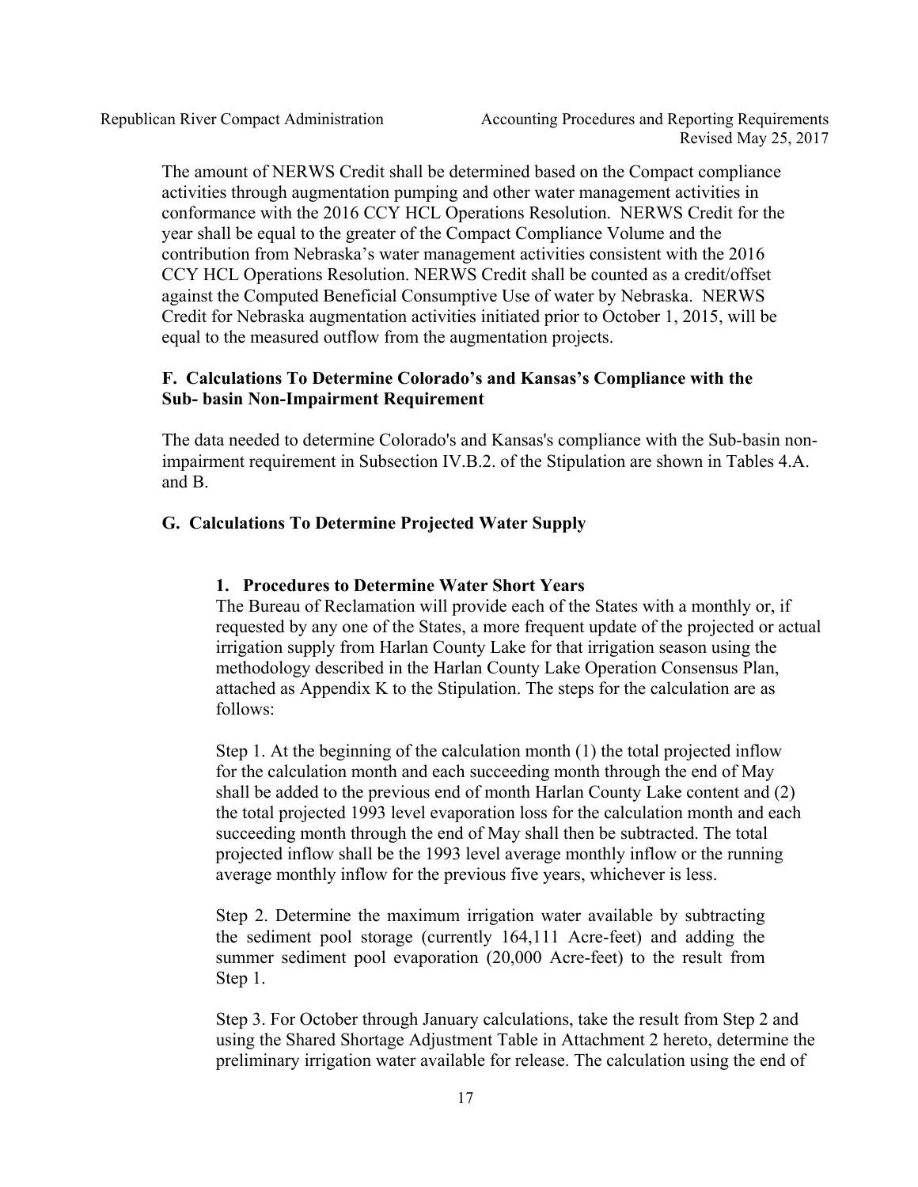The amount of NERWS Credit shall be determined based on the Compact compliance activities through augmentation pumping and other water management activities in conformance with the 2016 CCY HCL Operations Resolution. NERWS Credit for the year shall be equal to the greater of the Compact Compliance Volume and the contribution from Nebraska's water management activities consistent with the 2016 CCY HCL Operations Resolution. NERWS Credit shall be counted as a credit/offset against the Computed Beneficial Consumptive Use of water by Nebraska. NERWS Credit for Nebraska augmentation activities initiated prior to October 1, 2015, will be equal to the measured outflow from the augmentation projects.

### F. Calculations To Determine Colorado's and Kansas's Compliance with the Sub- basin Non-Impairment Requirement

The data needed to determine Colorado's and Kansas's compliance with the Sub-basin non-impairment requirement in Subsection IV.B.2. of the Stipulation are shown in Tables 4.A. and B.

### G. Calculations To Determine Projected Water Supply

#### 1. Procedures to Determine Water Short Years

The Bureau of Reclamation will provide each of the States with a monthly or, if requested by any one of the States, a more frequent update of the projected or actual irrigation supply from Harlan County Lake for that irrigation season using the methodology described in the Harlan County Lake Operation Consensus Plan, attached as Appendix K to the Stipulation. The steps for the calculation are as follows:

Step 1. At the beginning of the calculation month (1) the total projected inflow for the calculation month and each succeeding month through the end of May shall be added to the previous end of month Harlan County Lake content and (2) the total projected 1993 level evaporation loss for the calculation month and each succeeding month through the end of May shall then be subtracted. The total projected inflow shall be the 1993 level average monthly inflow or the running average monthly inflow for the previous five years, whichever is less.

Step 2. Determine the maximum irrigation water available by subtracting the sediment pool storage (currently 164,111 Acre-feet) and adding the summer sediment pool evaporation (20,000 Acre-feet) to the result from Step 1.

Step 3. For October through January calculations, take the result from Step 2 and using the Shared Shortage Adjustment Table in Attachment 2 hereto, determine the preliminary irrigation water available for release. The calculation using the end of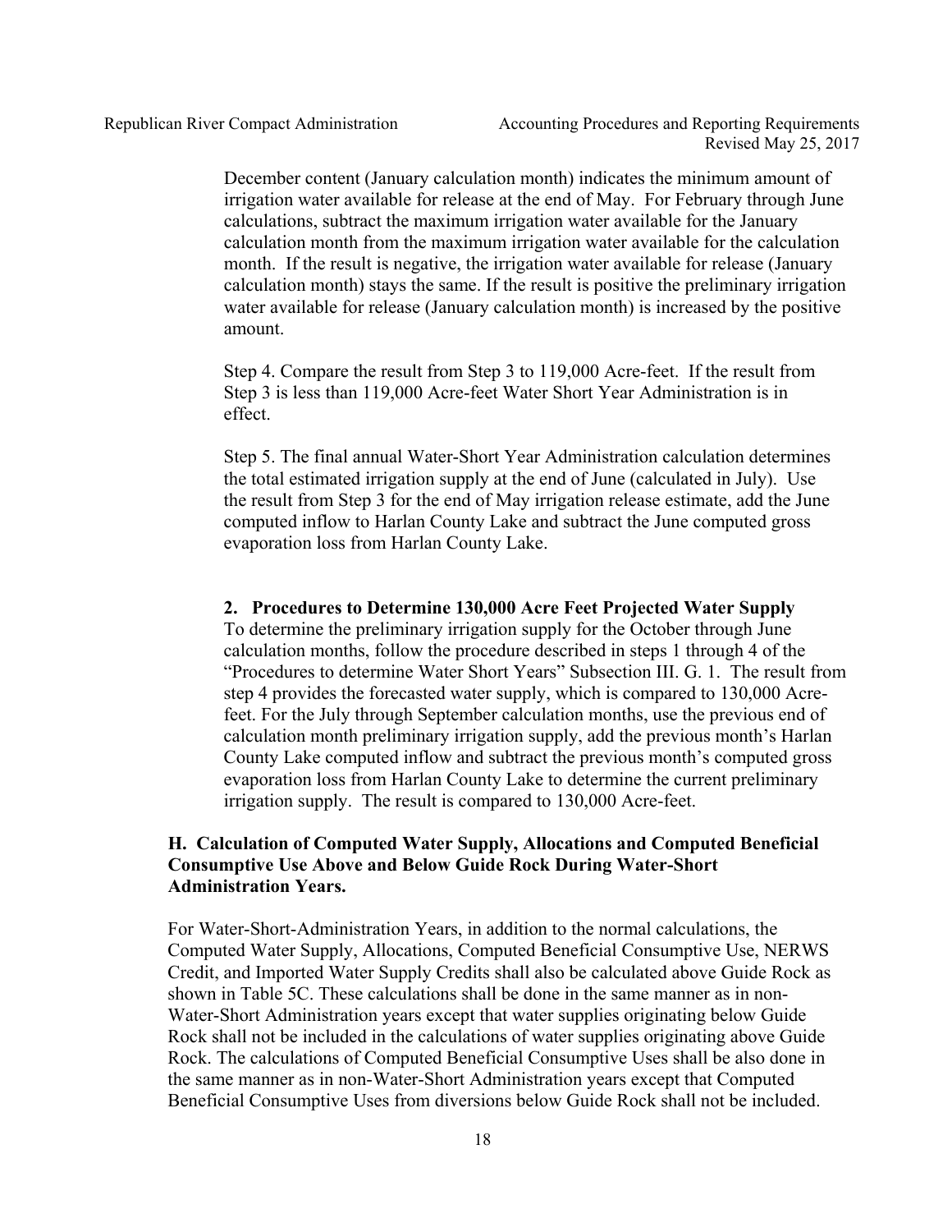December content (January calculation month) indicates the minimum amount of irrigation water available for release at the end of May. For February through June calculations, subtract the maximum irrigation water available for the January calculation month from the maximum irrigation water available for the calculation month. If the result is negative, the irrigation water available for release (January calculation month) stays the same. If the result is positive the preliminary irrigation water available for release (January calculation month) is increased by the positive amount.

Step 4. Compare the result from Step 3 to 119,000 Acre-feet. If the result from Step 3 is less than 119,000 Acre-feet Water Short Year Administration is in effect.

Step 5. The final annual Water-Short Year Administration calculation determines the total estimated irrigation supply at the end of June (calculated in July). Use the result from Step 3 for the end of May irrigation release estimate, add the June computed inflow to Harlan County Lake and subtract the June computed gross evaporation loss from Harlan County Lake.

**2. Procedures to Determine 130,000 Acre Feet Projected Water Supply**

To determine the preliminary irrigation supply for the October through June calculation months, follow the procedure described in steps 1 through 4 of the "Procedures to determine Water Short Years" Subsection III. G. 1. The result from step 4 provides the forecasted water supply, which is compared to 130,000 Acre-feet. For the July through September calculation months, use the previous end of calculation month preliminary irrigation supply, add the previous month's Harlan County Lake computed inflow and subtract the previous month's computed gross evaporation loss from Harlan County Lake to determine the current preliminary irrigation supply. The result is compared to 130,000 Acre-feet.

### H. Calculation of Computed Water Supply, Allocations and Computed Beneficial Consumptive Use Above and Below Guide Rock During Water-Short Administration Years.

For Water-Short-Administration Years, in addition to the normal calculations, the Computed Water Supply, Allocations, Computed Beneficial Consumptive Use, NERWS Credit, and Imported Water Supply Credits shall also be calculated above Guide Rock as shown in Table 5C. These calculations shall be done in the same manner as in non-Water-Short Administration years except that water supplies originating below Guide Rock shall not be included in the calculations of water supplies originating above Guide Rock. The calculations of Computed Beneficial Consumptive Uses shall be also done in the same manner as in non-Water-Short Administration years except that Computed Beneficial Consumptive Uses from diversions below Guide Rock shall not be included.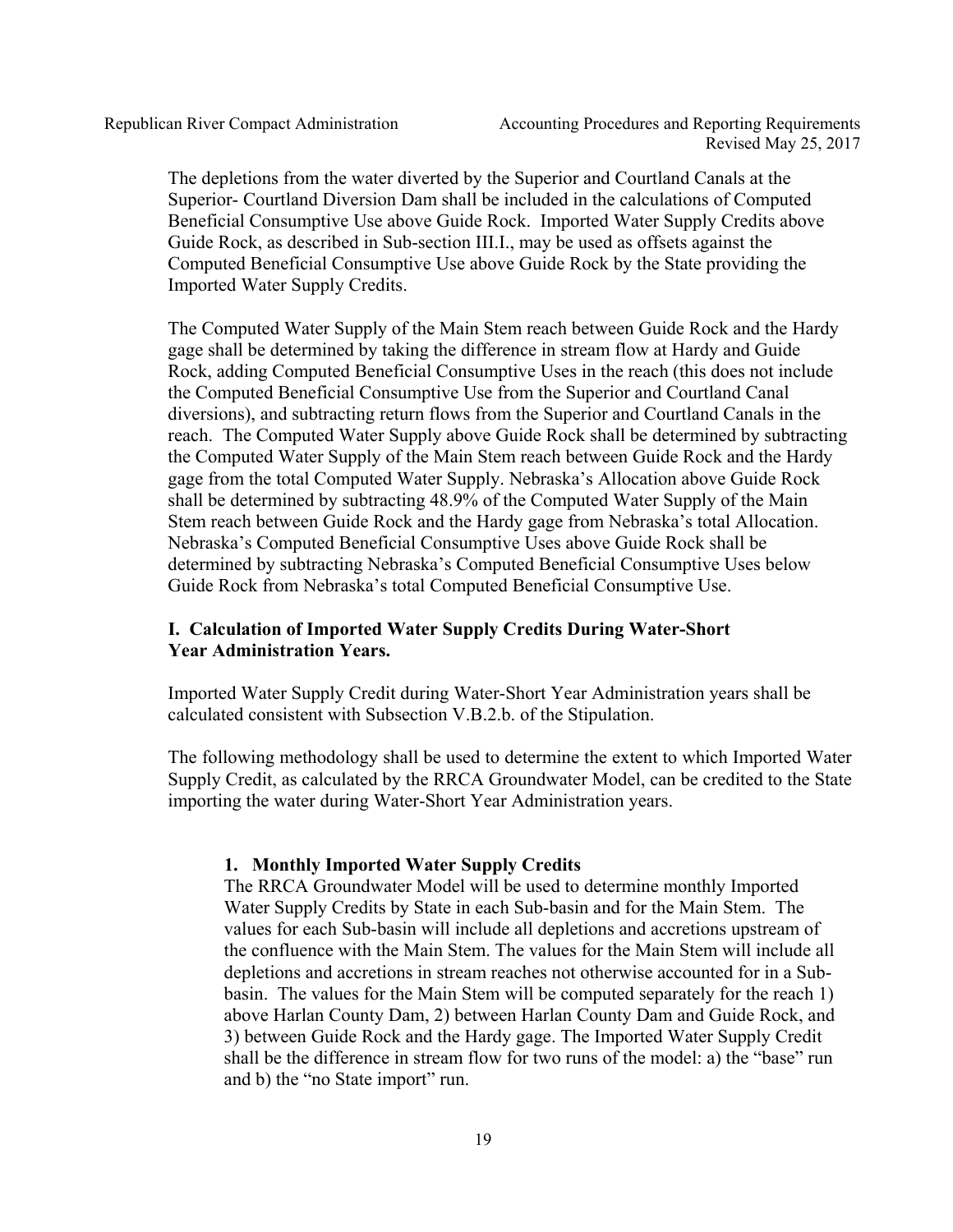The depletions from the water diverted by the Superior and Courtland Canals at the Superior- Courtland Diversion Dam shall be included in the calculations of Computed Beneficial Consumptive Use above Guide Rock. Imported Water Supply Credits above Guide Rock, as described in Sub-section III.I., may be used as offsets against the Computed Beneficial Consumptive Use above Guide Rock by the State providing the Imported Water Supply Credits.

The Computed Water Supply of the Main Stem reach between Guide Rock and the Hardy gage shall be determined by taking the difference in stream flow at Hardy and Guide Rock, adding Computed Beneficial Consumptive Uses in the reach (this does not include the Computed Beneficial Consumptive Use from the Superior and Courtland Canal diversions), and subtracting return flows from the Superior and Courtland Canals in the reach. The Computed Water Supply above Guide Rock shall be determined by subtracting the Computed Water Supply of the Main Stem reach between Guide Rock and the Hardy gage from the total Computed Water Supply. Nebraska's Allocation above Guide Rock shall be determined by subtracting 48.9% of the Computed Water Supply of the Main Stem reach between Guide Rock and the Hardy gage from Nebraska's total Allocation. Nebraska's Computed Beneficial Consumptive Uses above Guide Rock shall be determined by subtracting Nebraska's Computed Beneficial Consumptive Uses below Guide Rock from Nebraska's total Computed Beneficial Consumptive Use.

### I. Calculation of Imported Water Supply Credits During Water-Short Year Administration Years.

Imported Water Supply Credit during Water-Short Year Administration years shall be calculated consistent with Subsection V.B.2.b. of the Stipulation.

The following methodology shall be used to determine the extent to which Imported Water Supply Credit, as calculated by the RRCA Groundwater Model, can be credited to the State importing the water during Water-Short Year Administration years.

#### 1. Monthly Imported Water Supply Credits

The RRCA Groundwater Model will be used to determine monthly Imported Water Supply Credits by State in each Sub-basin and for the Main Stem. The values for each Sub-basin will include all depletions and accretions upstream of the confluence with the Main Stem. The values for the Main Stem will include all depletions and accretions in stream reaches not otherwise accounted for in a Sub-basin. The values for the Main Stem will be computed separately for the reach 1) above Harlan County Dam, 2) between Harlan County Dam and Guide Rock, and 3) between Guide Rock and the Hardy gage. The Imported Water Supply Credit shall be the difference in stream flow for two runs of the model: a) the "base" run and b) the "no State import" run.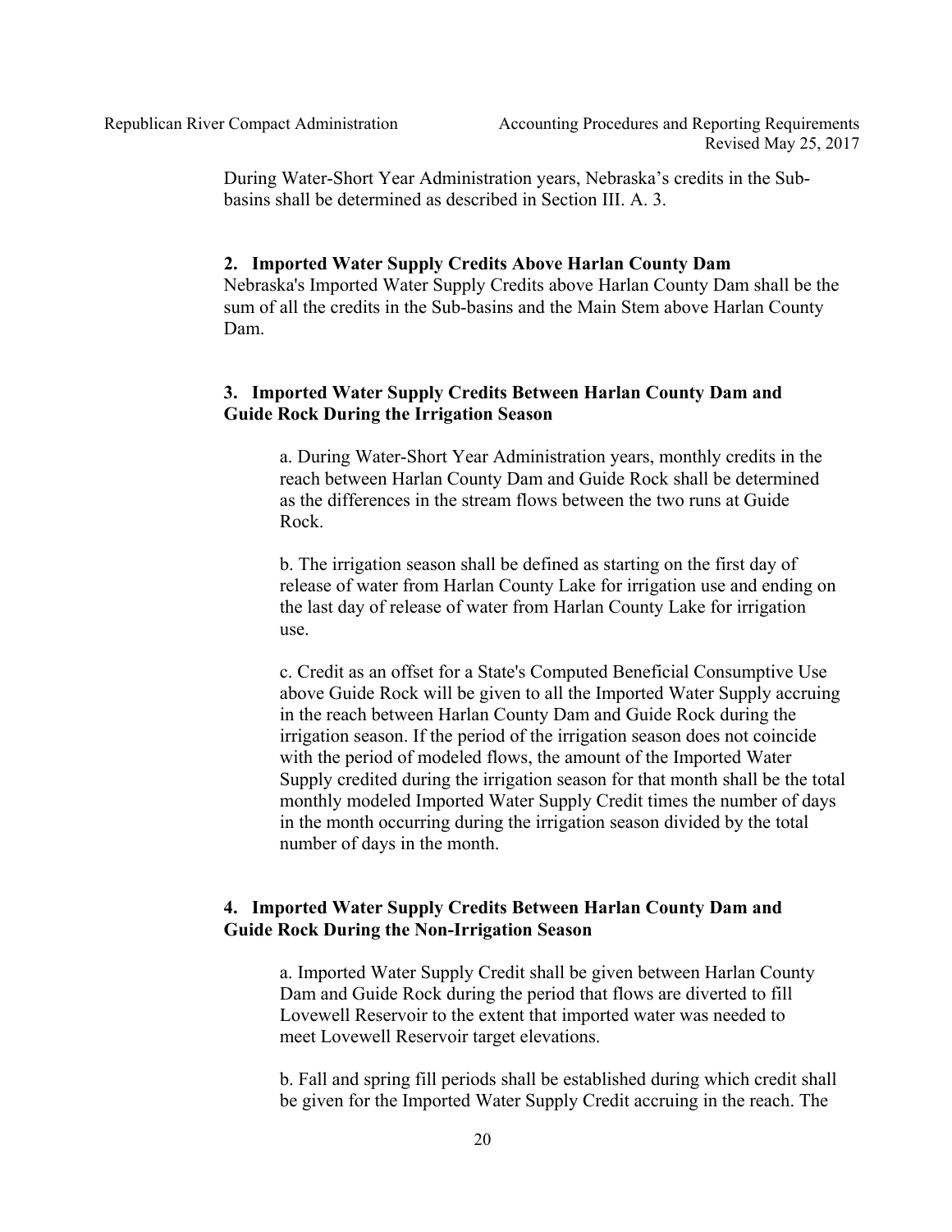During Water-Short Year Administration years, Nebraska's credits in the Sub-basins shall be determined as described in Section III. A. 3.

**2. Imported Water Supply Credits Above Harlan County Dam**

Nebraska's Imported Water Supply Credits above Harlan County Dam shall be the sum of all the credits in the Sub-basins and the Main Stem above Harlan County Dam.

**3. Imported Water Supply Credits Between Harlan County Dam and Guide Rock During the Irrigation Season**

a. During Water-Short Year Administration years, monthly credits in the reach between Harlan County Dam and Guide Rock shall be determined as the differences in the stream flows between the two runs at Guide Rock.

b. The irrigation season shall be defined as starting on the first day of release of water from Harlan County Lake for irrigation use and ending on the last day of release of water from Harlan County Lake for irrigation use.

c. Credit as an offset for a State's Computed Beneficial Consumptive Use above Guide Rock will be given to all the Imported Water Supply accruing in the reach between Harlan County Dam and Guide Rock during the irrigation season. If the period of the irrigation season does not coincide with the period of modeled flows, the amount of the Imported Water Supply credited during the irrigation season for that month shall be the total monthly modeled Imported Water Supply Credit times the number of days in the month occurring during the irrigation season divided by the total number of days in the month.

**4. Imported Water Supply Credits Between Harlan County Dam and Guide Rock During the Non-Irrigation Season**

a. Imported Water Supply Credit shall be given between Harlan County Dam and Guide Rock during the period that flows are diverted to fill Lovewell Reservoir to the extent that imported water was needed to meet Lovewell Reservoir target elevations.

b. Fall and spring fill periods shall be established during which credit shall be given for the Imported Water Supply Credit accruing in the reach. The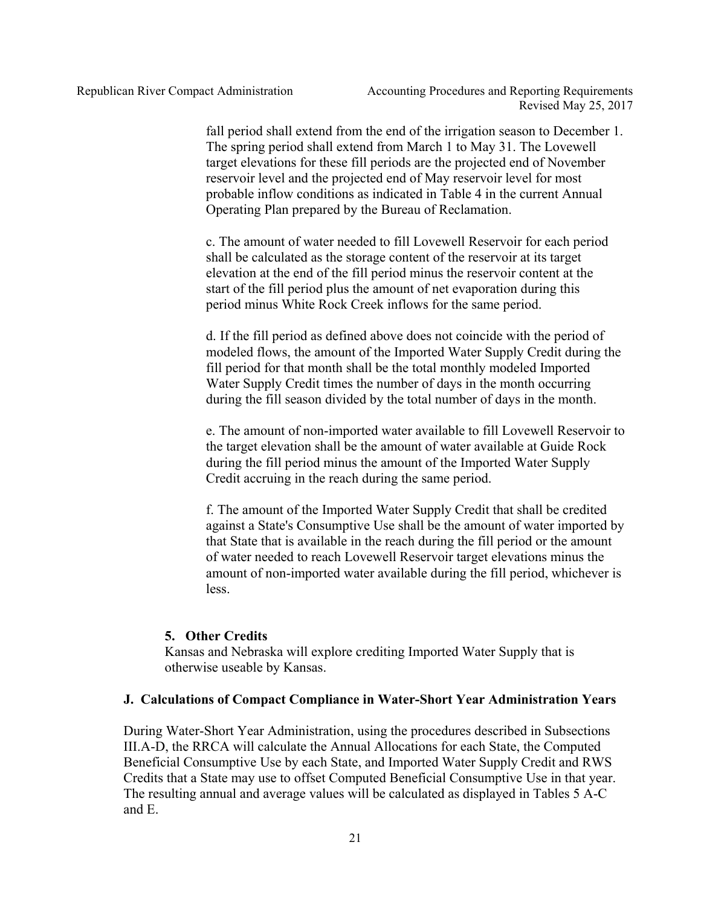fall period shall extend from the end of the irrigation season to December 1. The spring period shall extend from March 1 to May 31. The Lovewell target elevations for these fill periods are the projected end of November reservoir level and the projected end of May reservoir level for most probable inflow conditions as indicated in Table 4 in the current Annual Operating Plan prepared by the Bureau of Reclamation.

c. The amount of water needed to fill Lovewell Reservoir for each period shall be calculated as the storage content of the reservoir at its target elevation at the end of the fill period minus the reservoir content at the start of the fill period plus the amount of net evaporation during this period minus White Rock Creek inflows for the same period.

d. If the fill period as defined above does not coincide with the period of modeled flows, the amount of the Imported Water Supply Credit during the fill period for that month shall be the total monthly modeled Imported Water Supply Credit times the number of days in the month occurring during the fill season divided by the total number of days in the month.

e. The amount of non-imported water available to fill Lovewell Reservoir to the target elevation shall be the amount of water available at Guide Rock during the fill period minus the amount of the Imported Water Supply Credit accruing in the reach during the same period.

f. The amount of the Imported Water Supply Credit that shall be credited against a State's Consumptive Use shall be the amount of water imported by that State that is available in the reach during the fill period or the amount of water needed to reach Lovewell Reservoir target elevations minus the amount of non-imported water available during the fill period, whichever is less.

### 5. Other Credits

Kansas and Nebraska will explore crediting Imported Water Supply that is otherwise useable by Kansas.

## J. Calculations of Compact Compliance in Water-Short Year Administration Years

During Water-Short Year Administration, using the procedures described in Subsections III.A-D, the RRCA will calculate the Annual Allocations for each State, the Computed Beneficial Consumptive Use by each State, and Imported Water Supply Credit and RWS Credits that a State may use to offset Computed Beneficial Consumptive Use in that year. The resulting annual and average values will be calculated as displayed in Tables 5 A-C and E.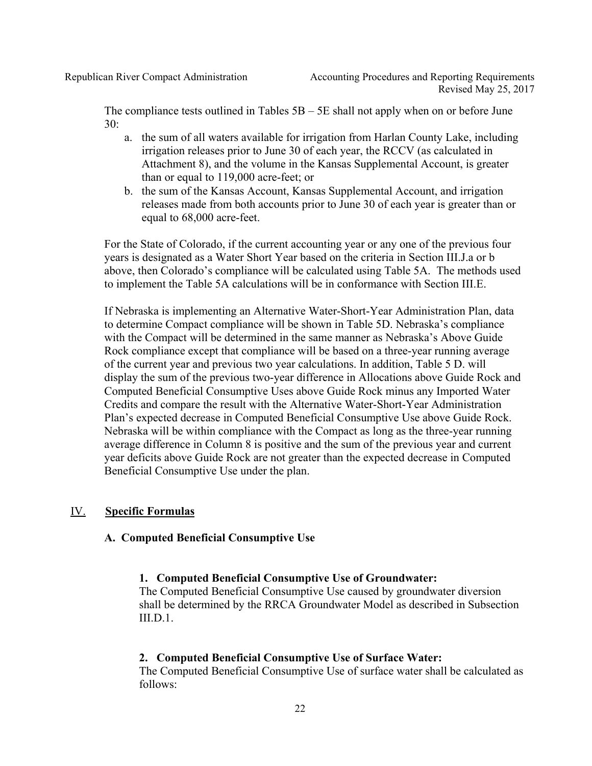The compliance tests outlined in Tables 5B – 5E shall not apply when on or before June 30:

a. the sum of all waters available for irrigation from Harlan County Lake, including irrigation releases prior to June 30 of each year, the RCCV (as calculated in Attachment 8), and the volume in the Kansas Supplemental Account, is greater than or equal to 119,000 acre-feet; or
b. the sum of the Kansas Account, Kansas Supplemental Account, and irrigation releases made from both accounts prior to June 30 of each year is greater than or equal to 68,000 acre-feet.

For the State of Colorado, if the current accounting year or any one of the previous four years is designated as a Water Short Year based on the criteria in Section III.J.a or b above, then Colorado's compliance will be calculated using Table 5A. The methods used to implement the Table 5A calculations will be in conformance with Section III.E.

If Nebraska is implementing an Alternative Water-Short-Year Administration Plan, data to determine Compact compliance will be shown in Table 5D. Nebraska's compliance with the Compact will be determined in the same manner as Nebraska's Above Guide Rock compliance except that compliance will be based on a three-year running average of the current year and previous two year calculations. In addition, Table 5 D. will display the sum of the previous two-year difference in Allocations above Guide Rock and Computed Beneficial Consumptive Uses above Guide Rock minus any Imported Water Credits and compare the result with the Alternative Water-Short-Year Administration Plan's expected decrease in Computed Beneficial Consumptive Use above Guide Rock. Nebraska will be within compliance with the Compact as long as the three-year running average difference in Column 8 is positive and the sum of the previous year and current year deficits above Guide Rock are not greater than the expected decrease in Computed Beneficial Consumptive Use under the plan.

## IV. Specific Formulas

### A. Computed Beneficial Consumptive Use

#### 1. Computed Beneficial Consumptive Use of Groundwater:

The Computed Beneficial Consumptive Use caused by groundwater diversion shall be determined by the RRCA Groundwater Model as described in Subsection III.D.1.

#### 2. Computed Beneficial Consumptive Use of Surface Water:

The Computed Beneficial Consumptive Use of surface water shall be calculated as follows: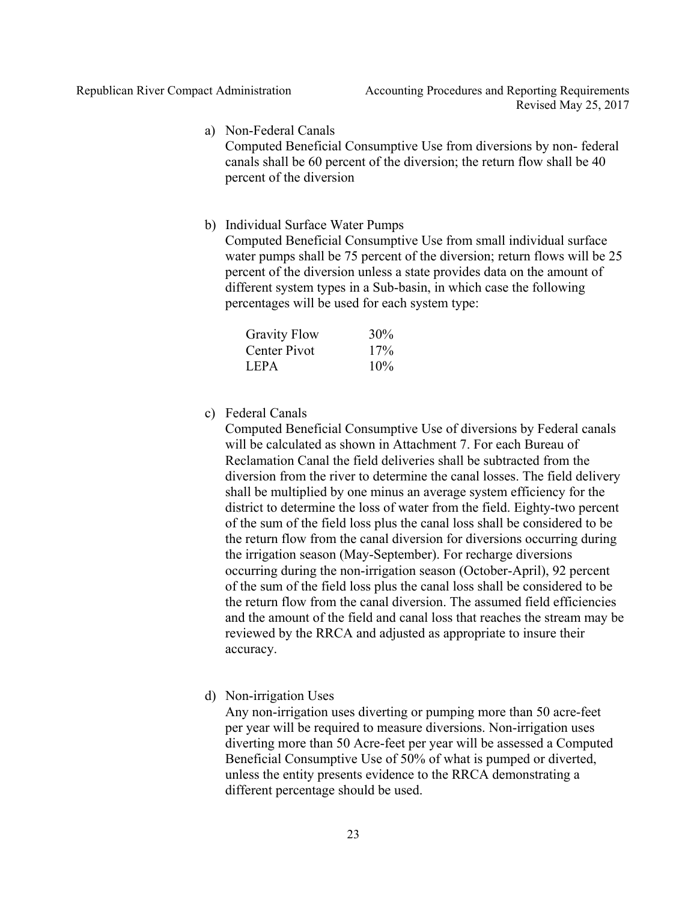a) Non-Federal Canals

   Computed Beneficial Consumptive Use from diversions by non- federal canals shall be 60 percent of the diversion; the return flow shall be 40 percent of the diversion

b) Individual Surface Water Pumps

   Computed Beneficial Consumptive Use from small individual surface water pumps shall be 75 percent of the diversion; return flows will be 25 percent of the diversion unless a state provides data on the amount of different system types in a Sub-basin, in which case the following percentages will be used for each system type:

| | |
|---|---|
| Gravity Flow | 30% |
| Center Pivot | 17% |
| LEPA | 10% |

c) Federal Canals

   Computed Beneficial Consumptive Use of diversions by Federal canals will be calculated as shown in Attachment 7. For each Bureau of Reclamation Canal the field deliveries shall be subtracted from the diversion from the river to determine the canal losses. The field delivery shall be multiplied by one minus an average system efficiency for the district to determine the loss of water from the field. Eighty-two percent of the sum of the field loss plus the canal loss shall be considered to be the return flow from the canal diversion for diversions occurring during the irrigation season (May-September). For recharge diversions occurring during the non-irrigation season (October-April), 92 percent of the sum of the field loss plus the canal loss shall be considered to be the return flow from the canal diversion. The assumed field efficiencies and the amount of the field and canal loss that reaches the stream may be reviewed by the RRCA and adjusted as appropriate to insure their accuracy.

d) Non-irrigation Uses

   Any non-irrigation uses diverting or pumping more than 50 acre-feet per year will be required to measure diversions. Non-irrigation uses diverting more than 50 Acre-feet per year will be assessed a Computed Beneficial Consumptive Use of 50% of what is pumped or diverted, unless the entity presents evidence to the RRCA demonstrating a different percentage should be used.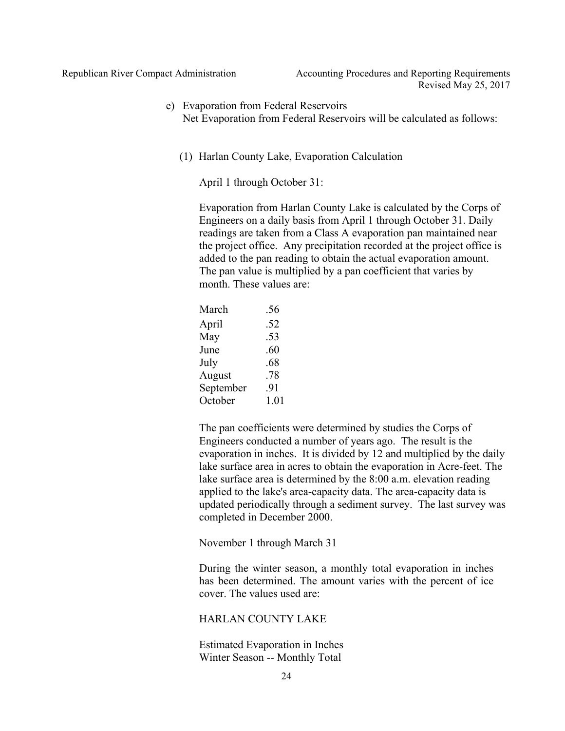e) Evaporation from Federal Reservoirs
   Net Evaporation from Federal Reservoirs will be calculated as follows:

   (1) Harlan County Lake, Evaporation Calculation

   April 1 through October 31:

   Evaporation from Harlan County Lake is calculated by the Corps of Engineers on a daily basis from April 1 through October 31. Daily readings are taken from a Class A evaporation pan maintained near the project office. Any precipitation recorded at the project office is added to the pan reading to obtain the actual evaporation amount. The pan value is multiplied by a pan coefficient that varies by month. These values are:

| | |
|---|---|
| March | .56 |
| April | .52 |
| May | .53 |
| June | .60 |
| July | .68 |
| August | .78 |
| September | .91 |
| October | 1.01 |

   The pan coefficients were determined by studies the Corps of Engineers conducted a number of years ago. The result is the evaporation in inches. It is divided by 12 and multiplied by the daily lake surface area in acres to obtain the evaporation in Acre-feet. The lake surface area is determined by the 8:00 a.m. elevation reading applied to the lake's area-capacity data. The area-capacity data is updated periodically through a sediment survey. The last survey was completed in December 2000.

   November 1 through March 31

   During the winter season, a monthly total evaporation in inches has been determined. The amount varies with the percent of ice cover. The values used are:

   HARLAN COUNTY LAKE

   Estimated Evaporation in Inches
   Winter Season -- Monthly Total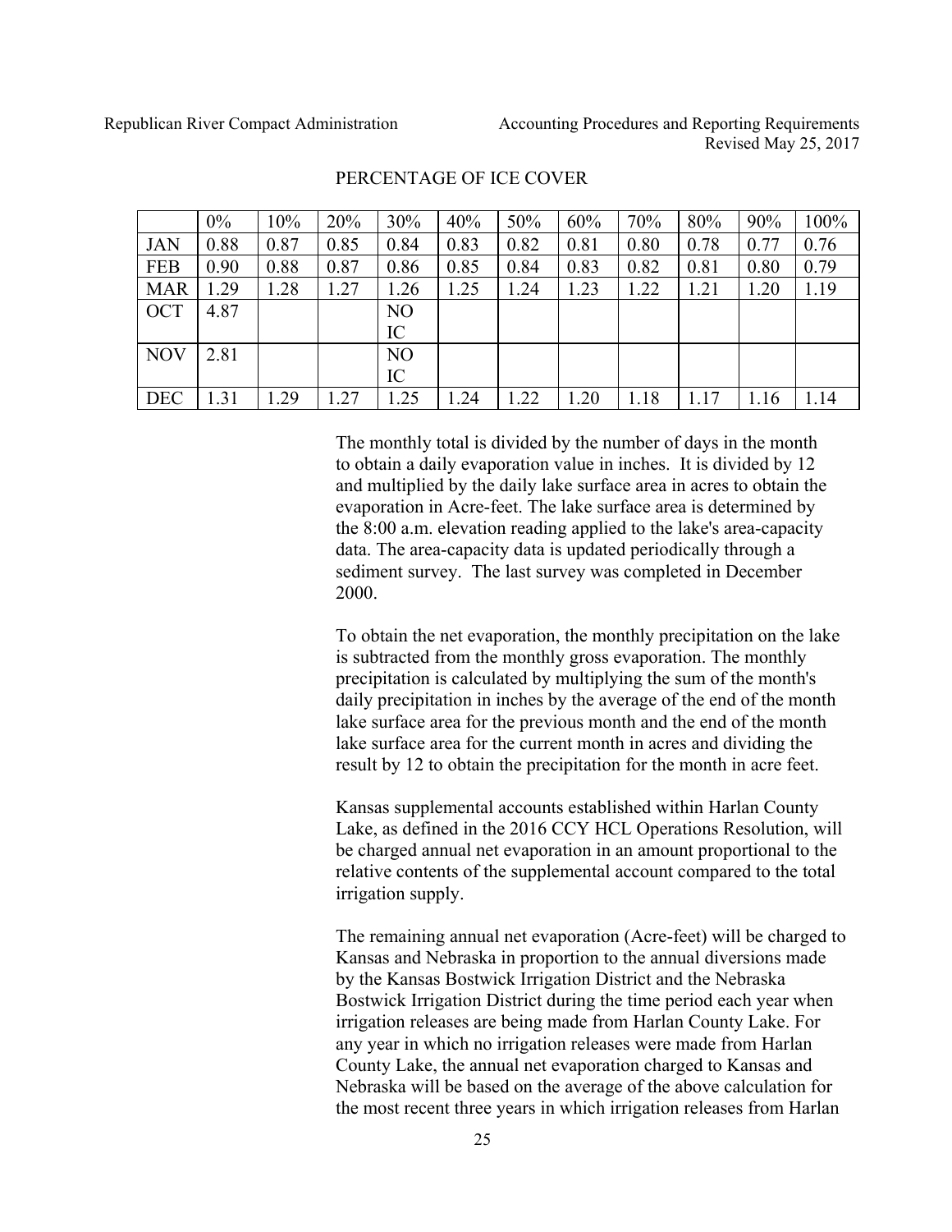PERCENTAGE OF ICE COVER

| | 0% | 10% | 20% | 30% | 40% | 50% | 60% | 70% | 80% | 90% | 100% |
|---|---|---|---|---|---|---|---|---|---|---|---|
| JAN | 0.88 | 0.87 | 0.85 | 0.84 | 0.83 | 0.82 | 0.81 | 0.80 | 0.78 | 0.77 | 0.76 |
| FEB | 0.90 | 0.88 | 0.87 | 0.86 | 0.85 | 0.84 | 0.83 | 0.82 | 0.81 | 0.80 | 0.79 |
| MAR | 1.29 | 1.28 | 1.27 | 1.26 | 1.25 | 1.24 | 1.23 | 1.22 | 1.21 | 1.20 | 1.19 |
| OCT | 4.87 | | | NO IC | | | | | | | |
| NOV | 2.81 | | | NO IC | | | | | | | |
| DEC | 1.31 | 1.29 | 1.27 | 1.25 | 1.24 | 1.22 | 1.20 | 1.18 | 1.17 | 1.16 | 1.14 |

The monthly total is divided by the number of days in the month to obtain a daily evaporation value in inches. It is divided by 12 and multiplied by the daily lake surface area in acres to obtain the evaporation in Acre-feet. The lake surface area is determined by the 8:00 a.m. elevation reading applied to the lake's area-capacity data. The area-capacity data is updated periodically through a sediment survey. The last survey was completed in December 2000.

To obtain the net evaporation, the monthly precipitation on the lake is subtracted from the monthly gross evaporation. The monthly precipitation is calculated by multiplying the sum of the month's daily precipitation in inches by the average of the end of the month lake surface area for the previous month and the end of the month lake surface area for the current month in acres and dividing the result by 12 to obtain the precipitation for the month in acre feet.

Kansas supplemental accounts established within Harlan County Lake, as defined in the 2016 CCY HCL Operations Resolution, will be charged annual net evaporation in an amount proportional to the relative contents of the supplemental account compared to the total irrigation supply.

The remaining annual net evaporation (Acre-feet) will be charged to Kansas and Nebraska in proportion to the annual diversions made by the Kansas Bostwick Irrigation District and the Nebraska Bostwick Irrigation District during the time period each year when irrigation releases are being made from Harlan County Lake. For any year in which no irrigation releases were made from Harlan County Lake, the annual net evaporation charged to Kansas and Nebraska will be based on the average of the above calculation for the most recent three years in which irrigation releases from Harlan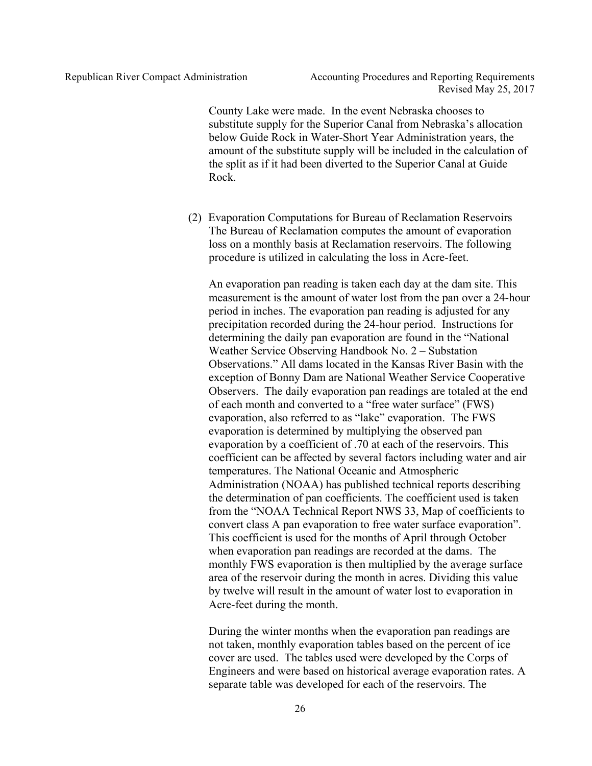County Lake were made. In the event Nebraska chooses to substitute supply for the Superior Canal from Nebraska's allocation below Guide Rock in Water-Short Year Administration years, the amount of the substitute supply will be included in the calculation of the split as if it had been diverted to the Superior Canal at Guide Rock.

(2) Evaporation Computations for Bureau of Reclamation Reservoirs
The Bureau of Reclamation computes the amount of evaporation loss on a monthly basis at Reclamation reservoirs. The following procedure is utilized in calculating the loss in Acre-feet.

An evaporation pan reading is taken each day at the dam site. This measurement is the amount of water lost from the pan over a 24-hour period in inches. The evaporation pan reading is adjusted for any precipitation recorded during the 24-hour period. Instructions for determining the daily pan evaporation are found in the "National Weather Service Observing Handbook No. 2 – Substation Observations." All dams located in the Kansas River Basin with the exception of Bonny Dam are National Weather Service Cooperative Observers. The daily evaporation pan readings are totaled at the end of each month and converted to a "free water surface" (FWS) evaporation, also referred to as "lake" evaporation. The FWS evaporation is determined by multiplying the observed pan evaporation by a coefficient of .70 at each of the reservoirs. This coefficient can be affected by several factors including water and air temperatures. The National Oceanic and Atmospheric Administration (NOAA) has published technical reports describing the determination of pan coefficients. The coefficient used is taken from the "NOAA Technical Report NWS 33, Map of coefficients to convert class A pan evaporation to free water surface evaporation". This coefficient is used for the months of April through October when evaporation pan readings are recorded at the dams. The monthly FWS evaporation is then multiplied by the average surface area of the reservoir during the month in acres. Dividing this value by twelve will result in the amount of water lost to evaporation in Acre-feet during the month.

During the winter months when the evaporation pan readings are not taken, monthly evaporation tables based on the percent of ice cover are used. The tables used were developed by the Corps of Engineers and were based on historical average evaporation rates. A separate table was developed for each of the reservoirs. The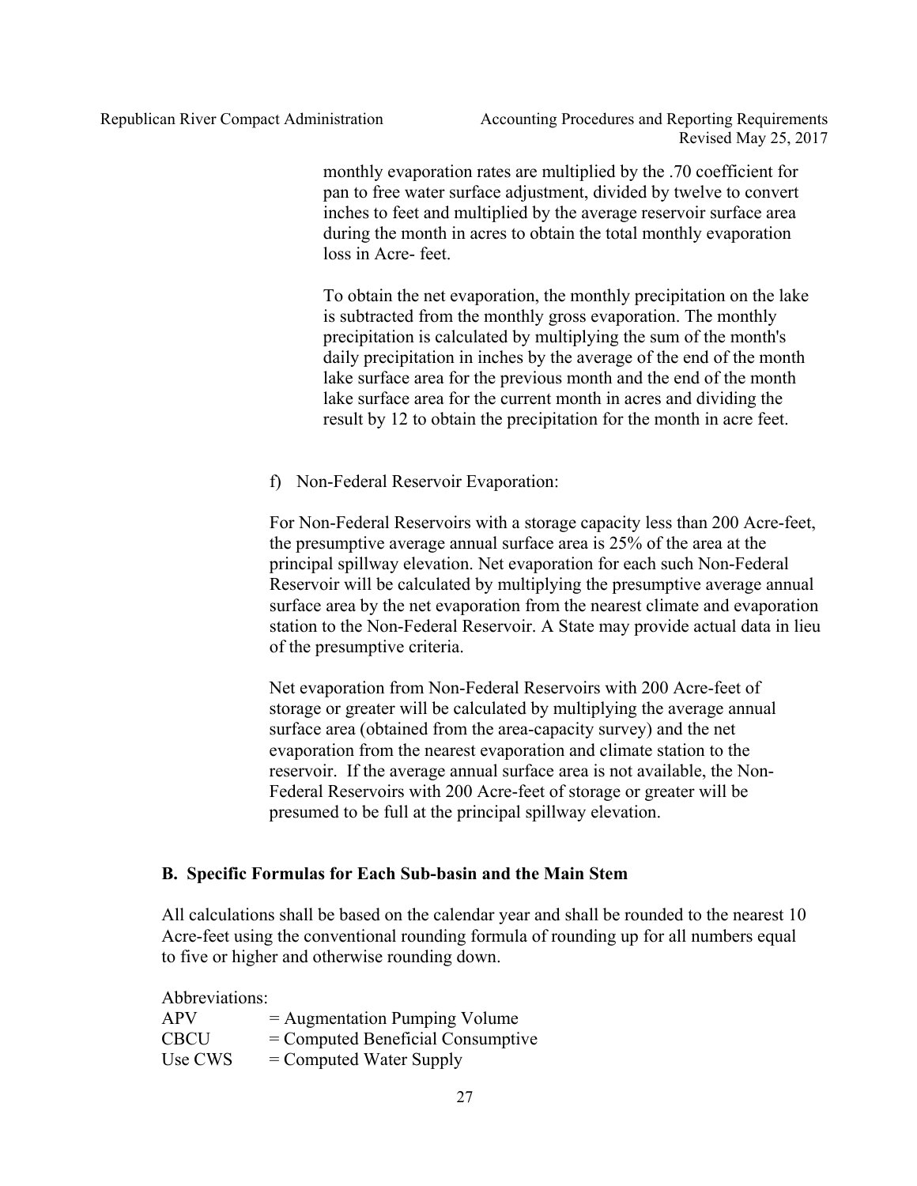monthly evaporation rates are multiplied by the .70 coefficient for pan to free water surface adjustment, divided by twelve to convert inches to feet and multiplied by the average reservoir surface area during the month in acres to obtain the total monthly evaporation loss in Acre- feet.

To obtain the net evaporation, the monthly precipitation on the lake is subtracted from the monthly gross evaporation. The monthly precipitation is calculated by multiplying the sum of the month's daily precipitation in inches by the average of the end of the month lake surface area for the previous month and the end of the month lake surface area for the current month in acres and dividing the result by 12 to obtain the precipitation for the month in acre feet.

f) Non-Federal Reservoir Evaporation:

For Non-Federal Reservoirs with a storage capacity less than 200 Acre-feet, the presumptive average annual surface area is 25% of the area at the principal spillway elevation. Net evaporation for each such Non-Federal Reservoir will be calculated by multiplying the presumptive average annual surface area by the net evaporation from the nearest climate and evaporation station to the Non-Federal Reservoir. A State may provide actual data in lieu of the presumptive criteria.

Net evaporation from Non-Federal Reservoirs with 200 Acre-feet of storage or greater will be calculated by multiplying the average annual surface area (obtained from the area-capacity survey) and the net evaporation from the nearest evaporation and climate station to the reservoir. If the average annual surface area is not available, the Non-Federal Reservoirs with 200 Acre-feet of storage or greater will be presumed to be full at the principal spillway elevation.

## B. Specific Formulas for Each Sub-basin and the Main Stem

All calculations shall be based on the calendar year and shall be rounded to the nearest 10 Acre-feet using the conventional rounding formula of rounding up for all numbers equal to five or higher and otherwise rounding down.

Abbreviations:

| | |
|---|---|
| APV | = Augmentation Pumping Volume |
| CBCU | = Computed Beneficial Consumptive |
| Use CWS | = Computed Water Supply |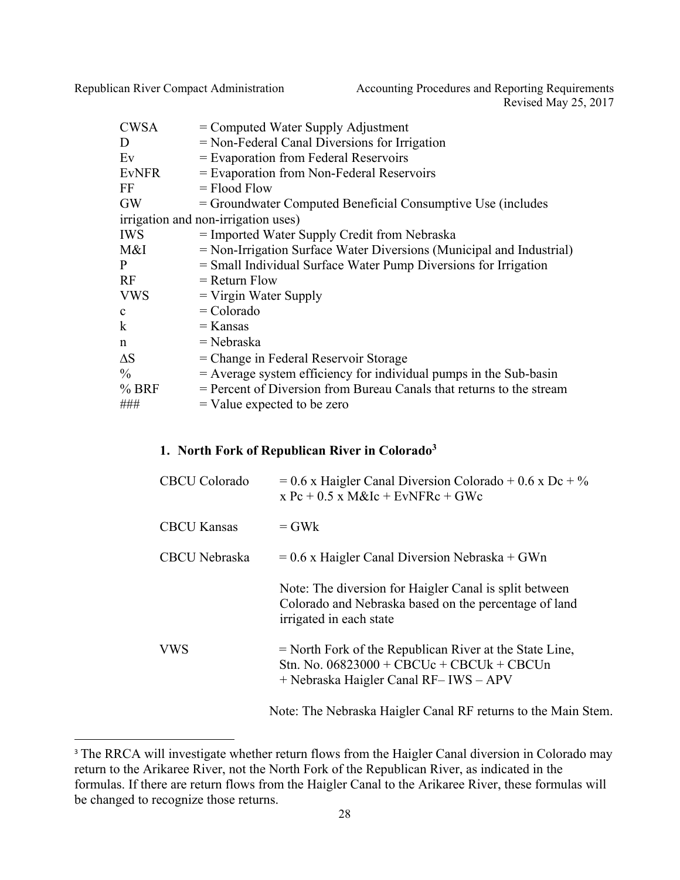| | |
|---|---|
| CWSA | = Computed Water Supply Adjustment |
| D | = Non-Federal Canal Diversions for Irrigation |
| Ev | = Evaporation from Federal Reservoirs |
| EvNFR | = Evaporation from Non-Federal Reservoirs |
| FF | = Flood Flow |
| GW | = Groundwater Computed Beneficial Consumptive Use (includes irrigation and non-irrigation uses) |
| IWS | = Imported Water Supply Credit from Nebraska |
| M&I | = Non-Irrigation Surface Water Diversions (Municipal and Industrial) |
| P | = Small Individual Surface Water Pump Diversions for Irrigation |
| RF | = Return Flow |
| VWS | = Virgin Water Supply |
| c | = Colorado |
| k | = Kansas |
| n | = Nebraska |
| ΔS | = Change in Federal Reservoir Storage |
| % | = Average system efficiency for individual pumps in the Sub-basin |
| % BRF | = Percent of Diversion from Bureau Canals that returns to the stream |
| ### | = Value expected to be zero |

## 1. North Fork of Republican River in Colorado[3]

| | |
|---|---|
| CBCU Colorado | = 0.6 x Haigler Canal Diversion Colorado + 0.6 x Dc + % x Pc + 0.5 x M&Ic + EvNFRc + GWc |
| CBCU Kansas | = GWk |
| CBCU Nebraska | = 0.6 x Haigler Canal Diversion Nebraska + GWn |
| | Note: The diversion for Haigler Canal is split between Colorado and Nebraska based on the percentage of land irrigated in each state |
| VWS | = North Fork of the Republican River at the State Line, Stn. No. 06823000 + CBCUc + CBCUk + CBCUn + Nebraska Haigler Canal RF– IWS – APV |

Note: The Nebraska Haigler Canal RF returns to the Main Stem.

[3] The RRCA will investigate whether return flows from the Haigler Canal diversion in Colorado may return to the Arikaree River, not the North Fork of the Republican River, as indicated in the formulas. If there are return flows from the Haigler Canal to the Arikaree River, these formulas will be changed to recognize those returns.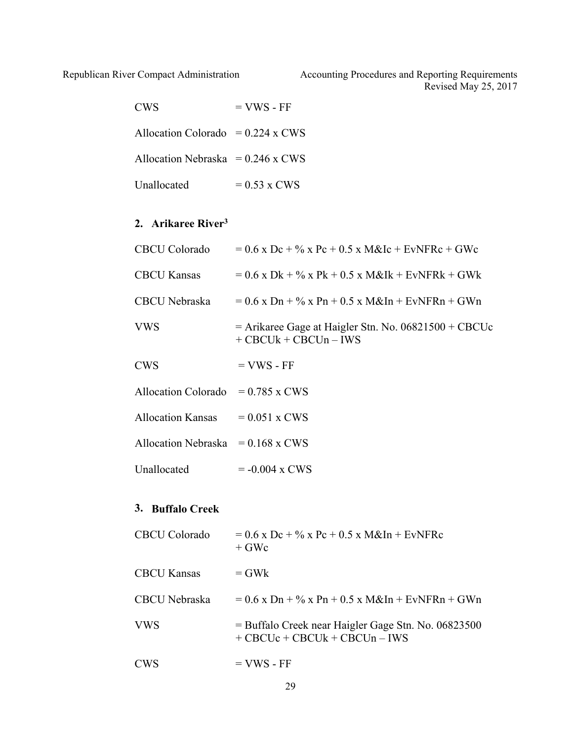| | |
|---|---|
| CWS | = VWS - FF |
| Allocation Colorado | = 0.224 x CWS |
| Allocation Nebraska | = 0.246 x CWS |
| Unallocated | = 0.53 x CWS |

## 2. Arikaree River[3]

| | |
|---|---|
| CBCU Colorado | = 0.6 x Dc + % x Pc + 0.5 x M&Ic + EvNFRc + GWc |
| CBCU Kansas | = 0.6 x Dk + % x Pk + 0.5 x M&Ik + EvNFRk + GWk |
| CBCU Nebraska | = 0.6 x Dn + % x Pn + 0.5 x M&In + EvNFRn + GWn |
| VWS | = Arikaree Gage at Haigler Stn. No. 06821500 + CBCUc + CBCUk + CBCUn – IWS |
| CWS | = VWS - FF |
| Allocation Colorado | = 0.785 x CWS |
| Allocation Kansas | = 0.051 x CWS |
| Allocation Nebraska | = 0.168 x CWS |
| Unallocated | = -0.004 x CWS |

## 3. Buffalo Creek

| | |
|---|---|
| CBCU Colorado | = 0.6 x Dc + % x Pc + 0.5 x M&In + EvNFRc + GWc |
| CBCU Kansas | = GWk |
| CBCU Nebraska | = 0.6 x Dn + % x Pn + 0.5 x M&In + EvNFRn + GWn |
| VWS | = Buffalo Creek near Haigler Gage Stn. No. 06823500 + CBCUc + CBCUk + CBCUn – IWS |
| CWS | = VWS - FF |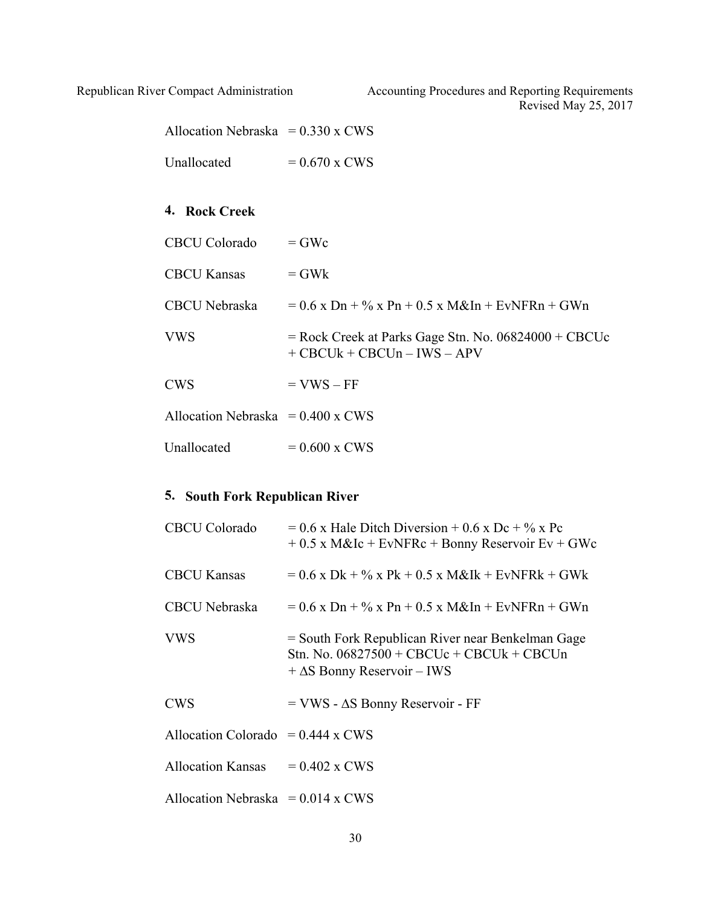Allocation Nebraska $= 0.330 \times CWS$

Unallocated $= 0.670 \times CWS$

### 4. Rock Creek

CBCU Colorado $= GWc$

CBCU Kansas $= GWk$

CBCU Nebraska $= 0.6 \times Dn + \% \times Pn + 0.5 \times M\&In + EvNFRn + GWn$

VWS = Rock Creek at Parks Gage Stn. No. 06824000 + CBCUc + CBCUk + CBCUn – IWS – APV

CWS $= VWS - FF$

Allocation Nebraska $= 0.400 \times CWS$

Unallocated $= 0.600 \times CWS$

### 5. South Fork Republican River

CBCU Colorado = 0.6 x Hale Ditch Diversion + 0.6 x Dc + % x Pc + 0.5 x M&Ic + EvNFRc + Bonny Reservoir Ev + GWc

CBCU Kansas $= 0.6 \times Dk + \% \times Pk + 0.5 \times M\&Ik + EvNFRk + GWk$

CBCU Nebraska $= 0.6 \times Dn + \% \times Pn + 0.5 \times M\&In + EvNFRn + GWn$

VWS = South Fork Republican River near Benkelman Gage Stn. No. 06827500 + CBCUc + CBCUk + CBCUn + $\Delta$S Bonny Reservoir – IWS

CWS = VWS - $\Delta$S Bonny Reservoir - FF

Allocation Colorado $= 0.444 \times CWS$

Allocation Kansas $= 0.402 \times CWS$

Allocation Nebraska $= 0.014 \times CWS$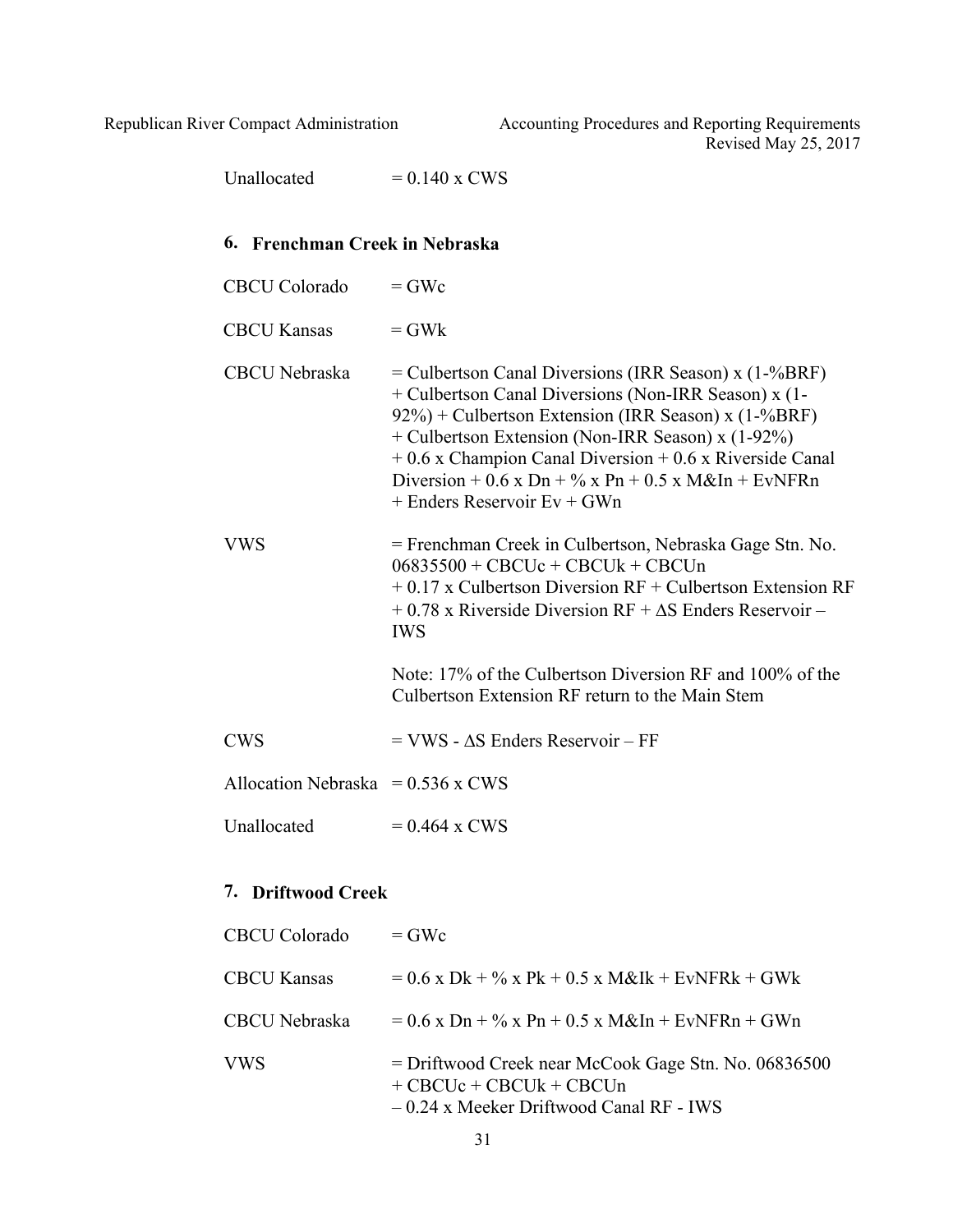Unallocated = 0.140 x CWS

## 6. Frenchman Creek in Nebraska

CBCU Colorado = GWc

CBCU Kansas = GWk

CBCU Nebraska = Culbertson Canal Diversions (IRR Season) x (1-%BRF) + Culbertson Canal Diversions (Non-IRR Season) x (1-92%) + Culbertson Extension (IRR Season) x (1-%BRF) + Culbertson Extension (Non-IRR Season) x (1-92%) + 0.6 x Champion Canal Diversion + 0.6 x Riverside Canal Diversion + 0.6 x Dn + % x Pn + 0.5 x M&In + EvNFRn + Enders Reservoir Ev + GWn

VWS = Frenchman Creek in Culbertson, Nebraska Gage Stn. No. 06835500 + CBCUc + CBCUk + CBCUn + 0.17 x Culbertson Diversion RF + Culbertson Extension RF + 0.78 x Riverside Diversion RF + ΔS Enders Reservoir – IWS

Note: 17% of the Culbertson Diversion RF and 100% of the Culbertson Extension RF return to the Main Stem

CWS = VWS - ΔS Enders Reservoir – FF

Allocation Nebraska = 0.536 x CWS

Unallocated = 0.464 x CWS

## 7. Driftwood Creek

CBCU Colorado = GWc

CBCU Kansas = 0.6 x Dk + % x Pk + 0.5 x M&Ik + EvNFRk + GWk

CBCU Nebraska = 0.6 x Dn + % x Pn + 0.5 x M&In + EvNFRn + GWn

VWS = Driftwood Creek near McCook Gage Stn. No. 06836500 + CBCUc + CBCUk + CBCUn – 0.24 x Meeker Driftwood Canal RF - IWS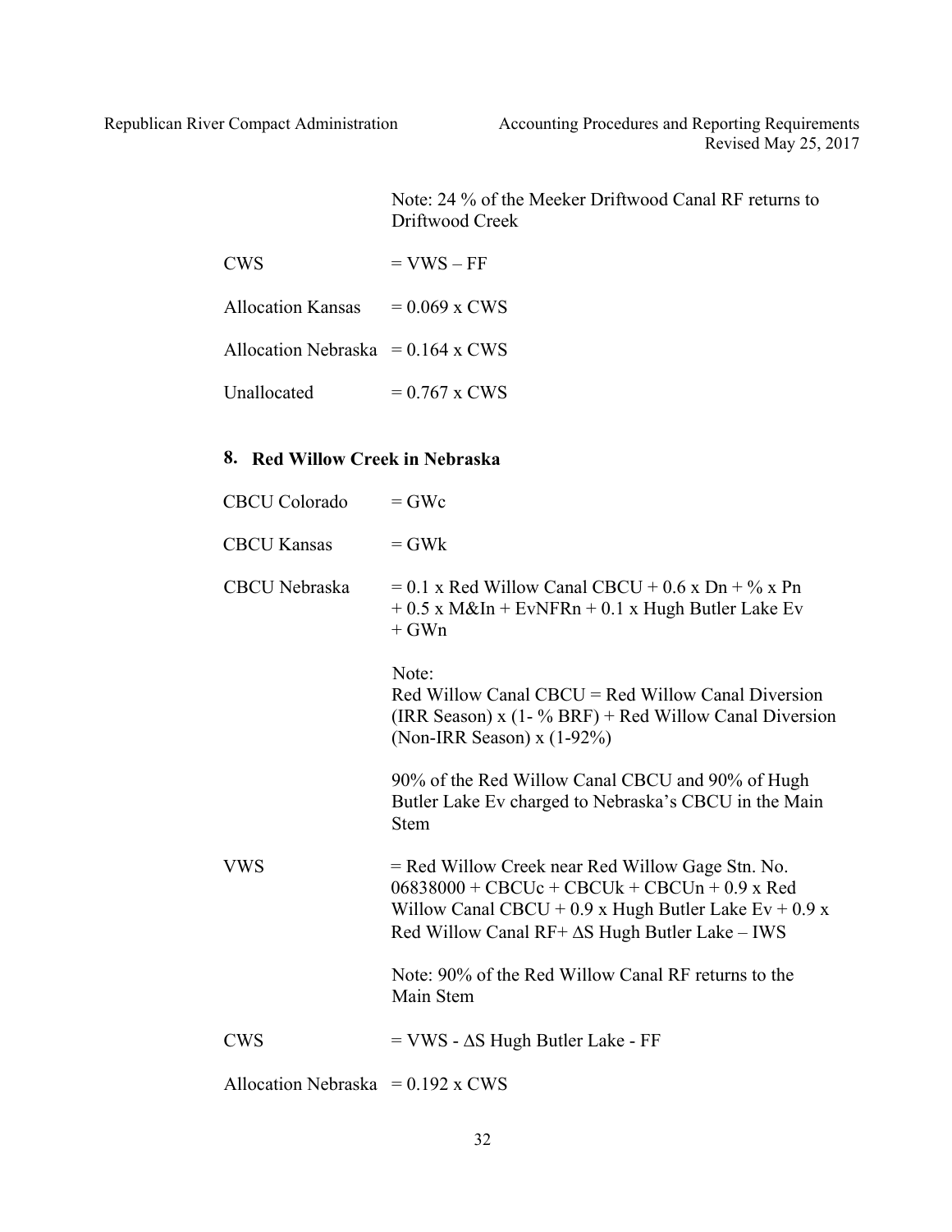Note: 24 % of the Meeker Driftwood Canal RF returns to Driftwood Creek

| | |
|---|---|
| CWS | = VWS – FF |
| Allocation Kansas | = 0.069 x CWS |
| Allocation Nebraska | = 0.164 x CWS |
| Unallocated | = 0.767 x CWS |

## 8. Red Willow Creek in Nebraska

CBCU Colorado = GWc

CBCU Kansas = GWk

CBCU Nebraska = 0.1 x Red Willow Canal CBCU + 0.6 x Dn + % x Pn + 0.5 x M&In + EvNFRn + 0.1 x Hugh Butler Lake Ev + GWn

Note:
Red Willow Canal CBCU = Red Willow Canal Diversion (IRR Season) x (1- % BRF) + Red Willow Canal Diversion (Non-IRR Season) x (1-92%)

90% of the Red Willow Canal CBCU and 90% of Hugh Butler Lake Ev charged to Nebraska's CBCU in the Main Stem

VWS = Red Willow Creek near Red Willow Gage Stn. No. 06838000 + CBCUc + CBCUk + CBCUn + 0.9 x Red Willow Canal CBCU + 0.9 x Hugh Butler Lake Ev + 0.9 x Red Willow Canal RF+ ΔS Hugh Butler Lake – IWS

Note: 90% of the Red Willow Canal RF returns to the Main Stem

CWS = VWS - ΔS Hugh Butler Lake - FF

Allocation Nebraska = 0.192 x CWS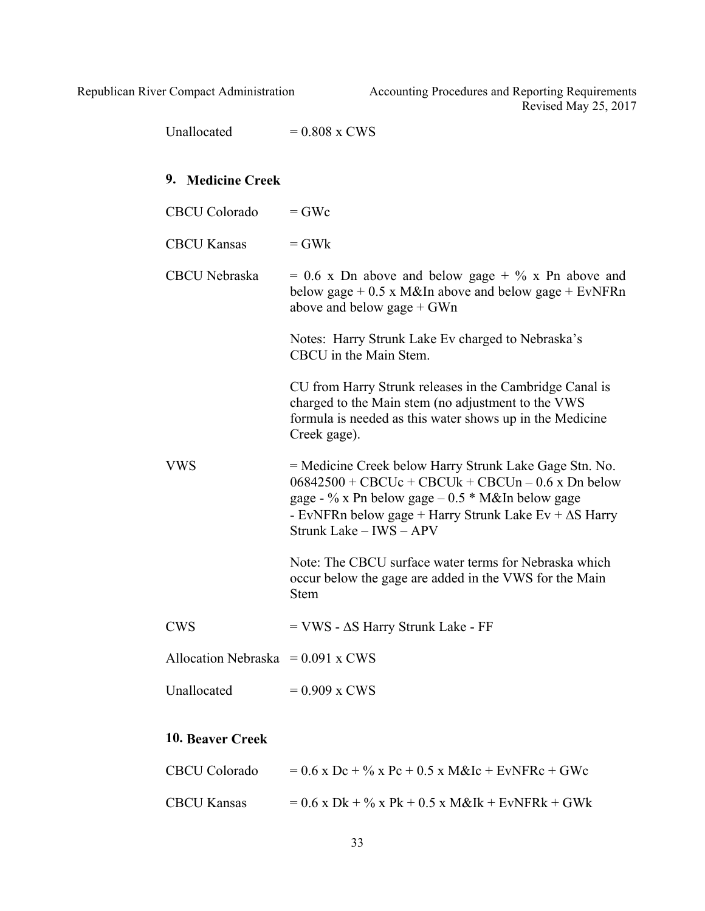Unallocated = 0.808 x CWS

## 9. Medicine Creek

CBCU Colorado = GWc

CBCU Kansas = GWk

CBCU Nebraska = 0.6 x Dn above and below gage + % x Pn above and below gage + 0.5 x M&In above and below gage + EvNFRn above and below gage + GWn

Notes: Harry Strunk Lake Ev charged to Nebraska's CBCU in the Main Stem.

CU from Harry Strunk releases in the Cambridge Canal is charged to the Main stem (no adjustment to the VWS formula is needed as this water shows up in the Medicine Creek gage).

VWS = Medicine Creek below Harry Strunk Lake Gage Stn. No. 06842500 + CBCUc + CBCUk + CBCUn – 0.6 x Dn below gage - % x Pn below gage – 0.5 * M&In below gage - EvNFRn below gage + Harry Strunk Lake Ev + ΔS Harry Strunk Lake – IWS – APV

Note: The CBCU surface water terms for Nebraska which occur below the gage are added in the VWS for the Main Stem

CWS = VWS - ΔS Harry Strunk Lake - FF

Allocation Nebraska = 0.091 x CWS

Unallocated = 0.909 x CWS

## 10. Beaver Creek

CBCU Colorado = 0.6 x Dc + % x Pc + 0.5 x M&Ic + EvNFRc + GWc

CBCU Kansas = 0.6 x Dk + % x Pk + 0.5 x M&Ik + EvNFRk + GWk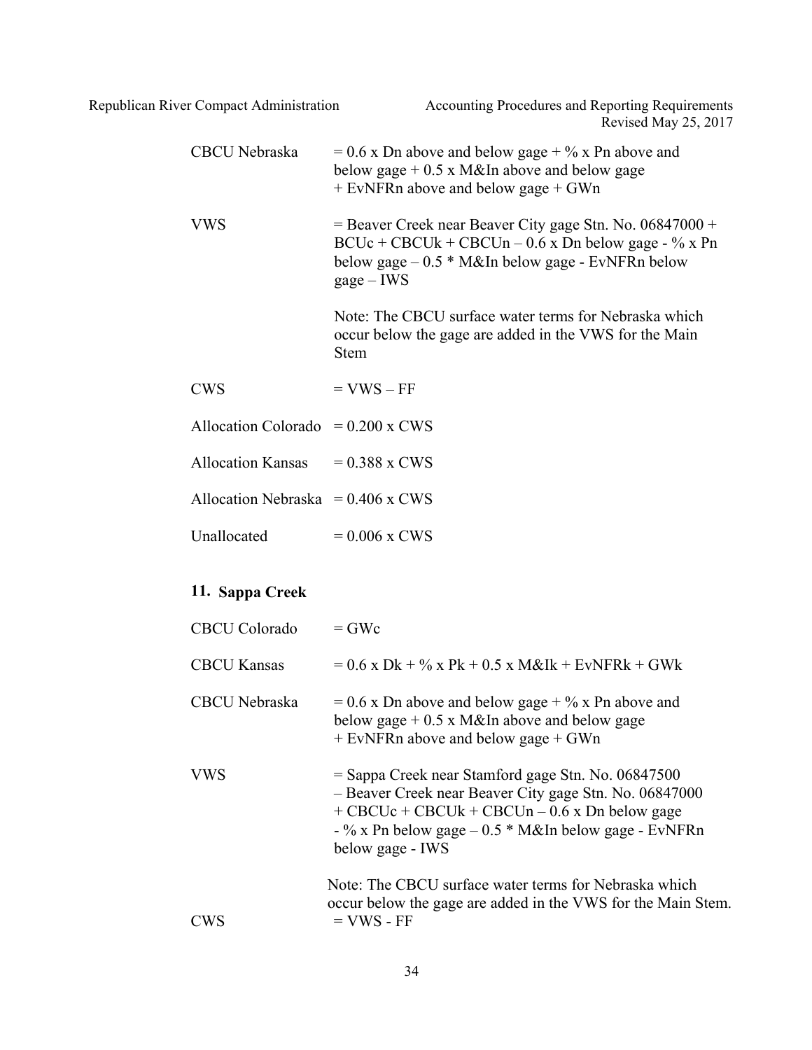| | |
|---|---|
| CBCU Nebraska | = 0.6 x Dn above and below gage + % x Pn above and below gage + 0.5 x M&In above and below gage + EvNFRn above and below gage + GWn |
| VWS | = Beaver Creek near Beaver City gage Stn. No. 06847000 + BCUc + CBCUk + CBCUn – 0.6 x Dn below gage - % x Pn below gage – 0.5 * M&In below gage - EvNFRn below gage – IWS |
| | Note: The CBCU surface water terms for Nebraska which occur below the gage are added in the VWS for the Main Stem |
| CWS | = VWS – FF |
| Allocation Colorado | = 0.200 x CWS |
| Allocation Kansas | = 0.388 x CWS |
| Allocation Nebraska | = 0.406 x CWS |
| Unallocated | = 0.006 x CWS |

### 11. Sappa Creek

| | |
|---|---|
| CBCU Colorado | = GWc |
| CBCU Kansas | = 0.6 x Dk + % x Pk + 0.5 x M&Ik + EvNFRk + GWk |
| CBCU Nebraska | = 0.6 x Dn above and below gage + % x Pn above and below gage + 0.5 x M&In above and below gage + EvNFRn above and below gage + GWn |
| VWS | = Sappa Creek near Stamford gage Stn. No. 06847500 – Beaver Creek near Beaver City gage Stn. No. 06847000 + CBCUc + CBCUk + CBCUn – 0.6 x Dn below gage - % x Pn below gage – 0.5 * M&In below gage - EvNFRn below gage - IWS |
| | Note: The CBCU surface water terms for Nebraska which occur below the gage are added in the VWS for the Main Stem. |
| CWS | = VWS - FF |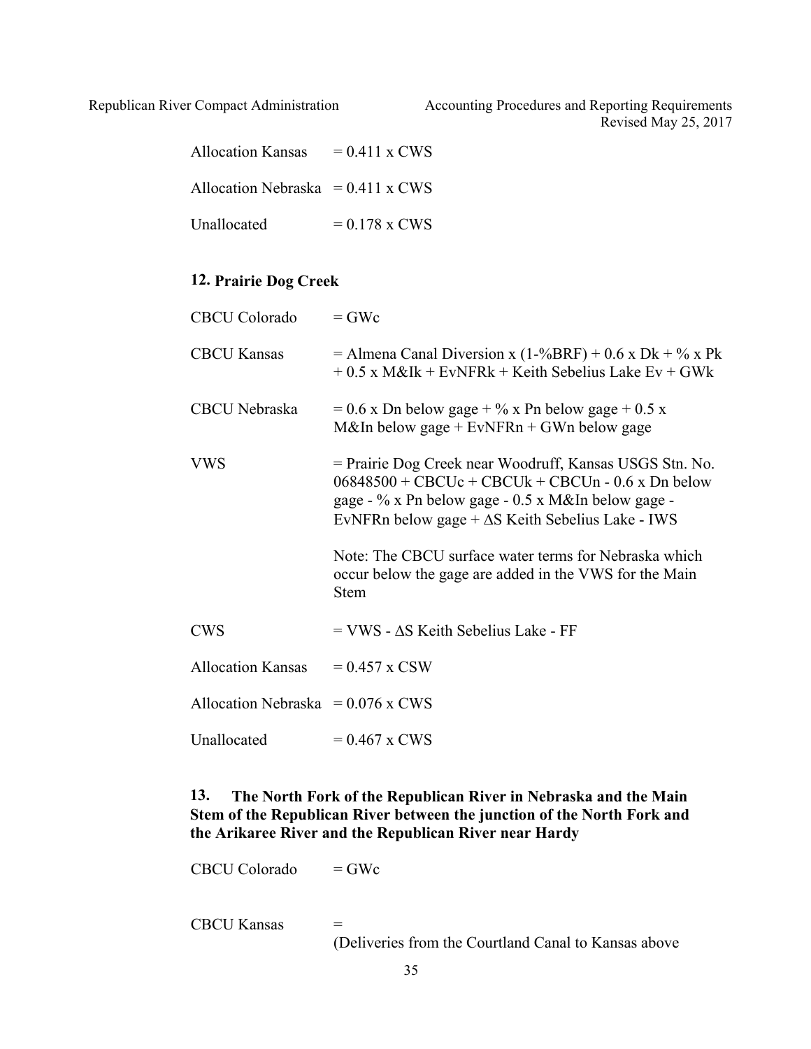Allocation Kansas = 0.411 x CWS

Allocation Nebraska = 0.411 x CWS

Unallocated = 0.178 x CWS

### 12. Prairie Dog Creek

CBCU Colorado = GWc

CBCU Kansas = Almena Canal Diversion x (1-%BRF) + 0.6 x Dk + % x Pk + 0.5 x M&Ik + EvNFRk + Keith Sebelius Lake Ev + GWk

CBCU Nebraska = 0.6 x Dn below gage + % x Pn below gage + 0.5 x M&In below gage + EvNFRn + GWn below gage

VWS = Prairie Dog Creek near Woodruff, Kansas USGS Stn. No. 06848500 + CBCUc + CBCUk + CBCUn - 0.6 x Dn below gage - % x Pn below gage - 0.5 x M&In below gage - EvNFRn below gage + ΔS Keith Sebelius Lake - IWS

Note: The CBCU surface water terms for Nebraska which occur below the gage are added in the VWS for the Main Stem

CWS = VWS - ΔS Keith Sebelius Lake - FF

Allocation Kansas = 0.457 x CSW

Allocation Nebraska = 0.076 x CWS

Unallocated = 0.467 x CWS

### 13. The North Fork of the Republican River in Nebraska and the Main Stem of the Republican River between the junction of the North Fork and the Arikaree River and the Republican River near Hardy

CBCU Colorado = GWc

CBCU Kansas =
(Deliveries from the Courtland Canal to Kansas above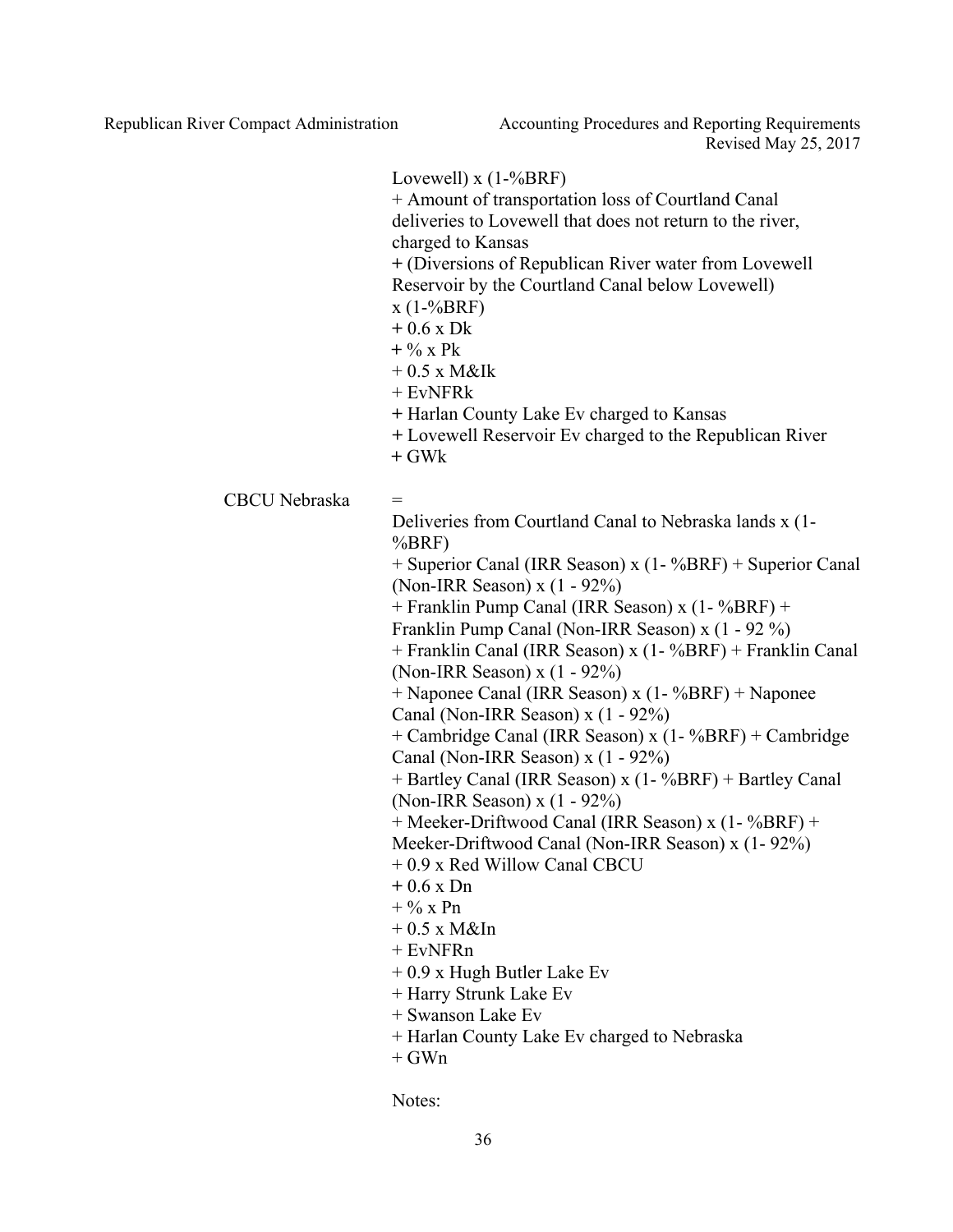Lovewell) x (1-%BRF)
+ Amount of transportation loss of Courtland Canal deliveries to Lovewell that does not return to the river, charged to Kansas
+ (Diversions of Republican River water from Lovewell Reservoir by the Courtland Canal below Lovewell) x (1-%BRF)
+ 0.6 x Dk
+ % x Pk
+ 0.5 x M&Ik
+ EvNFRk
+ Harlan County Lake Ev charged to Kansas
+ Lovewell Reservoir Ev charged to the Republican River
+ GWk

CBCU Nebraska =

Deliveries from Courtland Canal to Nebraska lands x (1-%BRF)
+ Superior Canal (IRR Season) x (1- %BRF) + Superior Canal (Non-IRR Season) x (1 - 92%)
+ Franklin Pump Canal (IRR Season) x (1- %BRF) + Franklin Pump Canal (Non-IRR Season) x (1 - 92 %)
+ Franklin Canal (IRR Season) x (1- %BRF) + Franklin Canal (Non-IRR Season) x (1 - 92%)
+ Naponee Canal (IRR Season) x (1- %BRF) + Naponee Canal (Non-IRR Season) x (1 - 92%)
+ Cambridge Canal (IRR Season) x (1- %BRF) + Cambridge Canal (Non-IRR Season) x (1 - 92%)
+ Bartley Canal (IRR Season) x (1- %BRF) + Bartley Canal (Non-IRR Season) x (1 - 92%)
+ Meeker-Driftwood Canal (IRR Season) x (1- %BRF) + Meeker-Driftwood Canal (Non-IRR Season) x (1- 92%)
+ 0.9 x Red Willow Canal CBCU
+ 0.6 x Dn
+ % x Pn
+ 0.5 x M&In
+ EvNFRn
+ 0.9 x Hugh Butler Lake Ev
+ Harry Strunk Lake Ev
+ Swanson Lake Ev
+ Harlan County Lake Ev charged to Nebraska
+ GWn

Notes: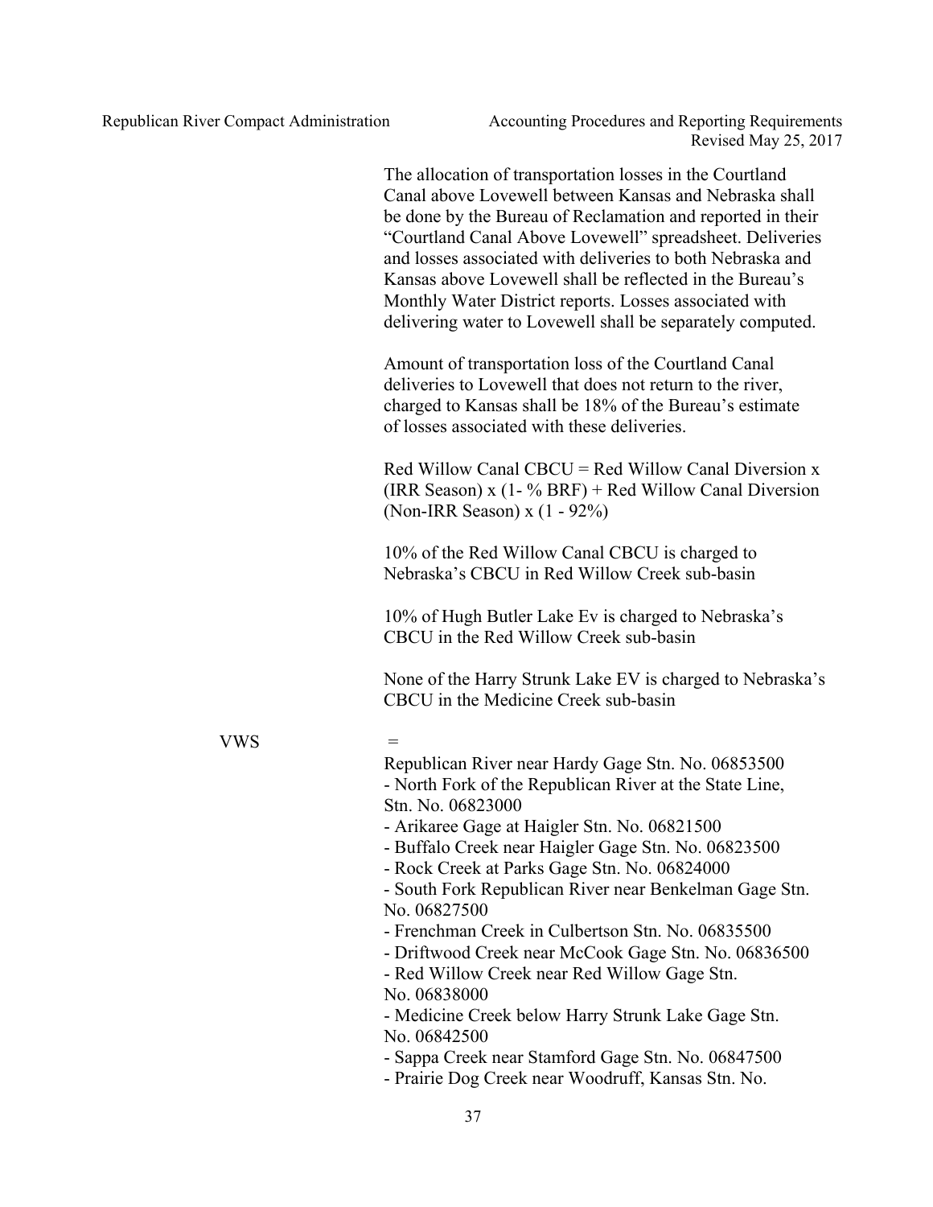The allocation of transportation losses in the Courtland Canal above Lovewell between Kansas and Nebraska shall be done by the Bureau of Reclamation and reported in their "Courtland Canal Above Lovewell" spreadsheet. Deliveries and losses associated with deliveries to both Nebraska and Kansas above Lovewell shall be reflected in the Bureau's Monthly Water District reports. Losses associated with delivering water to Lovewell shall be separately computed.

Amount of transportation loss of the Courtland Canal deliveries to Lovewell that does not return to the river, charged to Kansas shall be 18% of the Bureau's estimate of losses associated with these deliveries.

Red Willow Canal CBCU = Red Willow Canal Diversion x (IRR Season) x (1- % BRF) + Red Willow Canal Diversion (Non-IRR Season) x (1 - 92%)

10% of the Red Willow Canal CBCU is charged to Nebraska's CBCU in Red Willow Creek sub-basin

10% of Hugh Butler Lake Ev is charged to Nebraska's CBCU in the Red Willow Creek sub-basin

None of the Harry Strunk Lake EV is charged to Nebraska's CBCU in the Medicine Creek sub-basin

VWS =

Republican River near Hardy Gage Stn. No. 06853500
- North Fork of the Republican River at the State Line, Stn. No. 06823000
- Arikaree Gage at Haigler Stn. No. 06821500
- Buffalo Creek near Haigler Gage Stn. No. 06823500
- Rock Creek at Parks Gage Stn. No. 06824000
- South Fork Republican River near Benkelman Gage Stn. No. 06827500
- Frenchman Creek in Culbertson Stn. No. 06835500
- Driftwood Creek near McCook Gage Stn. No. 06836500
- Red Willow Creek near Red Willow Gage Stn. No. 06838000
- Medicine Creek below Harry Strunk Lake Gage Stn. No. 06842500
- Sappa Creek near Stamford Gage Stn. No. 06847500
- Prairie Dog Creek near Woodruff, Kansas Stn. No.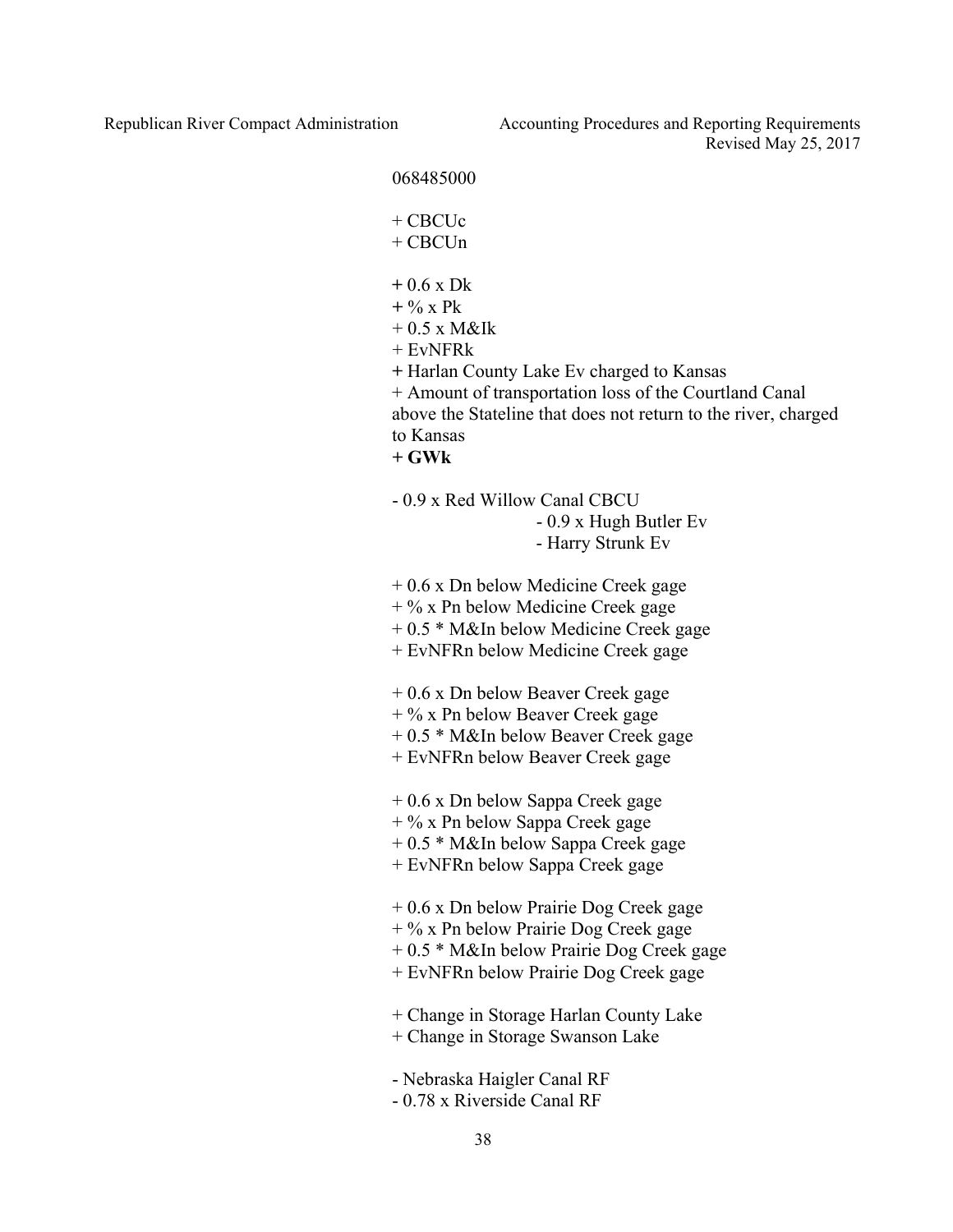068485000

+ CBCUc
+ CBCUn

+ 0.6 x Dk
+ % x Pk
+ 0.5 x M&Ik
+ EvNFRk
+ Harlan County Lake Ev charged to Kansas
+ Amount of transportation loss of the Courtland Canal above the Stateline that does not return to the river, charged to Kansas
**+ GWk**

- 0.9 x Red Willow Canal CBCU
  - 0.9 x Hugh Butler Ev
  - Harry Strunk Ev

+ 0.6 x Dn below Medicine Creek gage
+ % x Pn below Medicine Creek gage
+ 0.5 * M&In below Medicine Creek gage
+ EvNFRn below Medicine Creek gage

+ 0.6 x Dn below Beaver Creek gage
+ % x Pn below Beaver Creek gage
+ 0.5 * M&In below Beaver Creek gage
+ EvNFRn below Beaver Creek gage

+ 0.6 x Dn below Sappa Creek gage
+ % x Pn below Sappa Creek gage
+ 0.5 * M&In below Sappa Creek gage
+ EvNFRn below Sappa Creek gage

+ 0.6 x Dn below Prairie Dog Creek gage
+ % x Pn below Prairie Dog Creek gage
+ 0.5 * M&In below Prairie Dog Creek gage
+ EvNFRn below Prairie Dog Creek gage

+ Change in Storage Harlan County Lake
+ Change in Storage Swanson Lake

- Nebraska Haigler Canal RF
- 0.78 x Riverside Canal RF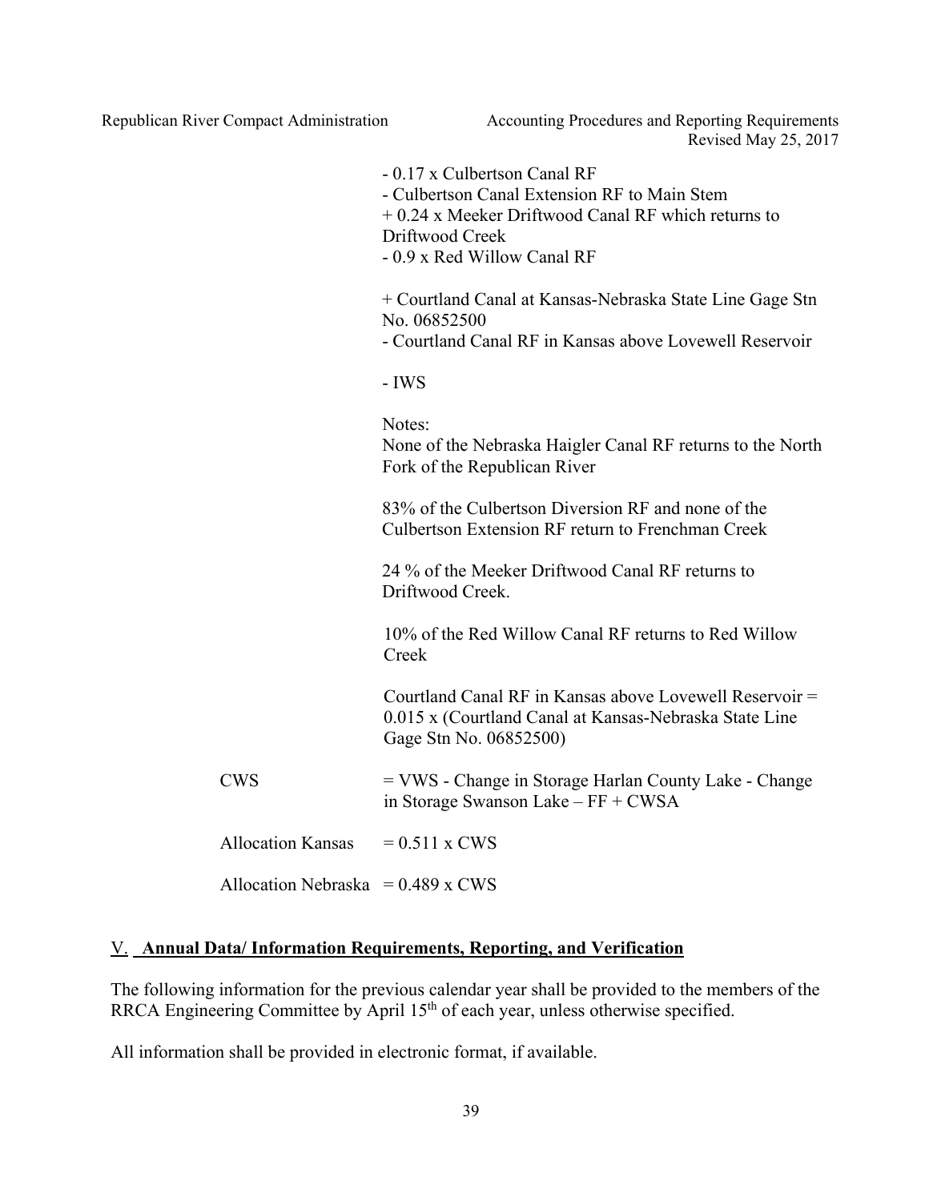- 0.17 x Culbertson Canal RF
- Culbertson Canal Extension RF to Main Stem
+ 0.24 x Meeker Driftwood Canal RF which returns to Driftwood Creek
- 0.9 x Red Willow Canal RF

+ Courtland Canal at Kansas-Nebraska State Line Gage Stn No. 06852500
- Courtland Canal RF in Kansas above Lovewell Reservoir

- IWS

Notes:
None of the Nebraska Haigler Canal RF returns to the North Fork of the Republican River

83% of the Culbertson Diversion RF and none of the Culbertson Extension RF return to Frenchman Creek

24 % of the Meeker Driftwood Canal RF returns to Driftwood Creek.

10% of the Red Willow Canal RF returns to Red Willow Creek

Courtland Canal RF in Kansas above Lovewell Reservoir = 0.015 x (Courtland Canal at Kansas-Nebraska State Line Gage Stn No. 06852500)

CWS = VWS - Change in Storage Harlan County Lake - Change in Storage Swanson Lake – FF + CWSA

Allocation Kansas = 0.511 x CWS

Allocation Nebraska = 0.489 x CWS

## V. **Annual Data/ Information Requirements, Reporting, and Verification**

The following information for the previous calendar year shall be provided to the members of the RRCA Engineering Committee by April 15th of each year, unless otherwise specified.

All information shall be provided in electronic format, if available.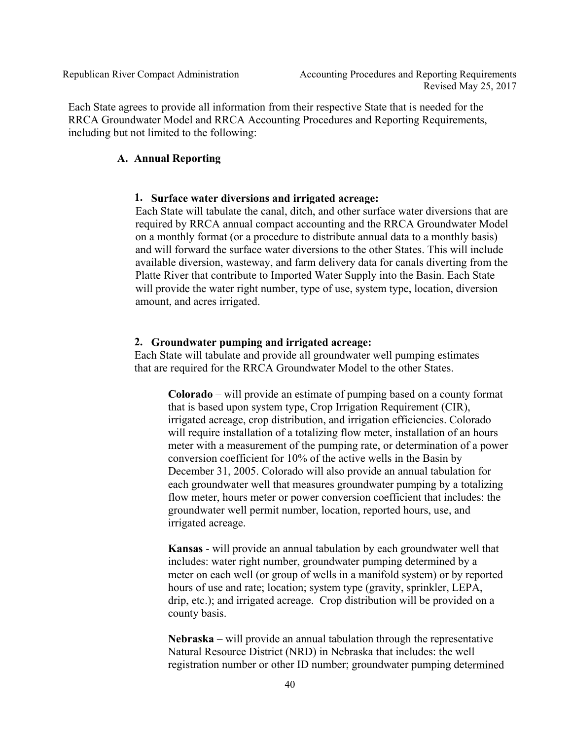Each State agrees to provide all information from their respective State that is needed for the RRCA Groundwater Model and RRCA Accounting Procedures and Reporting Requirements, including but not limited to the following:

## A. Annual Reporting

### 1. Surface water diversions and irrigated acreage:

Each State will tabulate the canal, ditch, and other surface water diversions that are required by RRCA annual compact accounting and the RRCA Groundwater Model on a monthly format (or a procedure to distribute annual data to a monthly basis) and will forward the surface water diversions to the other States. This will include available diversion, wasteway, and farm delivery data for canals diverting from the Platte River that contribute to Imported Water Supply into the Basin. Each State will provide the water right number, type of use, system type, location, diversion amount, and acres irrigated.

### 2. Groundwater pumping and irrigated acreage:

Each State will tabulate and provide all groundwater well pumping estimates that are required for the RRCA Groundwater Model to the other States.

**Colorado** – will provide an estimate of pumping based on a county format that is based upon system type, Crop Irrigation Requirement (CIR), irrigated acreage, crop distribution, and irrigation efficiencies. Colorado will require installation of a totalizing flow meter, installation of an hours meter with a measurement of the pumping rate, or determination of a power conversion coefficient for 10% of the active wells in the Basin by December 31, 2005. Colorado will also provide an annual tabulation for each groundwater well that measures groundwater pumping by a totalizing flow meter, hours meter or power conversion coefficient that includes: the groundwater well permit number, location, reported hours, use, and irrigated acreage.

**Kansas** - will provide an annual tabulation by each groundwater well that includes: water right number, groundwater pumping determined by a meter on each well (or group of wells in a manifold system) or by reported hours of use and rate; location; system type (gravity, sprinkler, LEPA, drip, etc.); and irrigated acreage. Crop distribution will be provided on a county basis.

**Nebraska** – will provide an annual tabulation through the representative Natural Resource District (NRD) in Nebraska that includes: the well registration number or other ID number; groundwater pumping determined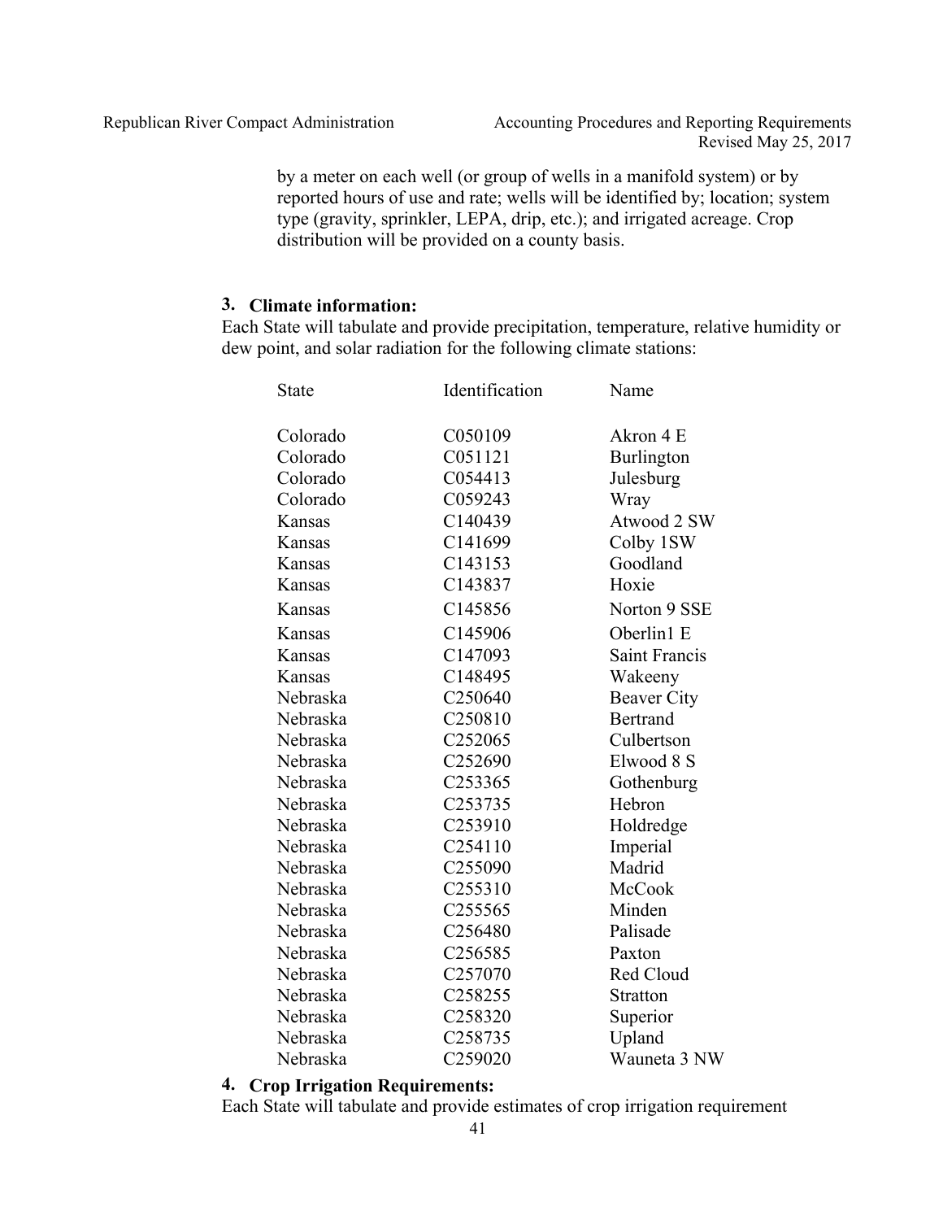by a meter on each well (or group of wells in a manifold system) or by reported hours of use and rate; wells will be identified by; location; system type (gravity, sprinkler, LEPA, drip, etc.); and irrigated acreage. Crop distribution will be provided on a county basis.

### 3. Climate information:

Each State will tabulate and provide precipitation, temperature, relative humidity or dew point, and solar radiation for the following climate stations:

| State | Identification | Name |
|---|---|---|
| Colorado | C050109 | Akron 4 E |
| Colorado | C051121 | Burlington |
| Colorado | C054413 | Julesburg |
| Colorado | C059243 | Wray |
| Kansas | C140439 | Atwood 2 SW |
| Kansas | C141699 | Colby 1SW |
| Kansas | C143153 | Goodland |
| Kansas | C143837 | Hoxie |
| Kansas | C145856 | Norton 9 SSE |
| Kansas | C145906 | Oberlin1 E |
| Kansas | C147093 | Saint Francis |
| Kansas | C148495 | Wakeeny |
| Nebraska | C250640 | Beaver City |
| Nebraska | C250810 | Bertrand |
| Nebraska | C252065 | Culbertson |
| Nebraska | C252690 | Elwood 8 S |
| Nebraska | C253365 | Gothenburg |
| Nebraska | C253735 | Hebron |
| Nebraska | C253910 | Holdredge |
| Nebraska | C254110 | Imperial |
| Nebraska | C255090 | Madrid |
| Nebraska | C255310 | McCook |
| Nebraska | C255565 | Minden |
| Nebraska | C256480 | Palisade |
| Nebraska | C256585 | Paxton |
| Nebraska | C257070 | Red Cloud |
| Nebraska | C258255 | Stratton |
| Nebraska | C258320 | Superior |
| Nebraska | C258735 | Upland |
| Nebraska | C259020 | Wauneta 3 NW |

### 4. Crop Irrigation Requirements:

Each State will tabulate and provide estimates of crop irrigation requirement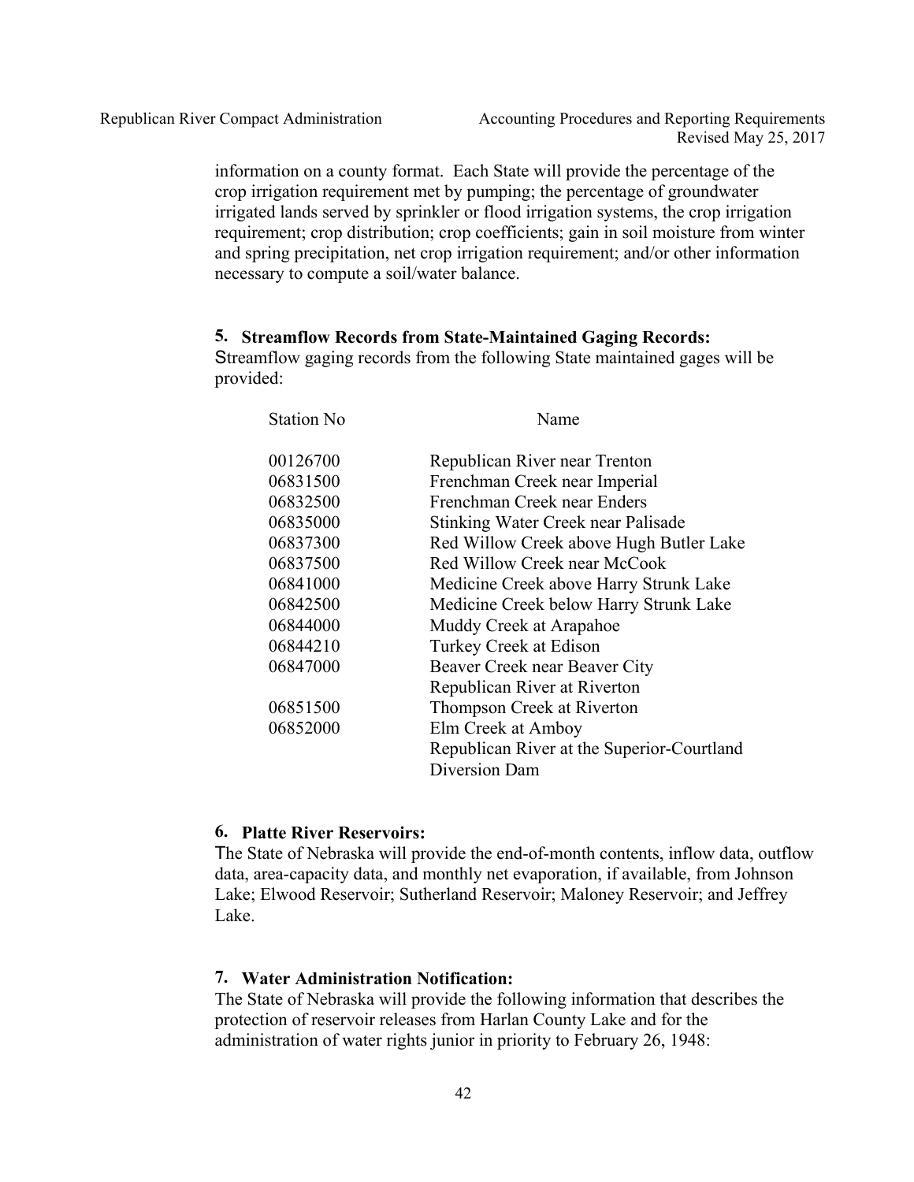information on a county format. Each State will provide the percentage of the crop irrigation requirement met by pumping; the percentage of groundwater irrigated lands served by sprinkler or flood irrigation systems, the crop irrigation requirement; crop distribution; crop coefficients; gain in soil moisture from winter and spring precipitation, net crop irrigation requirement; and/or other information necessary to compute a soil/water balance.

## 5. Streamflow Records from State-Maintained Gaging Records:

Streamflow gaging records from the following State maintained gages will be provided:

| Station No | Name |
|---|---|
| 00126700 | Republican River near Trenton |
| 06831500 | Frenchman Creek near Imperial |
| 06832500 | Frenchman Creek near Enders |
| 06835000 | Stinking Water Creek near Palisade |
| 06837300 | Red Willow Creek above Hugh Butler Lake |
| 06837500 | Red Willow Creek near McCook |
| 06841000 | Medicine Creek above Harry Strunk Lake |
| 06842500 | Medicine Creek below Harry Strunk Lake |
| 06844000 | Muddy Creek at Arapahoe |
| 06844210 | Turkey Creek at Edison |
| 06847000 | Beaver Creek near Beaver City |
| | Republican River at Riverton |
| 06851500 | Thompson Creek at Riverton |
| 06852000 | Elm Creek at Amboy |
| | Republican River at the Superior-Courtland Diversion Dam |

## 6. Platte River Reservoirs:

The State of Nebraska will provide the end-of-month contents, inflow data, outflow data, area-capacity data, and monthly net evaporation, if available, from Johnson Lake; Elwood Reservoir; Sutherland Reservoir; Maloney Reservoir; and Jeffrey Lake.

## 7. Water Administration Notification:

The State of Nebraska will provide the following information that describes the protection of reservoir releases from Harlan County Lake and for the administration of water rights junior in priority to February 26, 1948: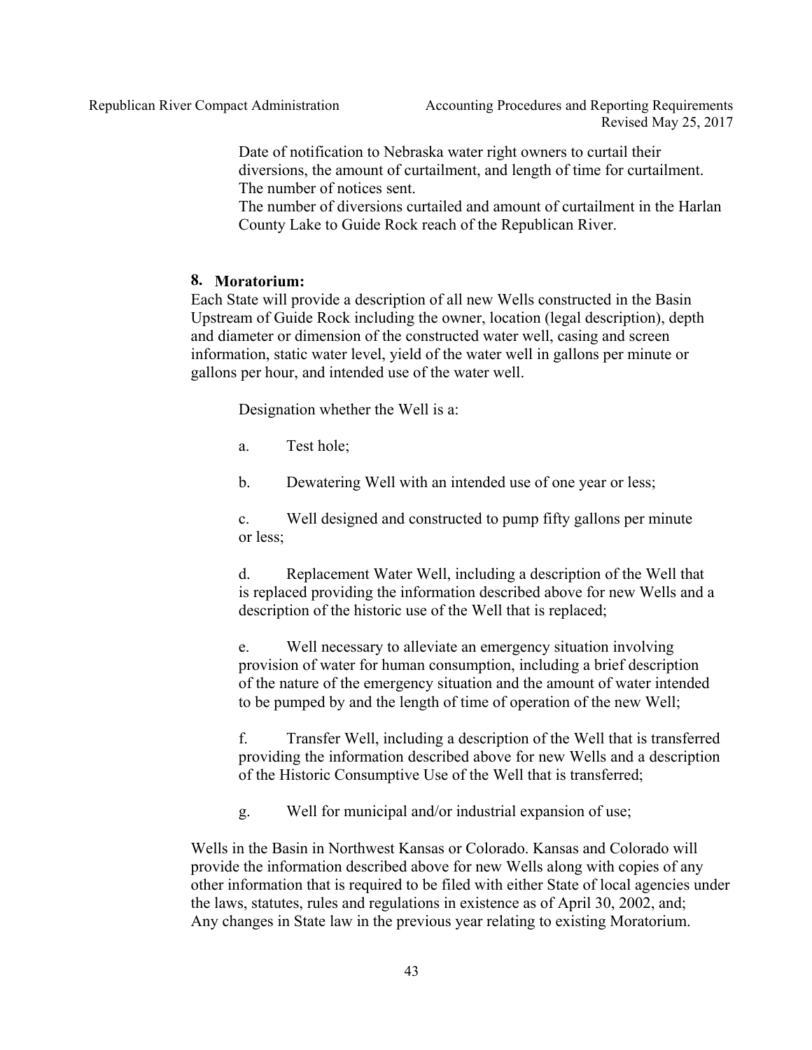Date of notification to Nebraska water right owners to curtail their diversions, the amount of curtailment, and length of time for curtailment. The number of notices sent.
The number of diversions curtailed and amount of curtailment in the Harlan County Lake to Guide Rock reach of the Republican River.

**8. Moratorium:**

Each State will provide a description of all new Wells constructed in the Basin Upstream of Guide Rock including the owner, location (legal description), depth and diameter or dimension of the constructed water well, casing and screen information, static water level, yield of the water well in gallons per minute or gallons per hour, and intended use of the water well.

Designation whether the Well is a:

a. Test hole;

b. Dewatering Well with an intended use of one year or less;

c. Well designed and constructed to pump fifty gallons per minute or less;

d. Replacement Water Well, including a description of the Well that is replaced providing the information described above for new Wells and a description of the historic use of the Well that is replaced;

e. Well necessary to alleviate an emergency situation involving provision of water for human consumption, including a brief description of the nature of the emergency situation and the amount of water intended to be pumped by and the length of time of operation of the new Well;

f. Transfer Well, including a description of the Well that is transferred providing the information described above for new Wells and a description of the Historic Consumptive Use of the Well that is transferred;

g. Well for municipal and/or industrial expansion of use;

Wells in the Basin in Northwest Kansas or Colorado. Kansas and Colorado will provide the information described above for new Wells along with copies of any other information that is required to be filed with either State of local agencies under the laws, statutes, rules and regulations in existence as of April 30, 2002, and;
Any changes in State law in the previous year relating to existing Moratorium.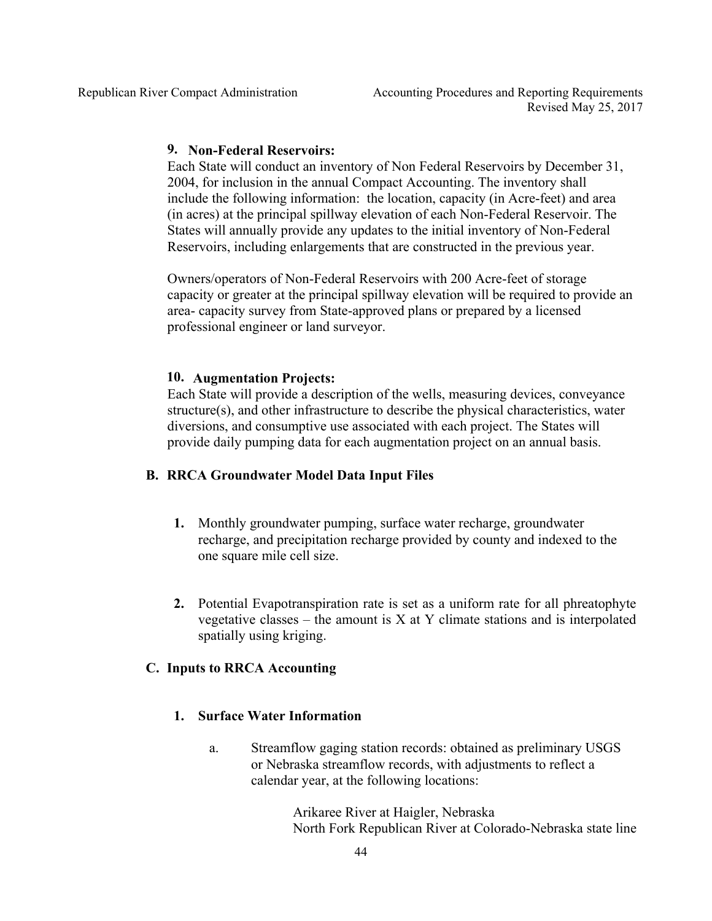**9. Non-Federal Reservoirs:**

Each State will conduct an inventory of Non Federal Reservoirs by December 31, 2004, for inclusion in the annual Compact Accounting. The inventory shall include the following information: the location, capacity (in Acre-feet) and area (in acres) at the principal spillway elevation of each Non-Federal Reservoir. The States will annually provide any updates to the initial inventory of Non-Federal Reservoirs, including enlargements that are constructed in the previous year.

Owners/operators of Non-Federal Reservoirs with 200 Acre-feet of storage capacity or greater at the principal spillway elevation will be required to provide an area- capacity survey from State-approved plans or prepared by a licensed professional engineer or land surveyor.

**10. Augmentation Projects:**

Each State will provide a description of the wells, measuring devices, conveyance structure(s), and other infrastructure to describe the physical characteristics, water diversions, and consumptive use associated with each project. The States will provide daily pumping data for each augmentation project on an annual basis.

## B. RRCA Groundwater Model Data Input Files

1. Monthly groundwater pumping, surface water recharge, groundwater recharge, and precipitation recharge provided by county and indexed to the one square mile cell size.

2. Potential Evapotranspiration rate is set as a uniform rate for all phreatophyte vegetative classes – the amount is X at Y climate stations and is interpolated spatially using kriging.

## C. Inputs to RRCA Accounting

### 1. Surface Water Information

a. Streamflow gaging station records: obtained as preliminary USGS or Nebraska streamflow records, with adjustments to reflect a calendar year, at the following locations:

Arikaree River at Haigler, Nebraska
North Fork Republican River at Colorado-Nebraska state line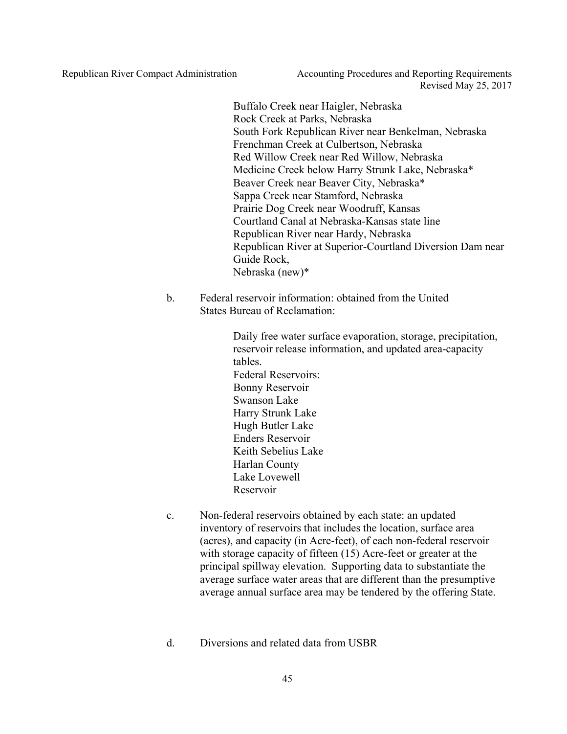Buffalo Creek near Haigler, Nebraska
Rock Creek at Parks, Nebraska
South Fork Republican River near Benkelman, Nebraska
Frenchman Creek at Culbertson, Nebraska
Red Willow Creek near Red Willow, Nebraska
Medicine Creek below Harry Strunk Lake, Nebraska*
Beaver Creek near Beaver City, Nebraska*
Sappa Creek near Stamford, Nebraska
Prairie Dog Creek near Woodruff, Kansas
Courtland Canal at Nebraska-Kansas state line
Republican River near Hardy, Nebraska
Republican River at Superior-Courtland Diversion Dam near Guide Rock,
Nebraska (new)*

b. Federal reservoir information: obtained from the United States Bureau of Reclamation:

Daily free water surface evaporation, storage, precipitation, reservoir release information, and updated area-capacity tables.
Federal Reservoirs:
Bonny Reservoir
Swanson Lake
Harry Strunk Lake
Hugh Butler Lake
Enders Reservoir
Keith Sebelius Lake
Harlan County
Lake Lovewell
Reservoir

c. Non-federal reservoirs obtained by each state: an updated inventory of reservoirs that includes the location, surface area (acres), and capacity (in Acre-feet), of each non-federal reservoir with storage capacity of fifteen (15) Acre-feet or greater at the principal spillway elevation. Supporting data to substantiate the average surface water areas that are different than the presumptive average annual surface area may be tendered by the offering State.

d. Diversions and related data from USBR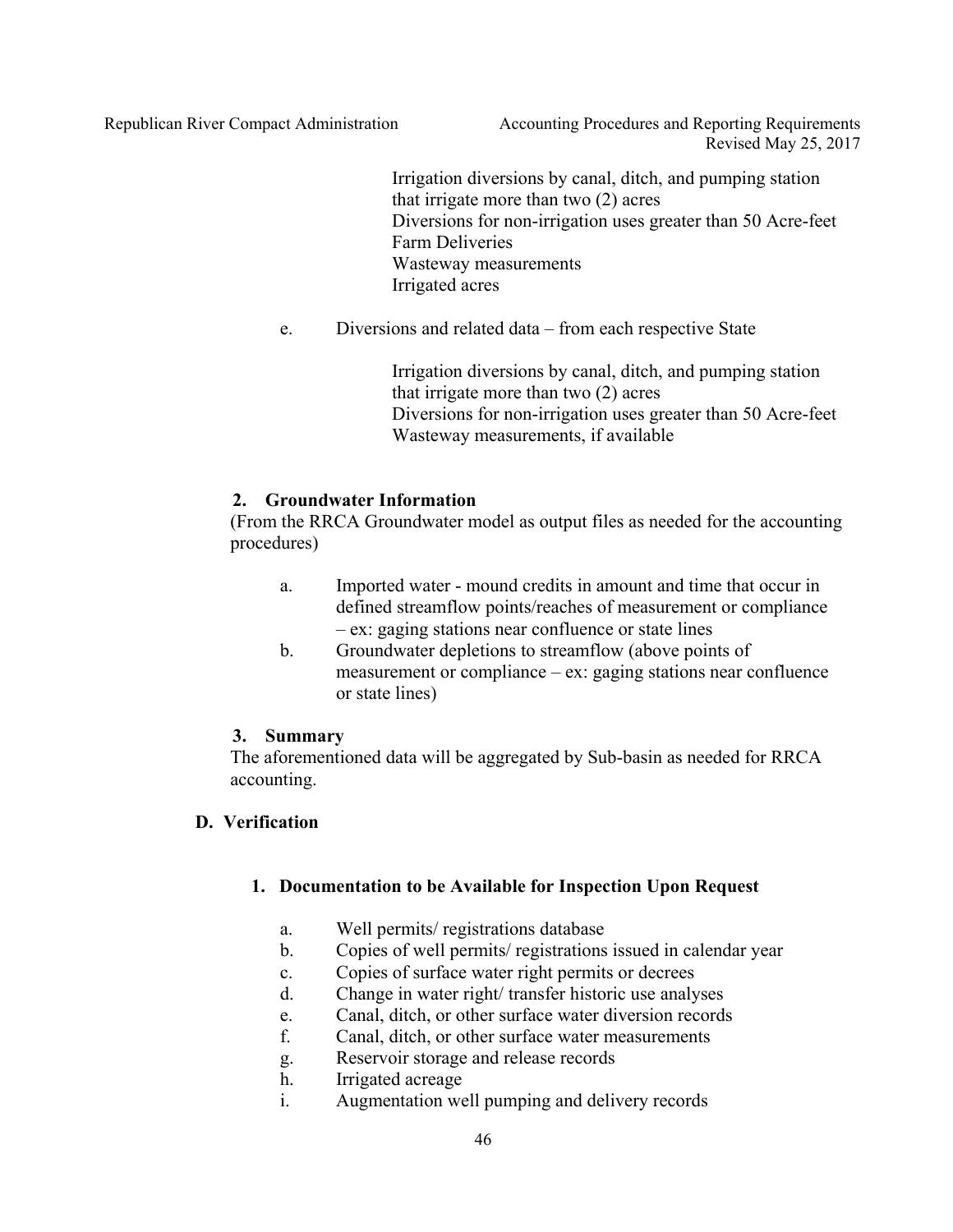Irrigation diversions by canal, ditch, and pumping station that irrigate more than two (2) acres
Diversions for non-irrigation uses greater than 50 Acre-feet
Farm Deliveries
Wasteway measurements
Irrigated acres

e. Diversions and related data – from each respective State

Irrigation diversions by canal, ditch, and pumping station that irrigate more than two (2) acres
Diversions for non-irrigation uses greater than 50 Acre-feet
Wasteway measurements, if available

### 2. Groundwater Information

(From the RRCA Groundwater model as output files as needed for the accounting procedures)

a. Imported water - mound credits in amount and time that occur in defined streamflow points/reaches of measurement or compliance – ex: gaging stations near confluence or state lines

b. Groundwater depletions to streamflow (above points of measurement or compliance – ex: gaging stations near confluence or state lines)

### 3. Summary

The aforementioned data will be aggregated by Sub-basin as needed for RRCA accounting.

## D. Verification

### 1. Documentation to be Available for Inspection Upon Request

a. Well permits/ registrations database
b. Copies of well permits/ registrations issued in calendar year
c. Copies of surface water right permits or decrees
d. Change in water right/ transfer historic use analyses
e. Canal, ditch, or other surface water diversion records
f. Canal, ditch, or other surface water measurements
g. Reservoir storage and release records
h. Irrigated acreage
i. Augmentation well pumping and delivery records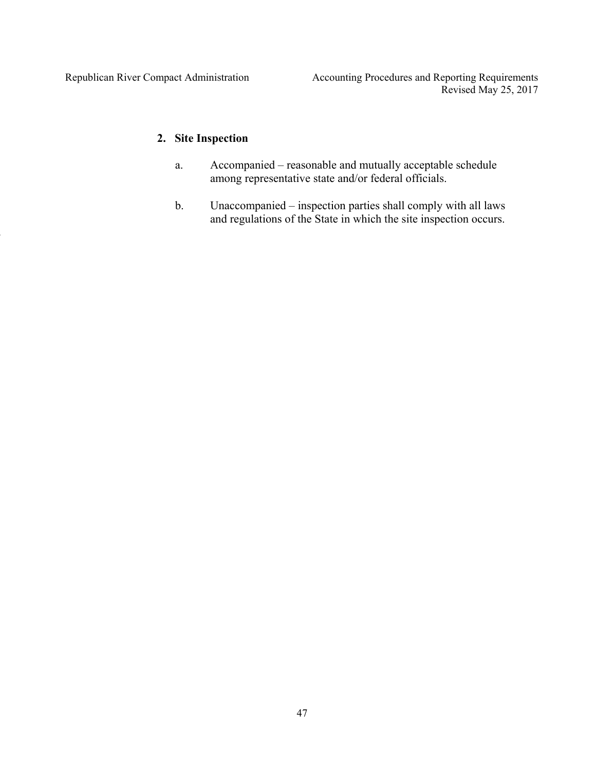**2. Site Inspection**

a. Accompanied – reasonable and mutually acceptable schedule among representative state and/or federal officials.

b. Unaccompanied – inspection parties shall comply with all laws and regulations of the State in which the site inspection occurs.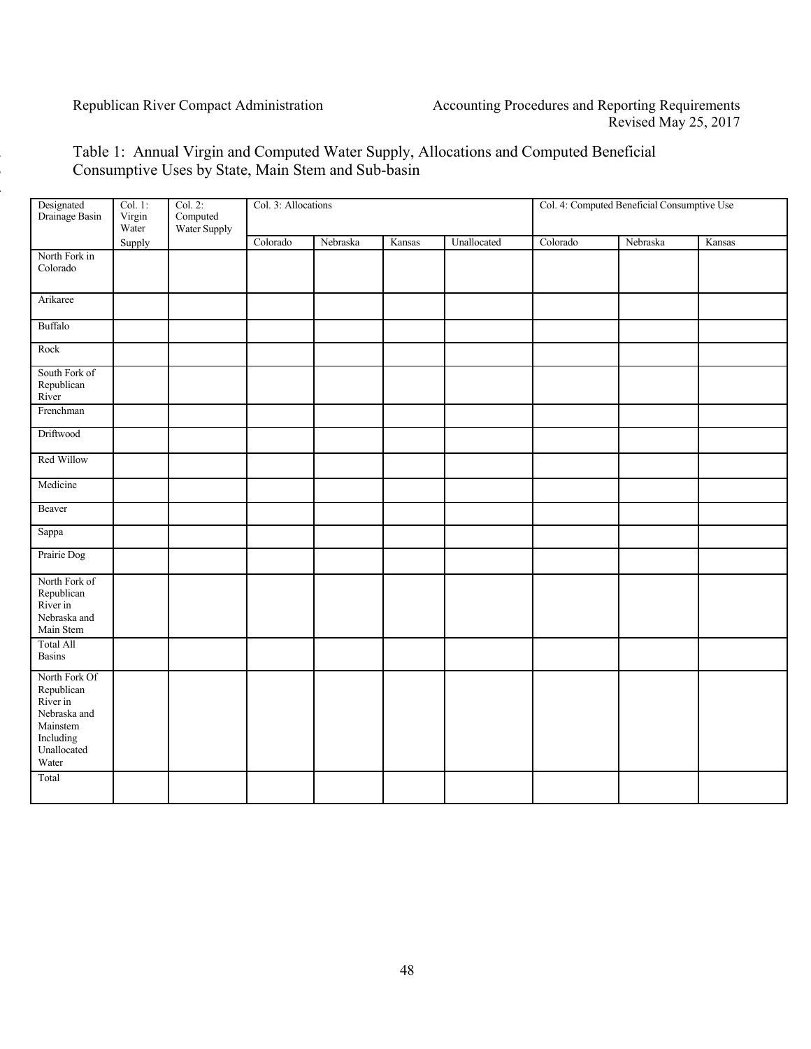Table 1: Annual Virgin and Computed Water Supply, Allocations and Computed Beneficial Consumptive Uses by State, Main Stem and Sub-basin

| Designated Drainage Basin | Col. 1: Virgin Water Supply | Col. 2: Computed Water Supply | Col. 3: Allocations | | | | Col. 4: Computed Beneficial Consumptive Use | | |
|---|---|---|---|---|---|---|---|---|---|
| | | | Colorado | Nebraska | Kansas | Unallocated | Colorado | Nebraska | Kansas |
| North Fork in Colorado | | | | | | | | | |
| Arikaree | | | | | | | | | |
| Buffalo | | | | | | | | | |
| Rock | | | | | | | | | |
| South Fork of Republican River | | | | | | | | | |
| Frenchman | | | | | | | | | |
| Driftwood | | | | | | | | | |
| Red Willow | | | | | | | | | |
| Medicine | | | | | | | | | |
| Beaver | | | | | | | | | |
| Sappa | | | | | | | | | |
| Prairie Dog | | | | | | | | | |
| North Fork of Republican River in Nebraska and Main Stem | | | | | | | | | |
| Total All Basins | | | | | | | | | |
| North Fork Of Republican River in Nebraska and Mainstem Including Unallocated Water | | | | | | | | | |
| Total | | | | | | | | | |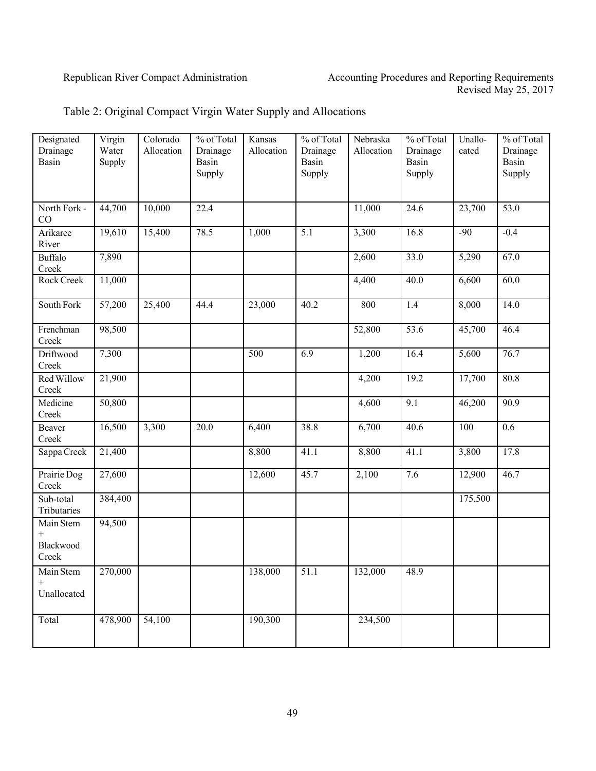Table 2: Original Compact Virgin Water Supply and Allocations

| Designated Drainage Basin | Virgin Water Supply | Colorado Allocation | % of Total Drainage Basin Supply | Kansas Allocation | % of Total Drainage Basin Supply | Nebraska Allocation | % of Total Drainage Basin Supply | Unallocated | % of Total Drainage Basin Supply |
|---|---|---|---|---|---|---|---|---|---|
| North Fork - CO | 44,700 | 10,000 | 22.4 | | | 11,000 | 24.6 | 23,700 | 53.0 |
| Arikaree River | 19,610 | 15,400 | 78.5 | 1,000 | 5.1 | 3,300 | 16.8 | -90 | -0.4 |
| Buffalo Creek | 7,890 | | | | | 2,600 | 33.0 | 5,290 | 67.0 |
| Rock Creek | 11,000 | | | | | 4,400 | 40.0 | 6,600 | 60.0 |
| South Fork | 57,200 | 25,400 | 44.4 | 23,000 | 40.2 | 800 | 1.4 | 8,000 | 14.0 |
| Frenchman Creek | 98,500 | | | | | 52,800 | 53.6 | 45,700 | 46.4 |
| Driftwood Creek | 7,300 | | | 500 | 6.9 | 1,200 | 16.4 | 5,600 | 76.7 |
| Red Willow Creek | 21,900 | | | | | 4,200 | 19.2 | 17,700 | 80.8 |
| Medicine Creek | 50,800 | | | | | 4,600 | 9.1 | 46,200 | 90.9 |
| Beaver Creek | 16,500 | 3,300 | 20.0 | 6,400 | 38.8 | 6,700 | 40.6 | 100 | 0.6 |
| Sappa Creek | 21,400 | | | 8,800 | 41.1 | 8,800 | 41.1 | 3,800 | 17.8 |
| Prairie Dog Creek | 27,600 | | | 12,600 | 45.7 | 2,100 | 7.6 | 12,900 | 46.7 |
| Sub-total Tributaries | 384,400 | | | | | | | 175,500 | |
| Main Stem + Blackwood Creek | 94,500 | | | | | | | | |
| Main Stem + Unallocated | 270,000 | | | 138,000 | 51.1 | 132,000 | 48.9 | | |
| Total | 478,900 | 54,100 | | 190,300 | | 234,500 | | | |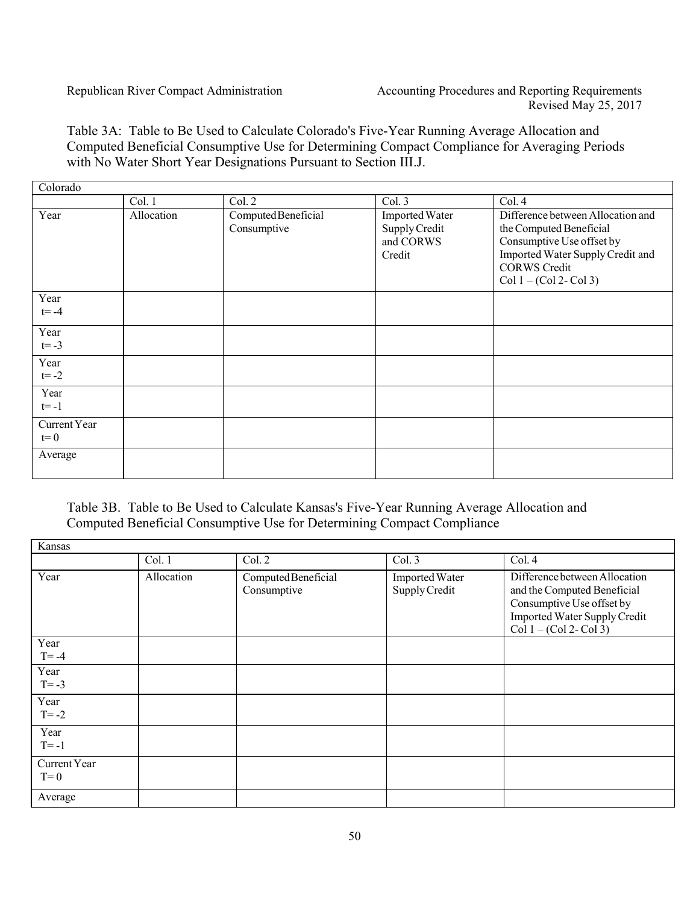Table 3A: Table to Be Used to Calculate Colorado's Five-Year Running Average Allocation and Computed Beneficial Consumptive Use for Determining Compact Compliance for Averaging Periods with No Water Short Year Designations Pursuant to Section III.J.

| Colorado | | | | |
|---|---|---|---|---|
| | Col. 1 | Col. 2 | Col. 3 | Col. 4 |
| Year | Allocation | Computed Beneficial Consumptive | Imported Water Supply Credit and CORWS Credit | Difference between Allocation and the Computed Beneficial Consumptive Use offset by Imported Water Supply Credit and CORWS Credit Col 1 – (Col 2- Col 3) |
| Year t= -4 | | | | |
| Year t= -3 | | | | |
| Year t= -2 | | | | |
| Year t= -1 | | | | |
| Current Year t= 0 | | | | |
| Average | | | | |

Table 3B. Table to Be Used to Calculate Kansas's Five-Year Running Average Allocation and Computed Beneficial Consumptive Use for Determining Compact Compliance

| Kansas | | | | |
|---|---|---|---|---|
| | Col. 1 | Col. 2 | Col. 3 | Col. 4 |
| Year | Allocation | Computed Beneficial Consumptive | Imported Water Supply Credit | Difference between Allocation and the Computed Beneficial Consumptive Use offset by Imported Water Supply Credit Col 1 – (Col 2- Col 3) |
| Year T= -4 | | | | |
| Year T= -3 | | | | |
| Year T= -2 | | | | |
| Year T= -1 | | | | |
| Current Year T= 0 | | | | |
| Average | | | | |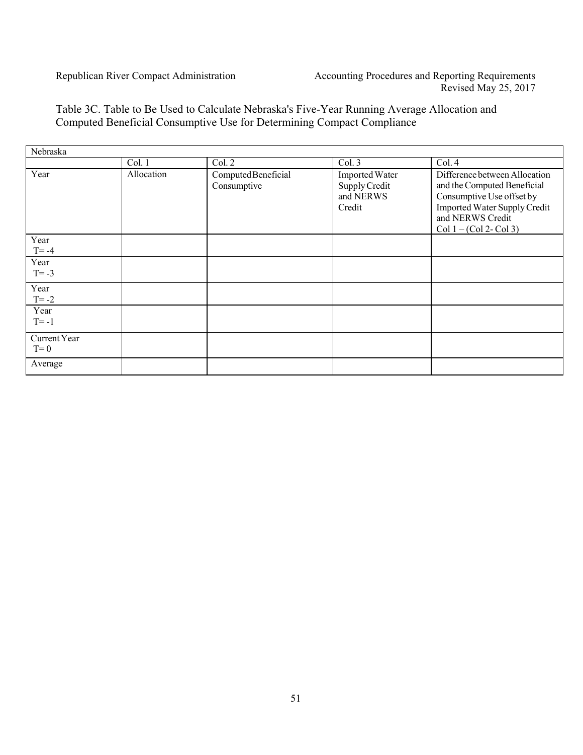Table 3C. Table to Be Used to Calculate Nebraska's Five-Year Running Average Allocation and Computed Beneficial Consumptive Use for Determining Compact Compliance

| Nebraska | | | | |
|---|---|---|---|---|
| | Col. 1 | Col. 2 | Col. 3 | Col. 4 |
| Year | Allocation | Computed Beneficial Consumptive | Imported Water Supply Credit and NERWS Credit | Difference between Allocation and the Computed Beneficial Consumptive Use offset by Imported Water Supply Credit and NERWS Credit Col 1 – (Col 2- Col 3) |
| Year T= -4 | | | | |
| Year T= -3 | | | | |
| Year T= -2 | | | | |
| Year T= -1 | | | | |
| Current Year T= 0 | | | | |
| Average | | | | |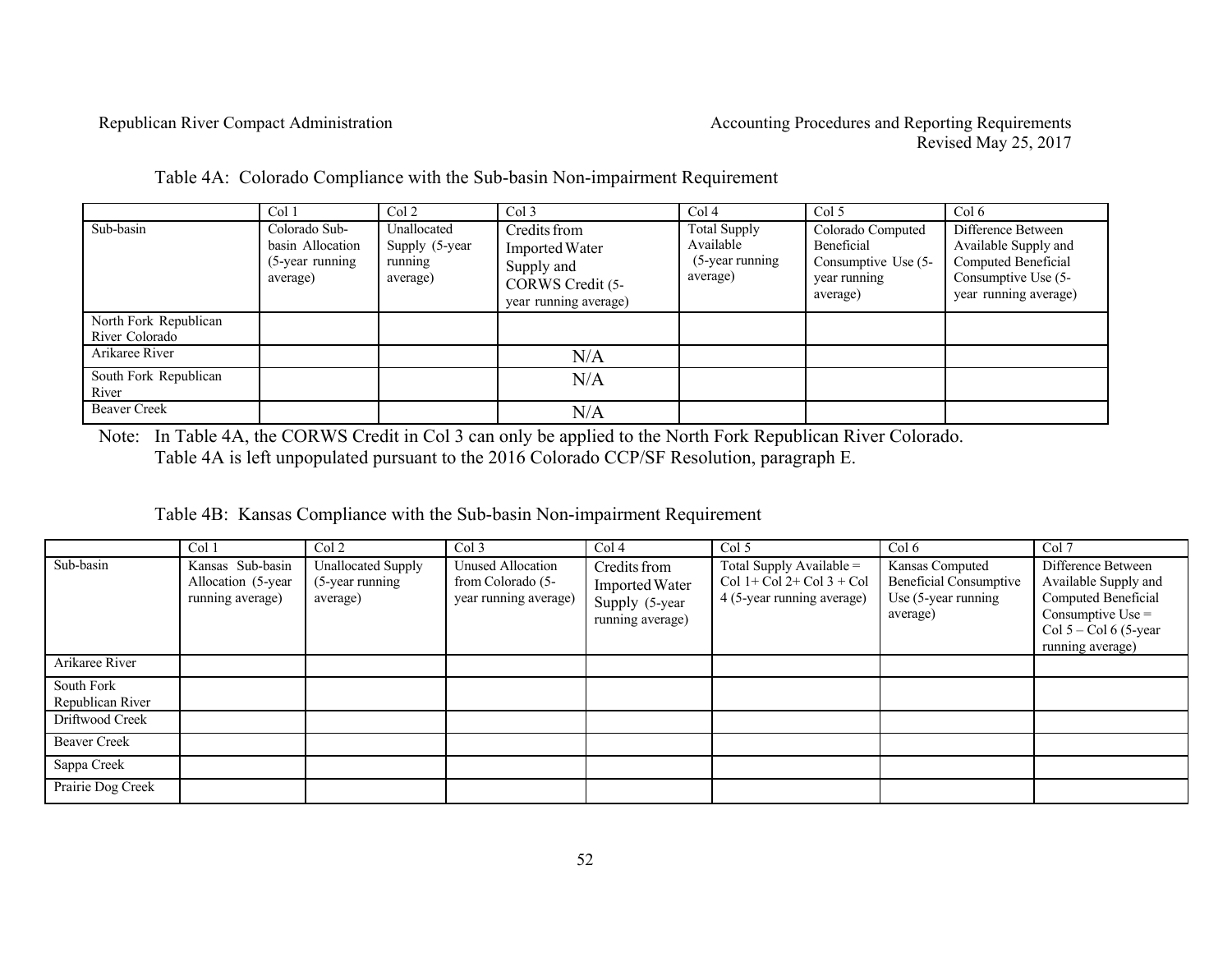Table 4A: Colorado Compliance with the Sub-basin Non-impairment Requirement

| | Col 1 | Col 2 | Col 3 | Col 4 | Col 5 | Col 6 |
|---|---|---|---|---|---|---|
| Sub-basin | Colorado Sub-basin Allocation (5-year running average) | Unallocated Supply (5-year running average) | Credits from Imported Water Supply and CORWS Credit (5-year running average) | Total Supply Available (5-year running average) | Colorado Computed Beneficial Consumptive Use (5-year running average) | Difference Between Available Supply and Computed Beneficial Consumptive Use (5-year running average) |
| North Fork Republican River Colorado | | | | | | |
| Arikaree River | | | N/A | | | |
| South Fork Republican River | | | N/A | | | |
| Beaver Creek | | | N/A | | | |

Note: In Table 4A, the CORWS Credit in Col 3 can only be applied to the North Fork Republican River Colorado.
Table 4A is left unpopulated pursuant to the 2016 Colorado CCP/SF Resolution, paragraph E.

Table 4B: Kansas Compliance with the Sub-basin Non-impairment Requirement

| | Col 1 | Col 2 | Col 3 | Col 4 | Col 5 | Col 6 | Col 7 |
|---|---|---|---|---|---|---|---|
| Sub-basin | Kansas Sub-basin Allocation (5-year running average) | Unallocated Supply (5-year running average) | Unused Allocation from Colorado (5-year running average) | Credits from Imported Water Supply (5-year running average) | Total Supply Available = Col 1+ Col 2+ Col 3 + Col 4 (5-year running average) | Kansas Computed Beneficial Consumptive Use (5-year running average) | Difference Between Available Supply and Computed Beneficial Consumptive Use = Col 5 – Col 6 (5-year running average) |
| Arikaree River | | | | | | | |
| South Fork Republican River | | | | | | | |
| Driftwood Creek | | | | | | | |
| Beaver Creek | | | | | | | |
| Sappa Creek | | | | | | | |
| Prairie Dog Creek | | | | | | | |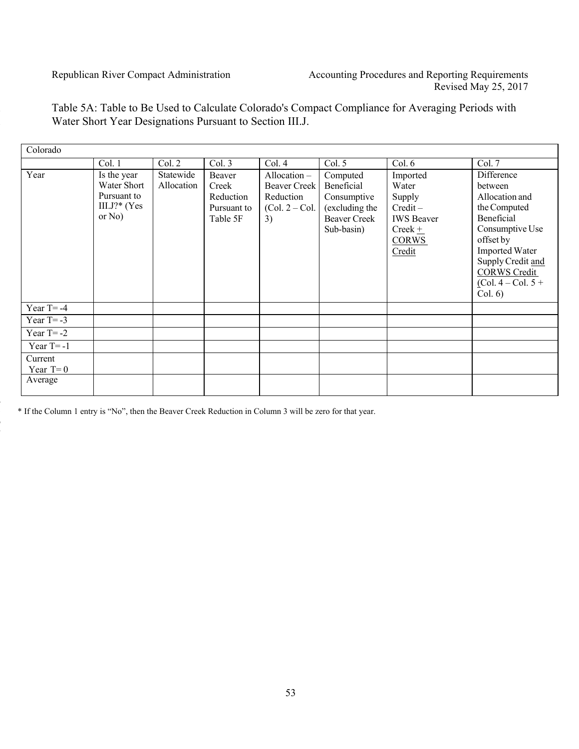Table 5A: Table to Be Used to Calculate Colorado's Compact Compliance for Averaging Periods with Water Short Year Designations Pursuant to Section III.J.

| Colorado | | | | | | | |
|---|---|---|---|---|---|---|---|
| | Col. 1 | Col. 2 | Col. 3 | Col. 4 | Col. 5 | Col. 6 | Col. 7 |
| Year | Is the year Water Short Pursuant to III.J?* (Yes or No) | Statewide Allocation | Beaver Creek Reduction Pursuant to Table 5F | Allocation – Beaver Creek Reduction (Col. 2 – Col. 3) | Computed Beneficial Consumptive (excluding the Beaver Creek Sub-basin) | Imported Water Supply Credit – IWS Beaver Creek + CORWS Credit | Difference between Allocation and the Computed Beneficial Consumptive Use offset by Imported Water Supply Credit and CORWS Credit (Col. 4 – Col. 5 + Col. 6) |
| Year T= -4 | | | | | | | |
| Year T= -3 | | | | | | | |
| Year T= -2 | | | | | | | |
| Year T= -1 | | | | | | | |
| Current Year T= 0 | | | | | | | |
| Average | | | | | | | |

* If the Column 1 entry is "No", then the Beaver Creek Reduction in Column 3 will be zero for that year.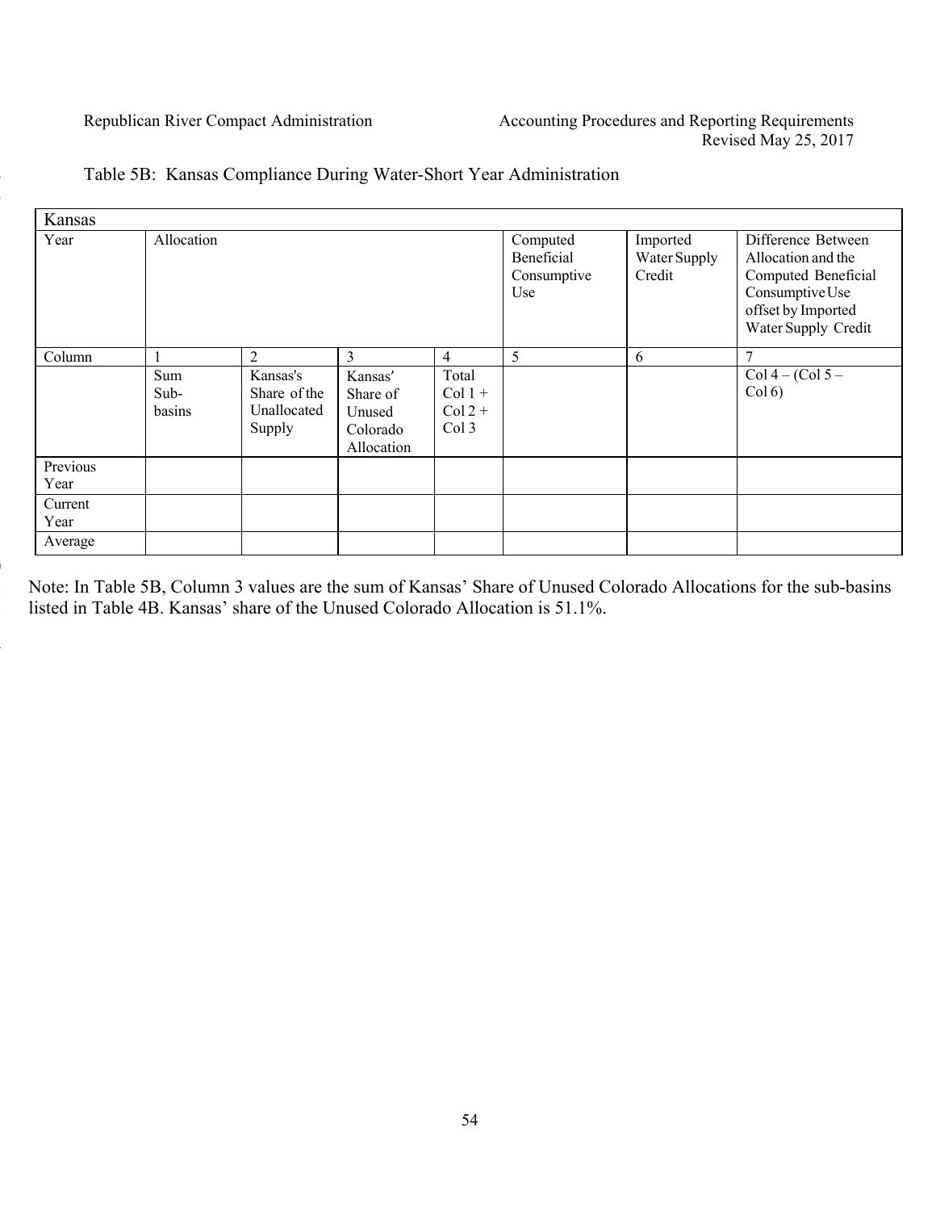Table 5B: Kansas Compliance During Water-Short Year Administration

| Kansas | | | | | | | |
|---|---|---|---|---|---|---|---|
| Year | Allocation | | | | Computed Beneficial Consumptive Use | Imported Water Supply Credit | Difference Between Allocation and the Computed Beneficial Consumptive Use offset by Imported Water Supply Credit |
| Column | 1 | 2 | 3 | 4 | 5 | 6 | 7 |
| | Sum Sub-basins | Kansas's Share of the Unallocated Supply | Kansas' Share of Unused Colorado Allocation | Total Col 1 + Col 2 + Col 3 | | | Col 4 – (Col 5 – Col 6) |
| Previous Year | | | | | | | |
| Current Year | | | | | | | |
| Average | | | | | | | |

Note: In Table 5B, Column 3 values are the sum of Kansas' Share of Unused Colorado Allocations for the sub-basins listed in Table 4B. Kansas' share of the Unused Colorado Allocation is 51.1%.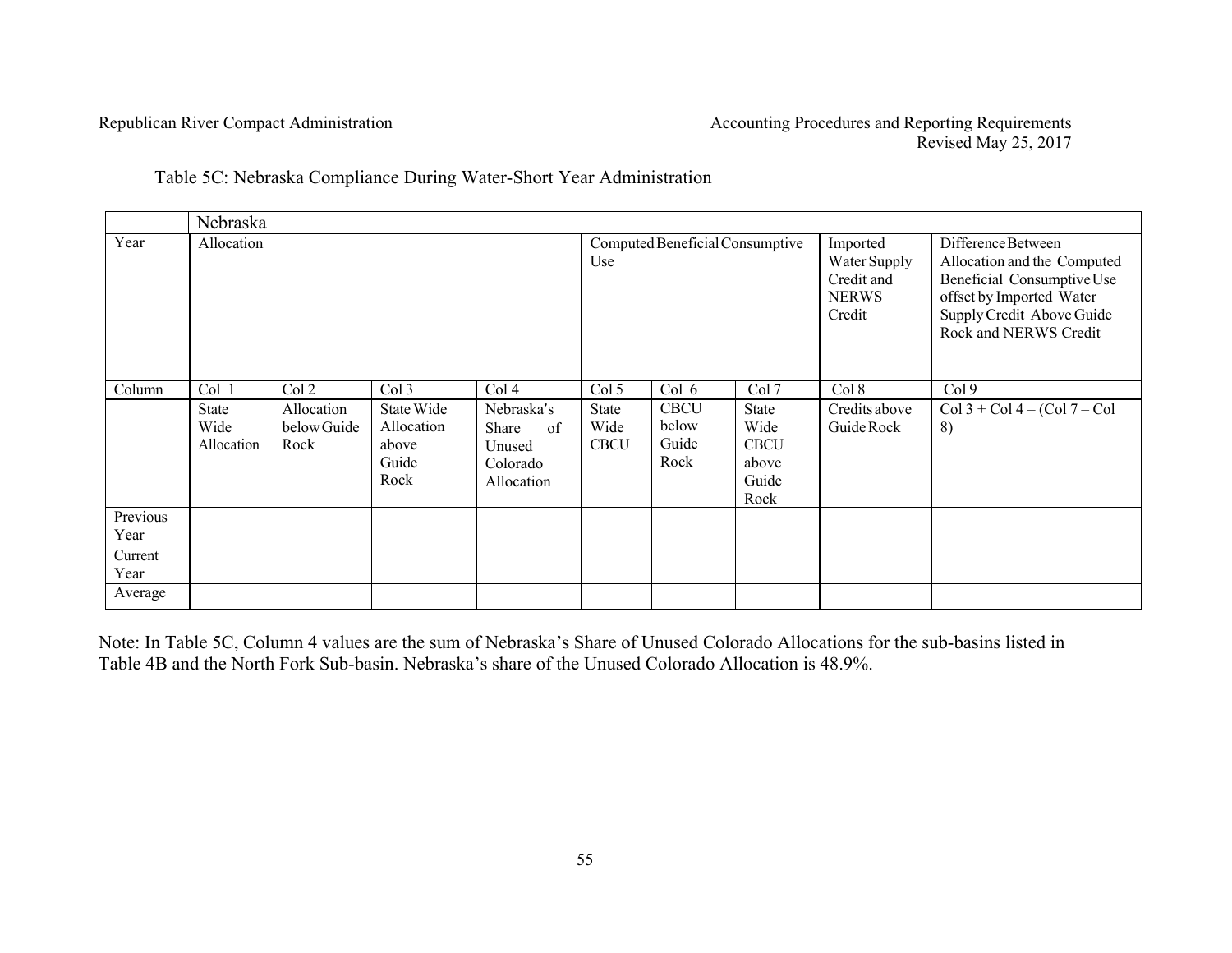Table 5C: Nebraska Compliance During Water-Short Year Administration

| | Nebraska | | | | | | | | |
|---|---|---|---|---|---|---|---|---|---|
| Year | Allocation | | | | Computed Beneficial Consumptive Use | | | Imported Water Supply Credit and NERWS Credit | Difference Between Allocation and the Computed Beneficial Consumptive Use offset by Imported Water Supply Credit Above Guide Rock and NERWS Credit |
| Column | Col 1 | Col 2 | Col 3 | Col 4 | Col 5 | Col 6 | Col 7 | Col 8 | Col 9 |
| | State Wide Allocation | Allocation below Guide Rock | State Wide Allocation above Guide Rock | Nebraska's Share of Unused Colorado Allocation | State Wide CBCU | CBCU below Guide Rock | State Wide CBCU above Guide Rock | Credits above Guide Rock | Col 3 + Col 4 – (Col 7 – Col 8) |
| Previous Year | | | | | | | | | |
| Current Year | | | | | | | | | |
| Average | | | | | | | | | |

Note: In Table 5C, Column 4 values are the sum of Nebraska's Share of Unused Colorado Allocations for the sub-basins listed in Table 4B and the North Fork Sub-basin. Nebraska's share of the Unused Colorado Allocation is 48.9%.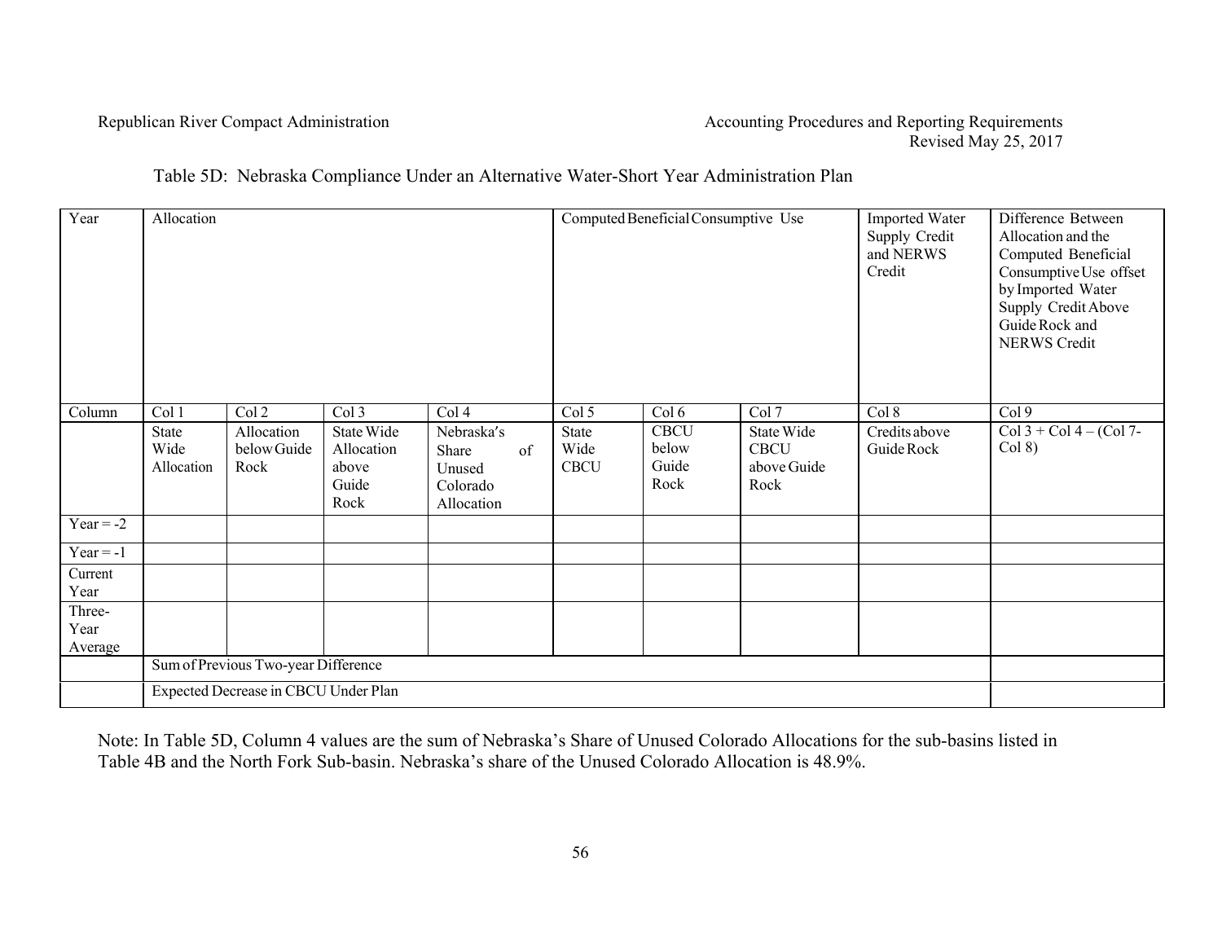Table 5D: Nebraska Compliance Under an Alternative Water-Short Year Administration Plan

| Year | Allocation | | | | Computed Beneficial Consumptive Use | | | Imported Water Supply Credit and NERWS Credit | Difference Between Allocation and the Computed Beneficial Consumptive Use offset by Imported Water Supply Credit Above Guide Rock and NERWS Credit |
|---|---|---|---|---|---|---|---|---|---|
| Column | Col 1 | Col 2 | Col 3 | Col 4 | Col 5 | Col 6 | Col 7 | Col 8 | Col 9 |
| | State Wide Allocation | Allocation below Guide Rock | State Wide Allocation above Guide Rock | Nebraska's Share of Unused Colorado Allocation | State Wide CBCU | CBCU below Guide Rock | State Wide CBCU above Guide Rock | Credits above Guide Rock | Col 3 + Col 4 – (Col 7- Col 8) |
| Year = -2 | | | | | | | | | |
| Year = -1 | | | | | | | | | |
| Current Year | | | | | | | | | |
| Three-Year Average | | | | | | | | | |
| | Sum of Previous Two-year Difference | | | | | | | | |
| | Expected Decrease in CBCU Under Plan | | | | | | | | |

Note: In Table 5D, Column 4 values are the sum of Nebraska's Share of Unused Colorado Allocations for the sub-basins listed in Table 4B and the North Fork Sub-basin. Nebraska's share of the Unused Colorado Allocation is 48.9%.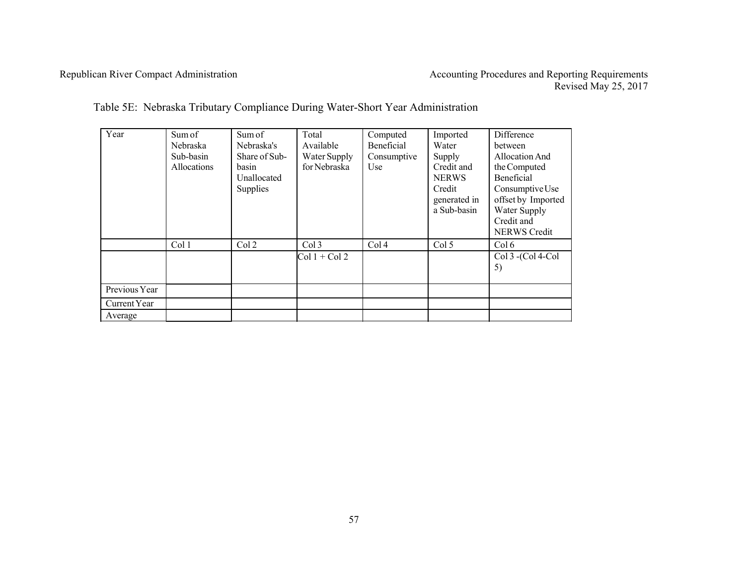Table 5E: Nebraska Tributary Compliance During Water-Short Year Administration

| Year | Sum of Nebraska Sub-basin Allocations | Sum of Nebraska's Share of Sub-basin Unallocated Supplies | Total Available Water Supply for Nebraska | Computed Beneficial Consumptive Use | Imported Water Supply Credit and NERWS Credit generated in a Sub-basin | Difference between Allocation And the Computed Beneficial Consumptive Use offset by Imported Water Supply Credit and NERWS Credit |
|---|---|---|---|---|---|---|
| | Col 1 | Col 2 | Col 3 | Col 4 | Col 5 | Col 6 |
| | | | Col 1 + Col 2 | | | Col 3 -(Col 4-Col 5) |
| Previous Year | | | | | | |
| Current Year | | | | | | |
| Average | | | | | | |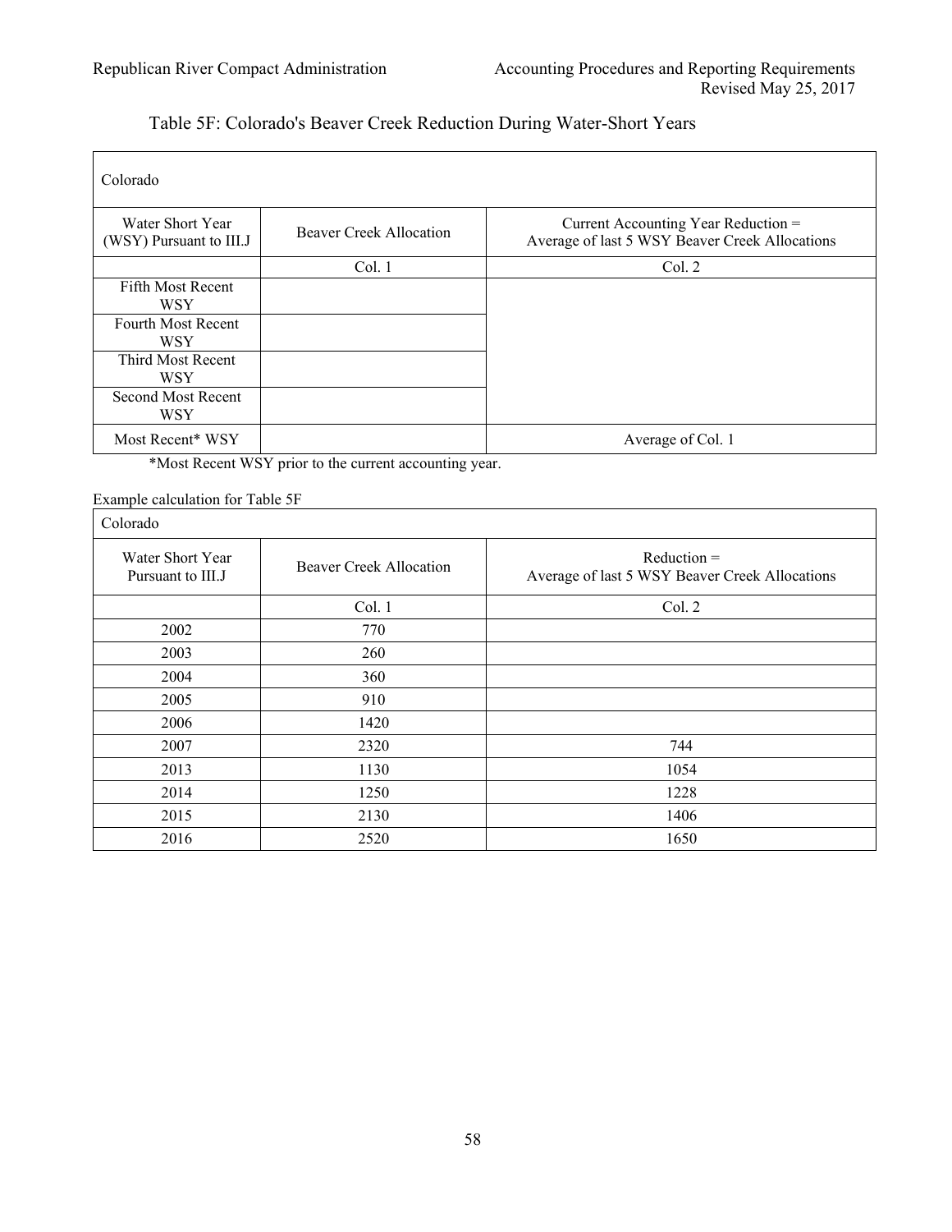## Table 5F: Colorado's Beaver Creek Reduction During Water-Short Years

| Colorado | | |
|---|---|---|
| Water Short Year (WSY) Pursuant to III.J | Beaver Creek Allocation | Current Accounting Year Reduction = Average of last 5 WSY Beaver Creek Allocations |
| | Col. 1 | Col. 2 |
| Fifth Most Recent WSY | | |
| Fourth Most Recent WSY | | |
| Third Most Recent WSY | | |
| Second Most Recent WSY | | |
| Most Recent* WSY | | Average of Col. 1 |

*Most Recent WSY prior to the current accounting year.

Example calculation for Table 5F

| Colorado | | |
|---|---|---|
| Water Short Year Pursuant to III.J | Beaver Creek Allocation | Reduction = Average of last 5 WSY Beaver Creek Allocations |
| | Col. 1 | Col. 2 |
| 2002 | 770 | |
| 2003 | 260 | |
| 2004 | 360 | |
| 2005 | 910 | |
| 2006 | 1420 | |
| 2007 | 2320 | 744 |
| 2013 | 1130 | 1054 |
| 2014 | 1250 | 1228 |
| 2015 | 2130 | 1406 |
| 2016 | 2520 | 1650 |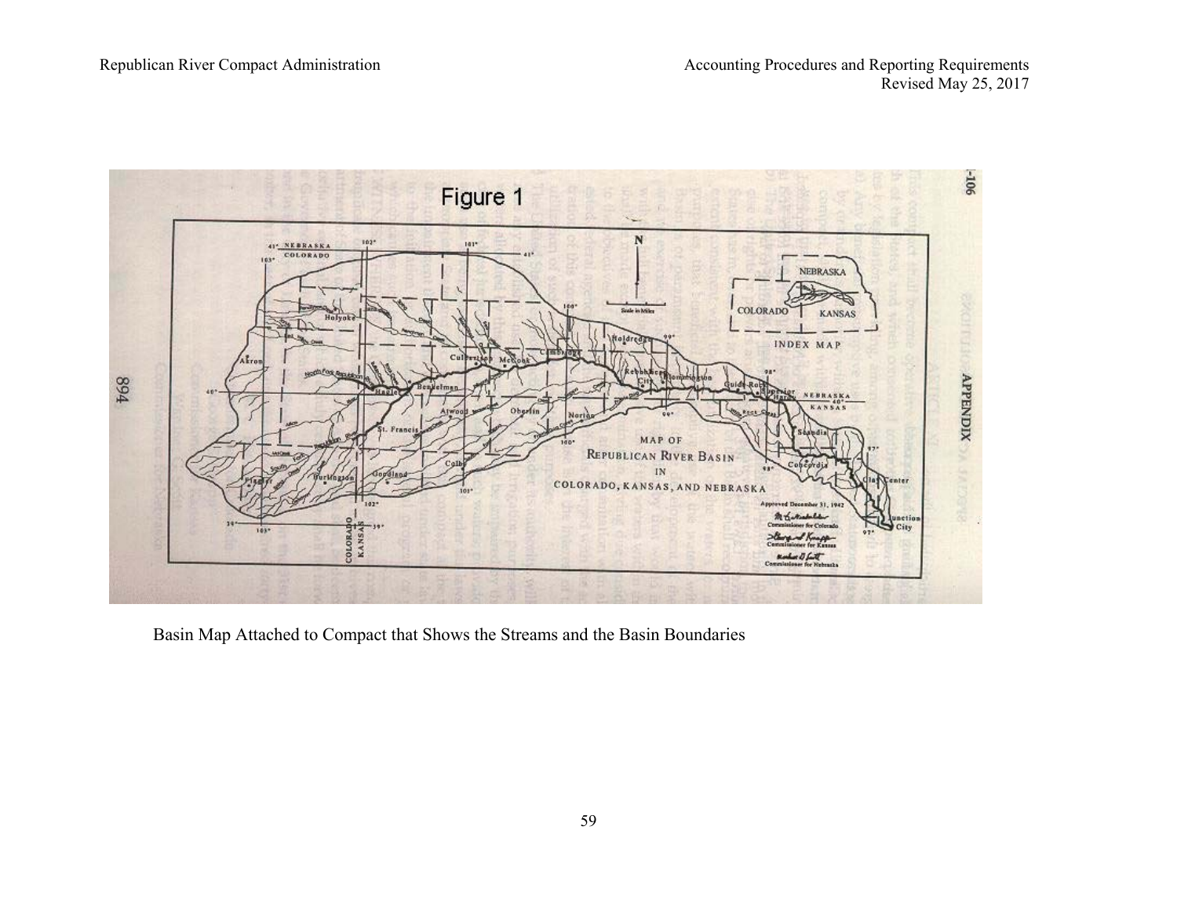Basin Map Attached to Compact that Shows the Streams and the Basin Boundaries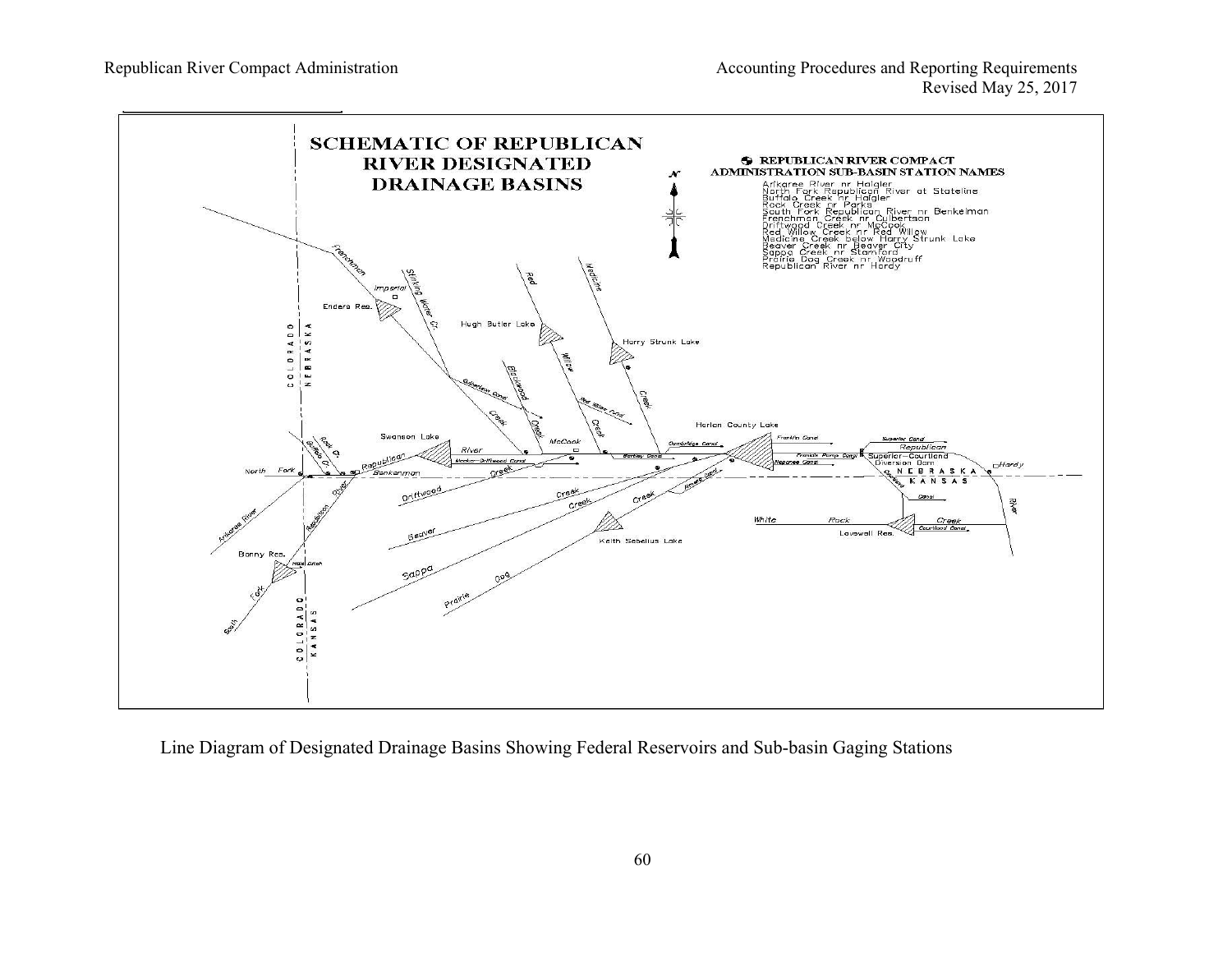**SCHEMATIC OF REPUBLICAN RIVER DESIGNATED DRAINAGE BASINS**

**REPUBLICAN RIVER COMPACT ADMINISTRATION SUB-BASIN STATION NAMES**

- Arikaree River nr Haigler
- North Fork Republican River at Stateline
- Buffalo Creek nr Haigler
- Rock Creek nr Parks
- South Fork Republican River nr Benkelman
- Frenchman Creek nr Culbertson
- Driftwood Creek nr McCook
- Red Willow Creek nr Red Willow
- Medicine Creek below Harry Strunk Lake
- Beaver Creek nr Beaver City
- Sappa Creek nr Stamford
- Prairie Dog Creek nr Woodruff
- Republican River nr Hardy

Line Diagram of Designated Drainage Basins Showing Federal Reservoirs and Sub-basin Gaging Stations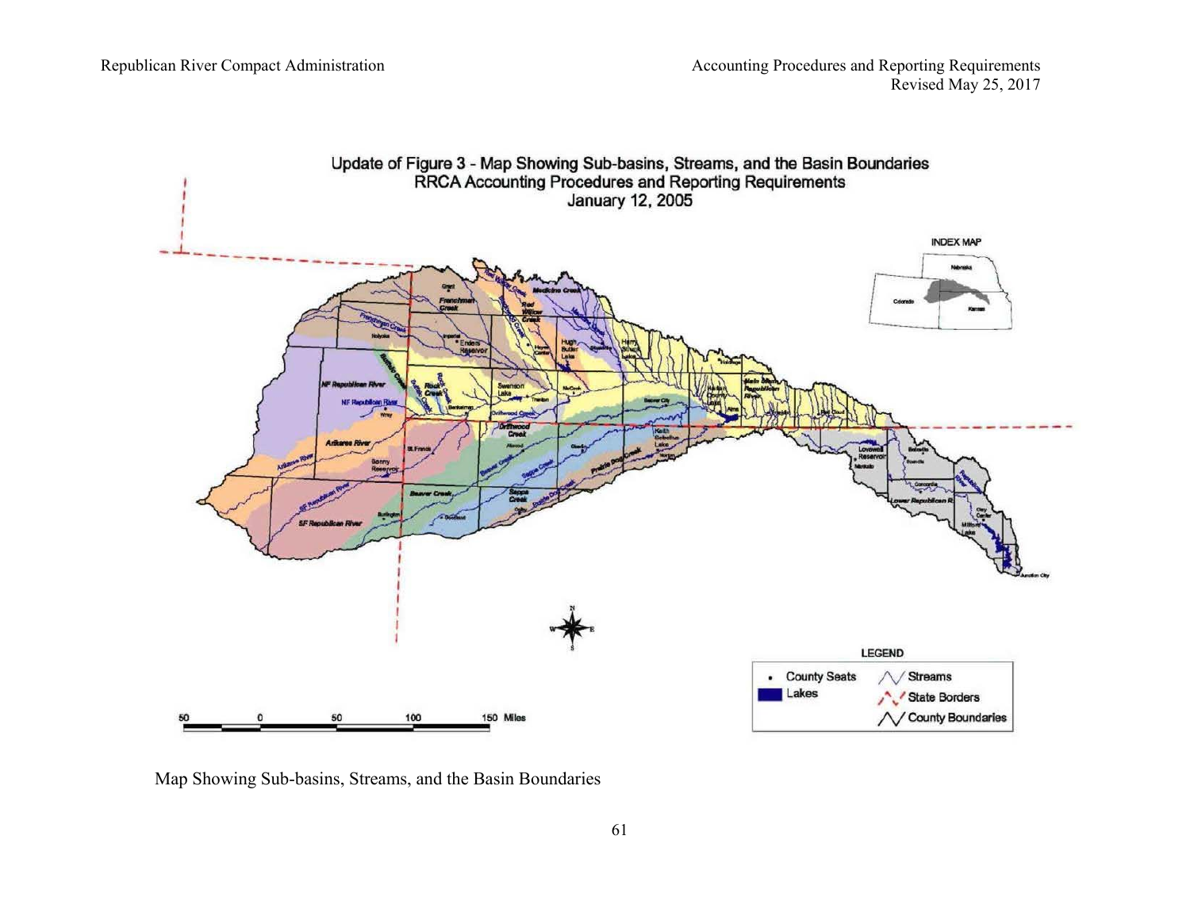Update of Figure 3 - Map Showing Sub-basins, Streams, and the Basin Boundaries
RRCA Accounting Procedures and Reporting Requirements
January 12, 2005

Map Showing Sub-basins, Streams, and the Basin Boundaries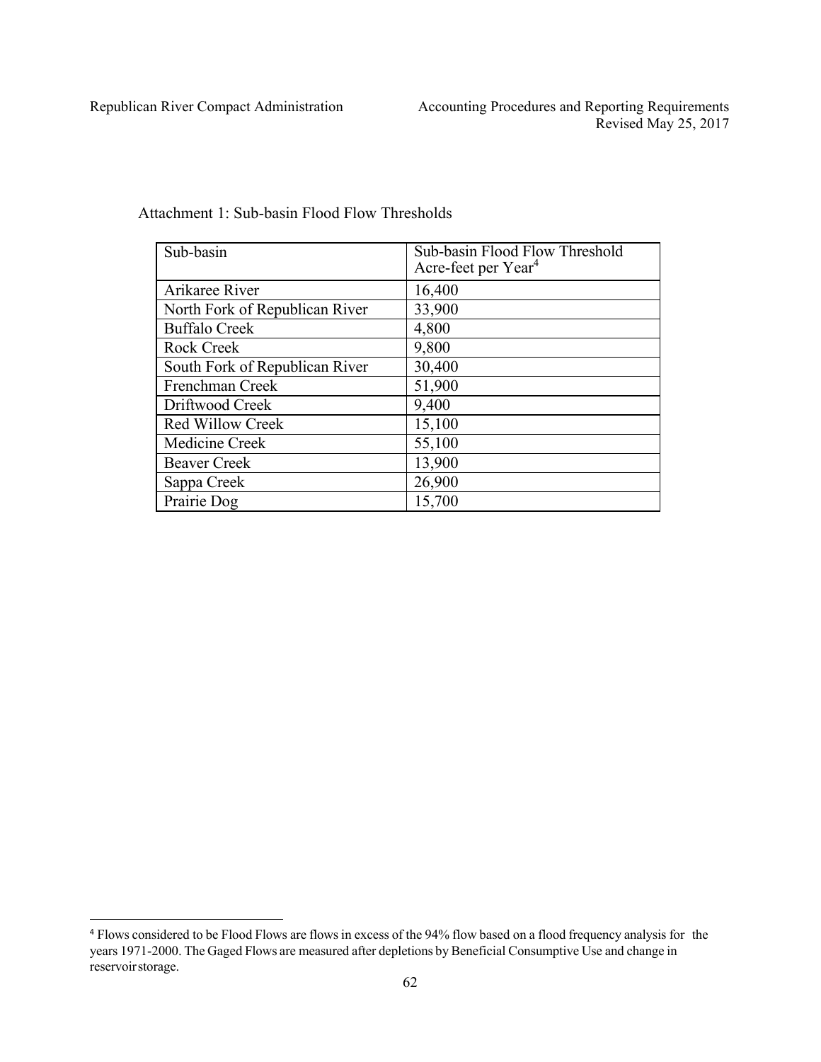Attachment 1: Sub-basin Flood Flow Thresholds

| Sub-basin | Sub-basin Flood Flow Threshold Acre-feet per Year[4] |
|---|---|
| Arikaree River | 16,400 |
| North Fork of Republican River | 33,900 |
| Buffalo Creek | 4,800 |
| Rock Creek | 9,800 |
| South Fork of Republican River | 30,400 |
| Frenchman Creek | 51,900 |
| Driftwood Creek | 9,400 |
| Red Willow Creek | 15,100 |
| Medicine Creek | 55,100 |
| Beaver Creek | 13,900 |
| Sappa Creek | 26,900 |
| Prairie Dog | 15,700 |

[4] Flows considered to be Flood Flows are flows in excess of the 94% flow based on a flood frequency analysis for the years 1971-2000. The Gaged Flows are measured after depletions by Beneficial Consumptive Use and change in reservoir storage.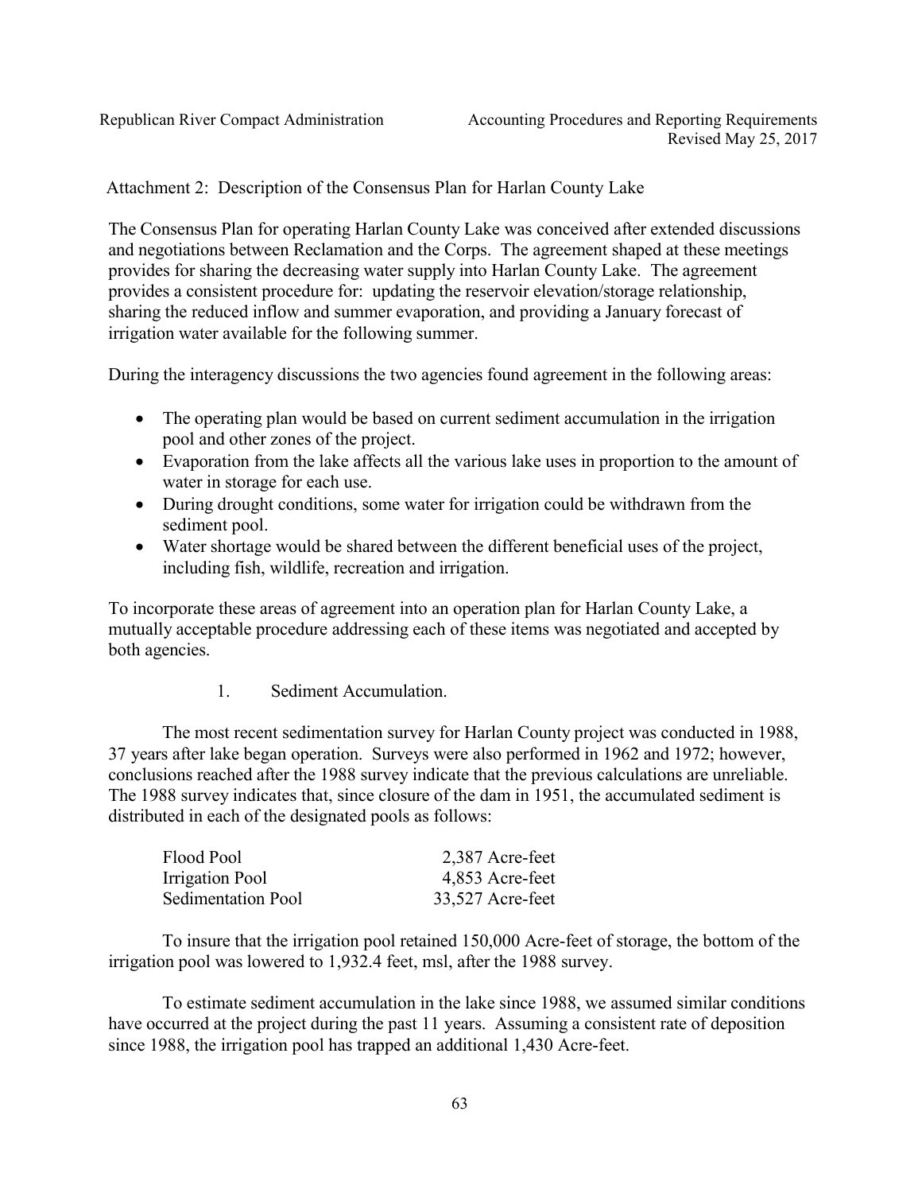Attachment 2: Description of the Consensus Plan for Harlan County Lake

The Consensus Plan for operating Harlan County Lake was conceived after extended discussions and negotiations between Reclamation and the Corps. The agreement shaped at these meetings provides for sharing the decreasing water supply into Harlan County Lake. The agreement provides a consistent procedure for: updating the reservoir elevation/storage relationship, sharing the reduced inflow and summer evaporation, and providing a January forecast of irrigation water available for the following summer.

During the interagency discussions the two agencies found agreement in the following areas:

- The operating plan would be based on current sediment accumulation in the irrigation pool and other zones of the project.
- Evaporation from the lake affects all the various lake uses in proportion to the amount of water in storage for each use.
- During drought conditions, some water for irrigation could be withdrawn from the sediment pool.
- Water shortage would be shared between the different beneficial uses of the project, including fish, wildlife, recreation and irrigation.

To incorporate these areas of agreement into an operation plan for Harlan County Lake, a mutually acceptable procedure addressing each of these items was negotiated and accepted by both agencies.

1. Sediment Accumulation.

The most recent sedimentation survey for Harlan County project was conducted in 1988, 37 years after lake began operation. Surveys were also performed in 1962 and 1972; however, conclusions reached after the 1988 survey indicate that the previous calculations are unreliable. The 1988 survey indicates that, since closure of the dam in 1951, the accumulated sediment is distributed in each of the designated pools as follows:

| | |
|---|---|
| Flood Pool | 2,387 Acre-feet |
| Irrigation Pool | 4,853 Acre-feet |
| Sedimentation Pool | 33,527 Acre-feet |

To insure that the irrigation pool retained 150,000 Acre-feet of storage, the bottom of the irrigation pool was lowered to 1,932.4 feet, msl, after the 1988 survey.

To estimate sediment accumulation in the lake since 1988, we assumed similar conditions have occurred at the project during the past 11 years. Assuming a consistent rate of deposition since 1988, the irrigation pool has trapped an additional 1,430 Acre-feet.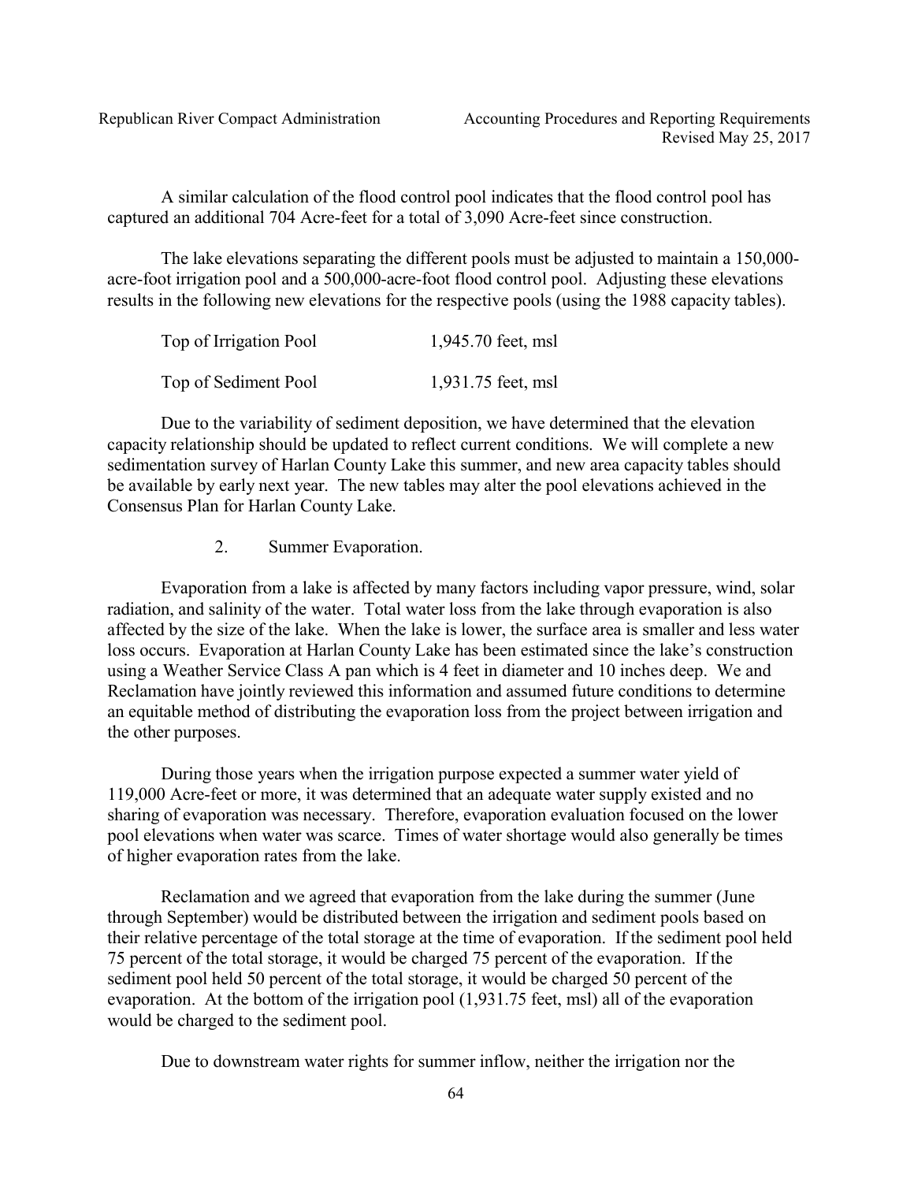A similar calculation of the flood control pool indicates that the flood control pool has captured an additional 704 Acre-feet for a total of 3,090 Acre-feet since construction.

The lake elevations separating the different pools must be adjusted to maintain a 150,000-acre-foot irrigation pool and a 500,000-acre-foot flood control pool. Adjusting these elevations results in the following new elevations for the respective pools (using the 1988 capacity tables).

| | |
|---|---|
| Top of Irrigation Pool | 1,945.70 feet, msl |
| Top of Sediment Pool | 1,931.75 feet, msl |

Due to the variability of sediment deposition, we have determined that the elevation capacity relationship should be updated to reflect current conditions. We will complete a new sedimentation survey of Harlan County Lake this summer, and new area capacity tables should be available by early next year. The new tables may alter the pool elevations achieved in the Consensus Plan for Harlan County Lake.

2. Summer Evaporation.

Evaporation from a lake is affected by many factors including vapor pressure, wind, solar radiation, and salinity of the water. Total water loss from the lake through evaporation is also affected by the size of the lake. When the lake is lower, the surface area is smaller and less water loss occurs. Evaporation at Harlan County Lake has been estimated since the lake's construction using a Weather Service Class A pan which is 4 feet in diameter and 10 inches deep. We and Reclamation have jointly reviewed this information and assumed future conditions to determine an equitable method of distributing the evaporation loss from the project between irrigation and the other purposes.

During those years when the irrigation purpose expected a summer water yield of 119,000 Acre-feet or more, it was determined that an adequate water supply existed and no sharing of evaporation was necessary. Therefore, evaporation evaluation focused on the lower pool elevations when water was scarce. Times of water shortage would also generally be times of higher evaporation rates from the lake.

Reclamation and we agreed that evaporation from the lake during the summer (June through September) would be distributed between the irrigation and sediment pools based on their relative percentage of the total storage at the time of evaporation. If the sediment pool held 75 percent of the total storage, it would be charged 75 percent of the evaporation. If the sediment pool held 50 percent of the total storage, it would be charged 50 percent of the evaporation. At the bottom of the irrigation pool (1,931.75 feet, msl) all of the evaporation would be charged to the sediment pool.

Due to downstream water rights for summer inflow, neither the irrigation nor the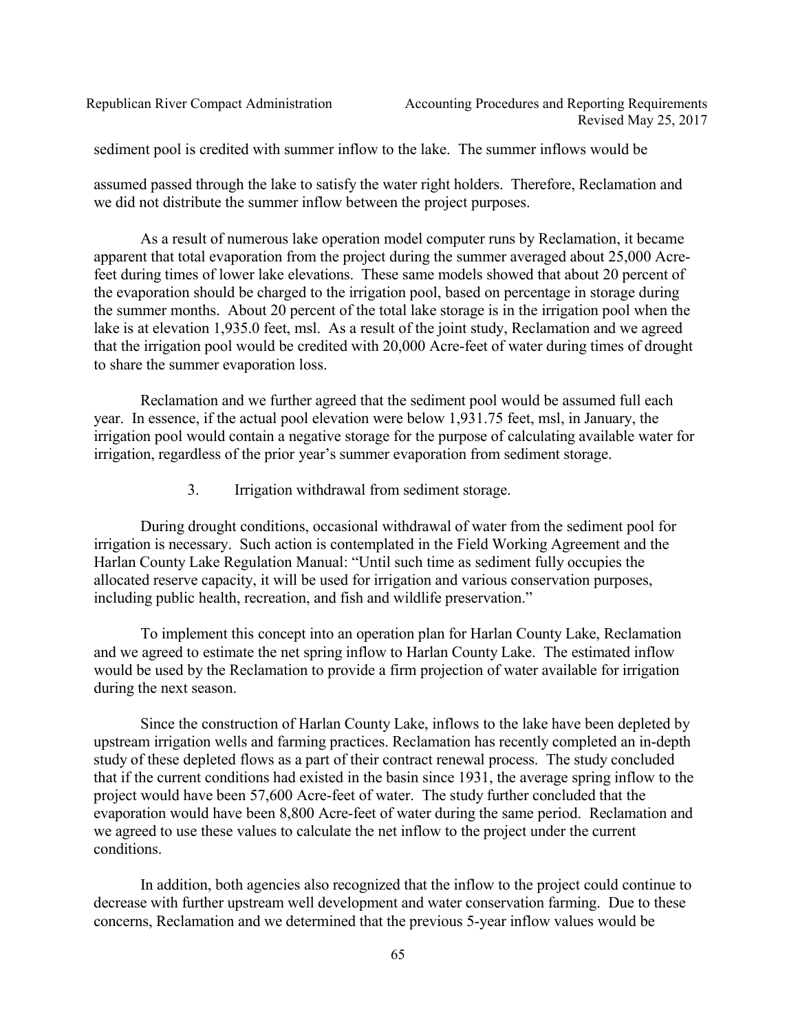sediment pool is credited with summer inflow to the lake. The summer inflows would be

assumed passed through the lake to satisfy the water right holders. Therefore, Reclamation and we did not distribute the summer inflow between the project purposes.

As a result of numerous lake operation model computer runs by Reclamation, it became apparent that total evaporation from the project during the summer averaged about 25,000 Acre-feet during times of lower lake elevations. These same models showed that about 20 percent of the evaporation should be charged to the irrigation pool, based on percentage in storage during the summer months. About 20 percent of the total lake storage is in the irrigation pool when the lake is at elevation 1,935.0 feet, msl. As a result of the joint study, Reclamation and we agreed that the irrigation pool would be credited with 20,000 Acre-feet of water during times of drought to share the summer evaporation loss.

Reclamation and we further agreed that the sediment pool would be assumed full each year. In essence, if the actual pool elevation were below 1,931.75 feet, msl, in January, the irrigation pool would contain a negative storage for the purpose of calculating available water for irrigation, regardless of the prior year's summer evaporation from sediment storage.

3. Irrigation withdrawal from sediment storage.

During drought conditions, occasional withdrawal of water from the sediment pool for irrigation is necessary. Such action is contemplated in the Field Working Agreement and the Harlan County Lake Regulation Manual: "Until such time as sediment fully occupies the allocated reserve capacity, it will be used for irrigation and various conservation purposes, including public health, recreation, and fish and wildlife preservation."

To implement this concept into an operation plan for Harlan County Lake, Reclamation and we agreed to estimate the net spring inflow to Harlan County Lake. The estimated inflow would be used by the Reclamation to provide a firm projection of water available for irrigation during the next season.

Since the construction of Harlan County Lake, inflows to the lake have been depleted by upstream irrigation wells and farming practices. Reclamation has recently completed an in-depth study of these depleted flows as a part of their contract renewal process. The study concluded that if the current conditions had existed in the basin since 1931, the average spring inflow to the project would have been 57,600 Acre-feet of water. The study further concluded that the evaporation would have been 8,800 Acre-feet of water during the same period. Reclamation and we agreed to use these values to calculate the net inflow to the project under the current conditions.

In addition, both agencies also recognized that the inflow to the project could continue to decrease with further upstream well development and water conservation farming. Due to these concerns, Reclamation and we determined that the previous 5-year inflow values would be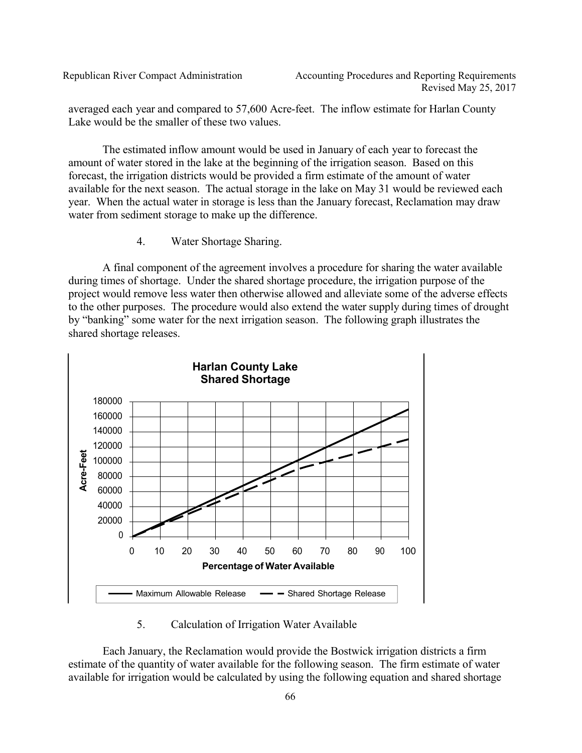averaged each year and compared to 57,600 Acre-feet. The inflow estimate for Harlan County Lake would be the smaller of these two values.

The estimated inflow amount would be used in January of each year to forecast the amount of water stored in the lake at the beginning of the irrigation season. Based on this forecast, the irrigation districts would be provided a firm estimate of the amount of water available for the next season. The actual storage in the lake on May 31 would be reviewed each year. When the actual water in storage is less than the January forecast, Reclamation may draw water from sediment storage to make up the difference.

4. Water Shortage Sharing.

A final component of the agreement involves a procedure for sharing the water available during times of shortage. Under the shared shortage procedure, the irrigation purpose of the project would remove less water then otherwise allowed and alleviate some of the adverse effects to the other purposes. The procedure would also extend the water supply during times of drought by "banking" some water for the next irrigation season. The following graph illustrates the shared shortage releases.

5. Calculation of Irrigation Water Available

Each January, the Reclamation would provide the Bostwick irrigation districts a firm estimate of the quantity of water available for the following season. The firm estimate of water available for irrigation would be calculated by using the following equation and shared shortage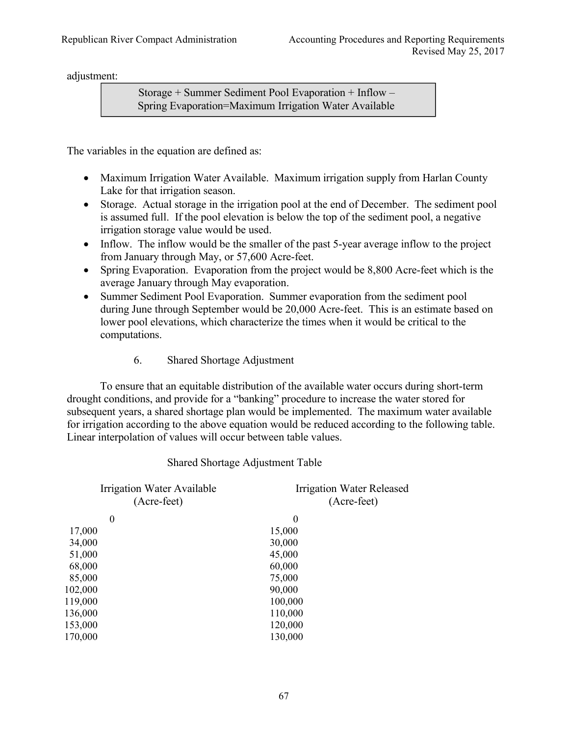adjustment:

> Storage + Summer Sediment Pool Evaporation + Inflow – Spring Evaporation=Maximum Irrigation Water Available

The variables in the equation are defined as:

- Maximum Irrigation Water Available. Maximum irrigation supply from Harlan County Lake for that irrigation season.
- Storage. Actual storage in the irrigation pool at the end of December. The sediment pool is assumed full. If the pool elevation is below the top of the sediment pool, a negative irrigation storage value would be used.
- Inflow. The inflow would be the smaller of the past 5-year average inflow to the project from January through May, or 57,600 Acre-feet.
- Spring Evaporation. Evaporation from the project would be 8,800 Acre-feet which is the average January through May evaporation.
- Summer Sediment Pool Evaporation. Summer evaporation from the sediment pool during June through September would be 20,000 Acre-feet. This is an estimate based on lower pool elevations, which characterize the times when it would be critical to the computations.

6. Shared Shortage Adjustment

To ensure that an equitable distribution of the available water occurs during short-term drought conditions, and provide for a "banking" procedure to increase the water stored for subsequent years, a shared shortage plan would be implemented. The maximum water available for irrigation according to the above equation would be reduced according to the following table. Linear interpolation of values will occur between table values.

Shared Shortage Adjustment Table

| Irrigation Water Available (Acre-feet) | Irrigation Water Released (Acre-feet) |
|---|---|
| 0 | 0 |
| 17,000 | 15,000 |
| 34,000 | 30,000 |
| 51,000 | 45,000 |
| 68,000 | 60,000 |
| 85,000 | 75,000 |
| 102,000 | 90,000 |
| 119,000 | 100,000 |
| 136,000 | 110,000 |
| 153,000 | 120,000 |
| 170,000 | 130,000 |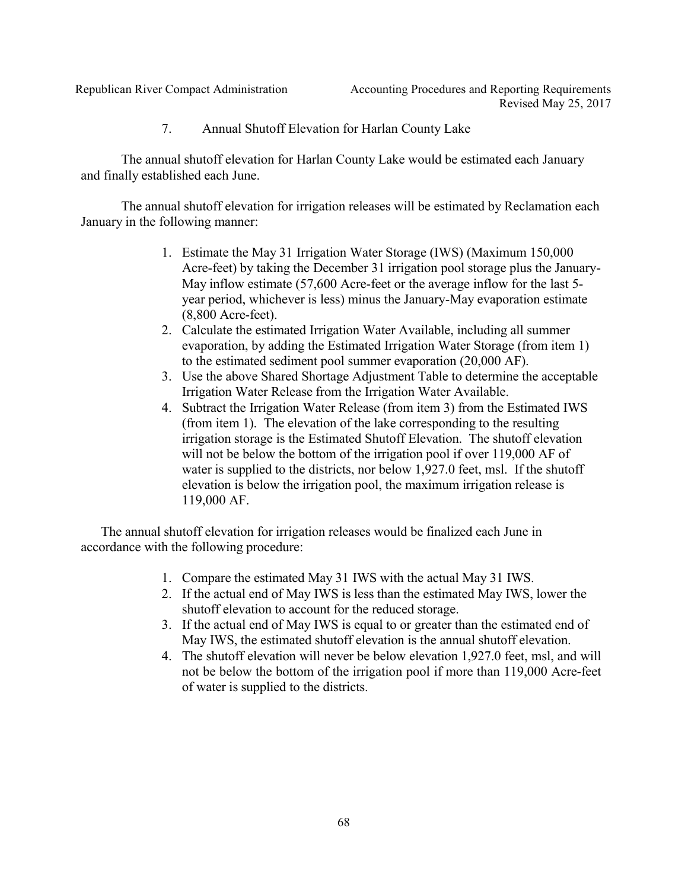7. Annual Shutoff Elevation for Harlan County Lake

The annual shutoff elevation for Harlan County Lake would be estimated each January and finally established each June.

The annual shutoff elevation for irrigation releases will be estimated by Reclamation each January in the following manner:

1. Estimate the May 31 Irrigation Water Storage (IWS) (Maximum 150,000 Acre-feet) by taking the December 31 irrigation pool storage plus the January-May inflow estimate (57,600 Acre-feet or the average inflow for the last 5-year period, whichever is less) minus the January-May evaporation estimate (8,800 Acre-feet).
2. Calculate the estimated Irrigation Water Available, including all summer evaporation, by adding the Estimated Irrigation Water Storage (from item 1) to the estimated sediment pool summer evaporation (20,000 AF).
3. Use the above Shared Shortage Adjustment Table to determine the acceptable Irrigation Water Release from the Irrigation Water Available.
4. Subtract the Irrigation Water Release (from item 3) from the Estimated IWS (from item 1). The elevation of the lake corresponding to the resulting irrigation storage is the Estimated Shutoff Elevation. The shutoff elevation will not be below the bottom of the irrigation pool if over 119,000 AF of water is supplied to the districts, nor below 1,927.0 feet, msl. If the shutoff elevation is below the irrigation pool, the maximum irrigation release is 119,000 AF.

The annual shutoff elevation for irrigation releases would be finalized each June in accordance with the following procedure:

1. Compare the estimated May 31 IWS with the actual May 31 IWS.
2. If the actual end of May IWS is less than the estimated May IWS, lower the shutoff elevation to account for the reduced storage.
3. If the actual end of May IWS is equal to or greater than the estimated end of May IWS, the estimated shutoff elevation is the annual shutoff elevation.
4. The shutoff elevation will never be below elevation 1,927.0 feet, msl, and will not be below the bottom of the irrigation pool if more than 119,000 Acre-feet of water is supplied to the districts.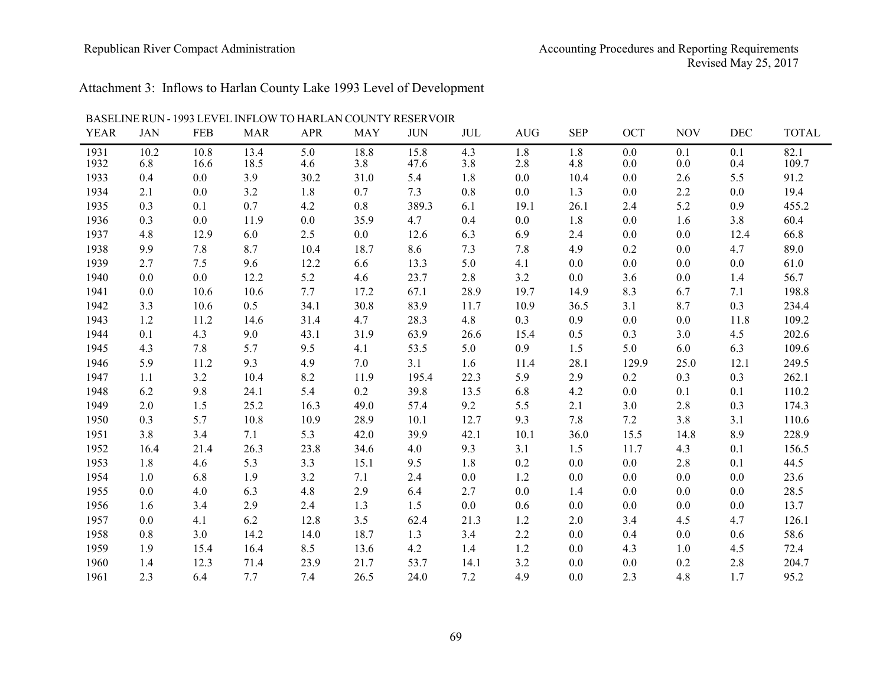Attachment 3: Inflows to Harlan County Lake 1993 Level of Development

BASELINE RUN - 1993 LEVEL INFLOW TO HARLAN COUNTY RESERVOIR

| YEAR | JAN | FEB | MAR | APR | MAY | JUN | JUL | AUG | SEP | OCT | NOV | DEC | TOTAL |
|---|---|---|---|---|---|---|---|---|---|---|---|---|---|
| 1931 | 10.2 | 10.8 | 13.4 | 5.0 | 18.8 | 15.8 | 4.3 | 1.8 | 1.8 | 0.0 | 0.1 | 0.1 | 82.1 |
| 1932 | 6.8 | 16.6 | 18.5 | 4.6 | 3.8 | 47.6 | 3.8 | 2.8 | 4.8 | 0.0 | 0.0 | 0.4 | 109.7 |
| 1933 | 0.4 | 0.0 | 3.9 | 30.2 | 31.0 | 5.4 | 1.8 | 0.0 | 10.4 | 0.0 | 2.6 | 5.5 | 91.2 |
| 1934 | 2.1 | 0.0 | 3.2 | 1.8 | 0.7 | 7.3 | 0.8 | 0.0 | 1.3 | 0.0 | 2.2 | 0.0 | 19.4 |
| 1935 | 0.3 | 0.1 | 0.7 | 4.2 | 0.8 | 389.3 | 6.1 | 19.1 | 26.1 | 2.4 | 5.2 | 0.9 | 455.2 |
| 1936 | 0.3 | 0.0 | 11.9 | 0.0 | 35.9 | 4.7 | 0.4 | 0.0 | 1.8 | 0.0 | 1.6 | 3.8 | 60.4 |
| 1937 | 4.8 | 12.9 | 6.0 | 2.5 | 0.0 | 12.6 | 6.3 | 6.9 | 2.4 | 0.0 | 0.0 | 12.4 | 66.8 |
| 1938 | 9.9 | 7.8 | 8.7 | 10.4 | 18.7 | 8.6 | 7.3 | 7.8 | 4.9 | 0.2 | 0.0 | 4.7 | 89.0 |
| 1939 | 2.7 | 7.5 | 9.6 | 12.2 | 6.6 | 13.3 | 5.0 | 4.1 | 0.0 | 0.0 | 0.0 | 0.0 | 61.0 |
| 1940 | 0.0 | 0.0 | 12.2 | 5.2 | 4.6 | 23.7 | 2.8 | 3.2 | 0.0 | 3.6 | 0.0 | 1.4 | 56.7 |
| 1941 | 0.0 | 10.6 | 10.6 | 7.7 | 17.2 | 67.1 | 28.9 | 19.7 | 14.9 | 8.3 | 6.7 | 7.1 | 198.8 |
| 1942 | 3.3 | 10.6 | 0.5 | 34.1 | 30.8 | 83.9 | 11.7 | 10.9 | 36.5 | 3.1 | 8.7 | 0.3 | 234.4 |
| 1943 | 1.2 | 11.2 | 14.6 | 31.4 | 4.7 | 28.3 | 4.8 | 0.3 | 0.9 | 0.0 | 0.0 | 11.8 | 109.2 |
| 1944 | 0.1 | 4.3 | 9.0 | 43.1 | 31.9 | 63.9 | 26.6 | 15.4 | 0.5 | 0.3 | 3.0 | 4.5 | 202.6 |
| 1945 | 4.3 | 7.8 | 5.7 | 9.5 | 4.1 | 53.5 | 5.0 | 0.9 | 1.5 | 5.0 | 6.0 | 6.3 | 109.6 |
| 1946 | 5.9 | 11.2 | 9.3 | 4.9 | 7.0 | 3.1 | 1.6 | 11.4 | 28.1 | 129.9 | 25.0 | 12.1 | 249.5 |
| 1947 | 1.1 | 3.2 | 10.4 | 8.2 | 11.9 | 195.4 | 22.3 | 5.9 | 2.9 | 0.2 | 0.3 | 0.3 | 262.1 |
| 1948 | 6.2 | 9.8 | 24.1 | 5.4 | 0.2 | 39.8 | 13.5 | 6.8 | 4.2 | 0.0 | 0.1 | 0.1 | 110.2 |
| 1949 | 2.0 | 1.5 | 25.2 | 16.3 | 49.0 | 57.4 | 9.2 | 5.5 | 2.1 | 3.0 | 2.8 | 0.3 | 174.3 |
| 1950 | 0.3 | 5.7 | 10.8 | 10.9 | 28.9 | 10.1 | 12.7 | 9.3 | 7.8 | 7.2 | 3.8 | 3.1 | 110.6 |
| 1951 | 3.8 | 3.4 | 7.1 | 5.3 | 42.0 | 39.9 | 42.1 | 10.1 | 36.0 | 15.5 | 14.8 | 8.9 | 228.9 |
| 1952 | 16.4 | 21.4 | 26.3 | 23.8 | 34.6 | 4.0 | 9.3 | 3.1 | 1.5 | 11.7 | 4.3 | 0.1 | 156.5 |
| 1953 | 1.8 | 4.6 | 5.3 | 3.3 | 15.1 | 9.5 | 1.8 | 0.2 | 0.0 | 0.0 | 2.8 | 0.1 | 44.5 |
| 1954 | 1.0 | 6.8 | 1.9 | 3.2 | 7.1 | 2.4 | 0.0 | 1.2 | 0.0 | 0.0 | 0.0 | 0.0 | 23.6 |
| 1955 | 0.0 | 4.0 | 6.3 | 4.8 | 2.9 | 6.4 | 2.7 | 0.0 | 1.4 | 0.0 | 0.0 | 0.0 | 28.5 |
| 1956 | 1.6 | 3.4 | 2.9 | 2.4 | 1.3 | 1.5 | 0.0 | 0.6 | 0.0 | 0.0 | 0.0 | 0.0 | 13.7 |
| 1957 | 0.0 | 4.1 | 6.2 | 12.8 | 3.5 | 62.4 | 21.3 | 1.2 | 2.0 | 3.4 | 4.5 | 4.7 | 126.1 |
| 1958 | 0.8 | 3.0 | 14.2 | 14.0 | 18.7 | 1.3 | 3.4 | 2.2 | 0.0 | 0.4 | 0.0 | 0.6 | 58.6 |
| 1959 | 1.9 | 15.4 | 16.4 | 8.5 | 13.6 | 4.2 | 1.4 | 1.2 | 0.0 | 4.3 | 1.0 | 4.5 | 72.4 |
| 1960 | 1.4 | 12.3 | 71.4 | 23.9 | 21.7 | 53.7 | 14.1 | 3.2 | 0.0 | 0.0 | 0.2 | 2.8 | 204.7 |
| 1961 | 2.3 | 6.4 | 7.7 | 7.4 | 26.5 | 24.0 | 7.2 | 4.9 | 0.0 | 2.3 | 4.8 | 1.7 | 95.2 |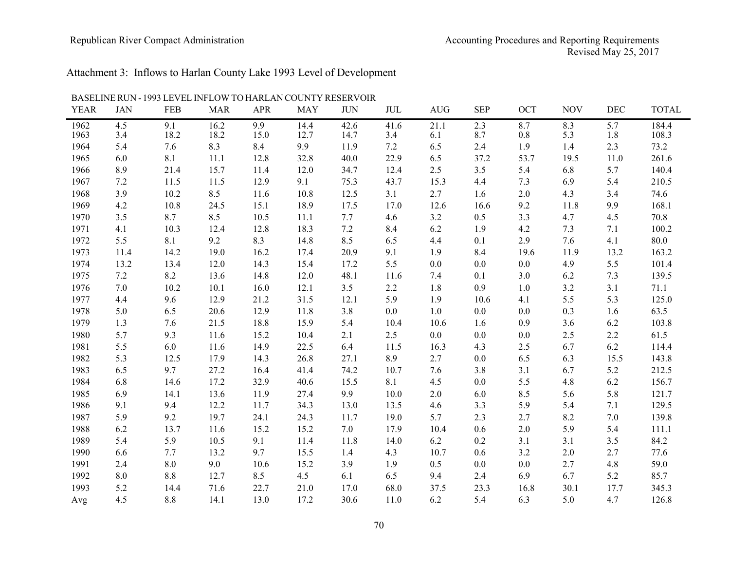Attachment 3: Inflows to Harlan County Lake 1993 Level of Development

BASELINE RUN - 1993 LEVEL INFLOW TO HARLAN COUNTY RESERVOIR

| YEAR | JAN | FEB | MAR | APR | MAY | JUN | JUL | AUG | SEP | OCT | NOV | DEC | TOTAL |
|---|---|---|---|---|---|---|---|---|---|---|---|---|---|
| 1962 | 4.5 | 9.1 | 16.2 | 9.9 | 14.4 | 42.6 | 41.6 | 21.1 | 2.3 | 8.7 | 8.3 | 5.7 | 184.4 |
| 1963 | 3.4 | 18.2 | 18.2 | 15.0 | 12.7 | 14.7 | 3.4 | 6.1 | 8.7 | 0.8 | 5.3 | 1.8 | 108.3 |
| 1964 | 5.4 | 7.6 | 8.3 | 8.4 | 9.9 | 11.9 | 7.2 | 6.5 | 2.4 | 1.9 | 1.4 | 2.3 | 73.2 |
| 1965 | 6.0 | 8.1 | 11.1 | 12.8 | 32.8 | 40.0 | 22.9 | 6.5 | 37.2 | 53.7 | 19.5 | 11.0 | 261.6 |
| 1966 | 8.9 | 21.4 | 15.7 | 11.4 | 12.0 | 34.7 | 12.4 | 2.5 | 3.5 | 5.4 | 6.8 | 5.7 | 140.4 |
| 1967 | 7.2 | 11.5 | 11.5 | 12.9 | 9.1 | 75.3 | 43.7 | 15.3 | 4.4 | 7.3 | 6.9 | 5.4 | 210.5 |
| 1968 | 3.9 | 10.2 | 8.5 | 11.6 | 10.8 | 12.5 | 3.1 | 2.7 | 1.6 | 2.0 | 4.3 | 3.4 | 74.6 |
| 1969 | 4.2 | 10.8 | 24.5 | 15.1 | 18.9 | 17.5 | 17.0 | 12.6 | 16.6 | 9.2 | 11.8 | 9.9 | 168.1 |
| 1970 | 3.5 | 8.7 | 8.5 | 10.5 | 11.1 | 7.7 | 4.6 | 3.2 | 0.5 | 3.3 | 4.7 | 4.5 | 70.8 |
| 1971 | 4.1 | 10.3 | 12.4 | 12.8 | 18.3 | 7.2 | 8.4 | 6.2 | 1.9 | 4.2 | 7.3 | 7.1 | 100.2 |
| 1972 | 5.5 | 8.1 | 9.2 | 8.3 | 14.8 | 8.5 | 6.5 | 4.4 | 0.1 | 2.9 | 7.6 | 4.1 | 80.0 |
| 1973 | 11.4 | 14.2 | 19.0 | 16.2 | 17.4 | 20.9 | 9.1 | 1.9 | 8.4 | 19.6 | 11.9 | 13.2 | 163.2 |
| 1974 | 13.2 | 13.4 | 12.0 | 14.3 | 15.4 | 17.2 | 5.5 | 0.0 | 0.0 | 0.0 | 4.9 | 5.5 | 101.4 |
| 1975 | 7.2 | 8.2 | 13.6 | 14.8 | 12.0 | 48.1 | 11.6 | 7.4 | 0.1 | 3.0 | 6.2 | 7.3 | 139.5 |
| 1976 | 7.0 | 10.2 | 10.1 | 16.0 | 12.1 | 3.5 | 2.2 | 1.8 | 0.9 | 1.0 | 3.2 | 3.1 | 71.1 |
| 1977 | 4.4 | 9.6 | 12.9 | 21.2 | 31.5 | 12.1 | 5.9 | 1.9 | 10.6 | 4.1 | 5.5 | 5.3 | 125.0 |
| 1978 | 5.0 | 6.5 | 20.6 | 12.9 | 11.8 | 3.8 | 0.0 | 1.0 | 0.0 | 0.0 | 0.3 | 1.6 | 63.5 |
| 1979 | 1.3 | 7.6 | 21.5 | 18.8 | 15.9 | 5.4 | 10.4 | 10.6 | 1.6 | 0.9 | 3.6 | 6.2 | 103.8 |
| 1980 | 5.7 | 9.3 | 11.6 | 15.2 | 10.4 | 2.1 | 2.5 | 0.0 | 0.0 | 0.0 | 2.5 | 2.2 | 61.5 |
| 1981 | 5.5 | 6.0 | 11.6 | 14.9 | 22.5 | 6.4 | 11.5 | 16.3 | 4.3 | 2.5 | 6.7 | 6.2 | 114.4 |
| 1982 | 5.3 | 12.5 | 17.9 | 14.3 | 26.8 | 27.1 | 8.9 | 2.7 | 0.0 | 6.5 | 6.3 | 15.5 | 143.8 |
| 1983 | 6.5 | 9.7 | 27.2 | 16.4 | 41.4 | 74.2 | 10.7 | 7.6 | 3.8 | 3.1 | 6.7 | 5.2 | 212.5 |
| 1984 | 6.8 | 14.6 | 17.2 | 32.9 | 40.6 | 15.5 | 8.1 | 4.5 | 0.0 | 5.5 | 4.8 | 6.2 | 156.7 |
| 1985 | 6.9 | 14.1 | 13.6 | 11.9 | 27.4 | 9.9 | 10.0 | 2.0 | 6.0 | 8.5 | 5.6 | 5.8 | 121.7 |
| 1986 | 9.1 | 9.4 | 12.2 | 11.7 | 34.3 | 13.0 | 13.5 | 4.6 | 3.3 | 5.9 | 5.4 | 7.1 | 129.5 |
| 1987 | 5.9 | 9.2 | 19.7 | 24.1 | 24.3 | 11.7 | 19.0 | 5.7 | 2.3 | 2.7 | 8.2 | 7.0 | 139.8 |
| 1988 | 6.2 | 13.7 | 11.6 | 15.2 | 15.2 | 7.0 | 17.9 | 10.4 | 0.6 | 2.0 | 5.9 | 5.4 | 111.1 |
| 1989 | 5.4 | 5.9 | 10.5 | 9.1 | 11.4 | 11.8 | 14.0 | 6.2 | 0.2 | 3.1 | 3.1 | 3.5 | 84.2 |
| 1990 | 6.6 | 7.7 | 13.2 | 9.7 | 15.5 | 1.4 | 4.3 | 10.7 | 0.6 | 3.2 | 2.0 | 2.7 | 77.6 |
| 1991 | 2.4 | 8.0 | 9.0 | 10.6 | 15.2 | 3.9 | 1.9 | 0.5 | 0.0 | 0.0 | 2.7 | 4.8 | 59.0 |
| 1992 | 8.0 | 8.8 | 12.7 | 8.5 | 4.5 | 6.1 | 6.5 | 9.4 | 2.4 | 6.9 | 6.7 | 5.2 | 85.7 |
| 1993 | 5.2 | 14.4 | 71.6 | 22.7 | 21.0 | 17.0 | 68.0 | 37.5 | 23.3 | 16.8 | 30.1 | 17.7 | 345.3 |
| Avg | 4.5 | 8.8 | 14.1 | 13.0 | 17.2 | 30.6 | 11.0 | 6.2 | 5.4 | 6.3 | 5.0 | 4.7 | 126.8 |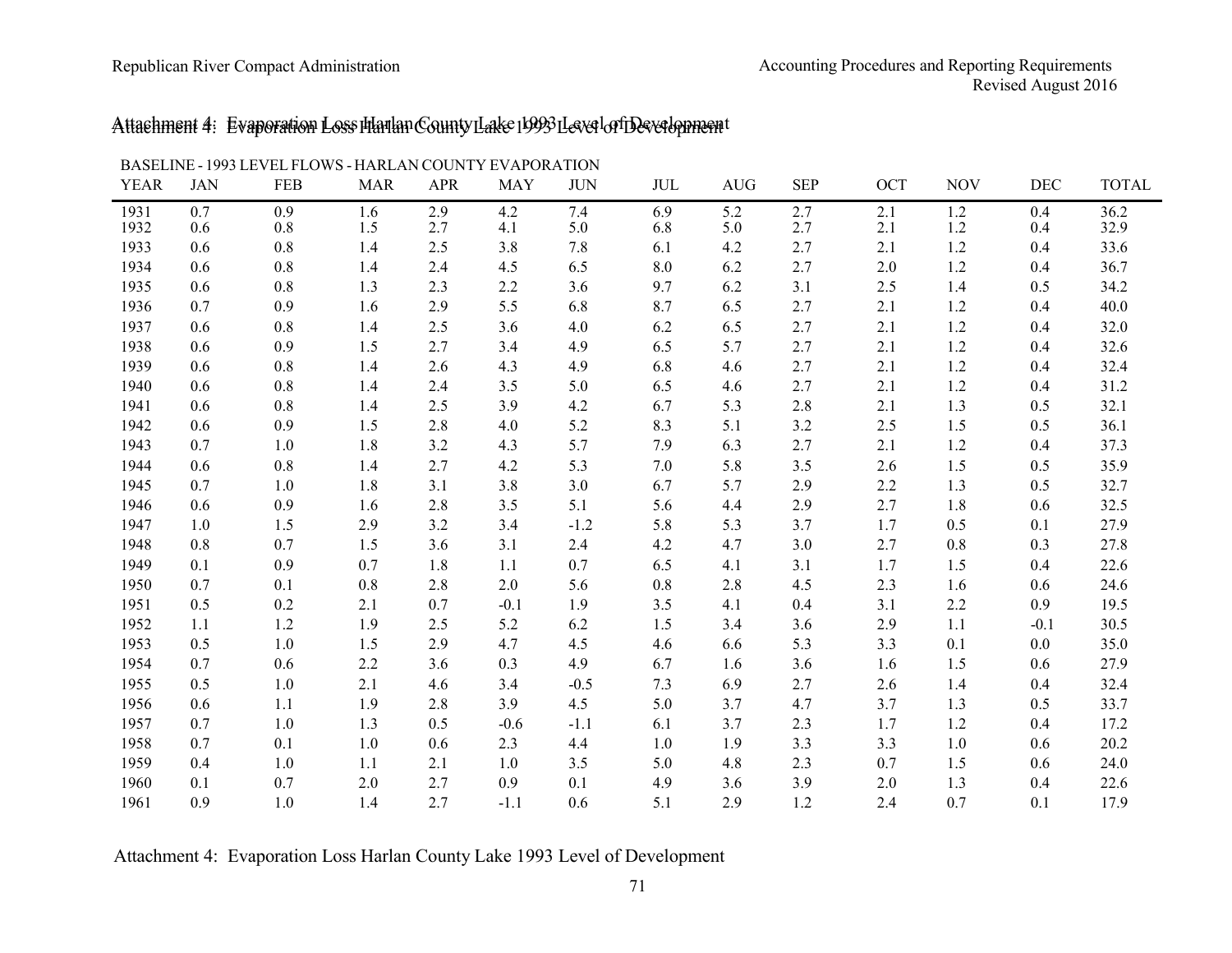# Attachment 4: Evaporation Loss Harlan County Lake 1993 Level of Development

BASELINE - 1993 LEVEL FLOWS - HARLAN COUNTY EVAPORATION

| YEAR | JAN | FEB | MAR | APR | MAY | JUN | JUL | AUG | SEP | OCT | NOV | DEC | TOTAL |
|---|---|---|---|---|---|---|---|---|---|---|---|---|---|
| 1931 | 0.7 | 0.9 | 1.6 | 2.9 | 4.2 | 7.4 | 6.9 | 5.2 | 2.7 | 2.1 | 1.2 | 0.4 | 36.2 |
| 1932 | 0.6 | 0.8 | 1.5 | 2.7 | 4.1 | 5.0 | 6.8 | 5.0 | 2.7 | 2.1 | 1.2 | 0.4 | 32.9 |
| 1933 | 0.6 | 0.8 | 1.4 | 2.5 | 3.8 | 7.8 | 6.1 | 4.2 | 2.7 | 2.1 | 1.2 | 0.4 | 33.6 |
| 1934 | 0.6 | 0.8 | 1.4 | 2.4 | 4.5 | 6.5 | 8.0 | 6.2 | 2.7 | 2.0 | 1.2 | 0.4 | 36.7 |
| 1935 | 0.6 | 0.8 | 1.3 | 2.3 | 2.2 | 3.6 | 9.7 | 6.2 | 3.1 | 2.5 | 1.4 | 0.5 | 34.2 |
| 1936 | 0.7 | 0.9 | 1.6 | 2.9 | 5.5 | 6.8 | 8.7 | 6.5 | 2.7 | 2.1 | 1.2 | 0.4 | 40.0 |
| 1937 | 0.6 | 0.8 | 1.4 | 2.5 | 3.6 | 4.0 | 6.2 | 6.5 | 2.7 | 2.1 | 1.2 | 0.4 | 32.0 |
| 1938 | 0.6 | 0.9 | 1.5 | 2.7 | 3.4 | 4.9 | 6.5 | 5.7 | 2.7 | 2.1 | 1.2 | 0.4 | 32.6 |
| 1939 | 0.6 | 0.8 | 1.4 | 2.6 | 4.3 | 4.9 | 6.8 | 4.6 | 2.7 | 2.1 | 1.2 | 0.4 | 32.4 |
| 1940 | 0.6 | 0.8 | 1.4 | 2.4 | 3.5 | 5.0 | 6.5 | 4.6 | 2.7 | 2.1 | 1.2 | 0.4 | 31.2 |
| 1941 | 0.6 | 0.8 | 1.4 | 2.5 | 3.9 | 4.2 | 6.7 | 5.3 | 2.8 | 2.1 | 1.3 | 0.5 | 32.1 |
| 1942 | 0.6 | 0.9 | 1.5 | 2.8 | 4.0 | 5.2 | 8.3 | 5.1 | 3.2 | 2.5 | 1.5 | 0.5 | 36.1 |
| 1943 | 0.7 | 1.0 | 1.8 | 3.2 | 4.3 | 5.7 | 7.9 | 6.3 | 2.7 | 2.1 | 1.2 | 0.4 | 37.3 |
| 1944 | 0.6 | 0.8 | 1.4 | 2.7 | 4.2 | 5.3 | 7.0 | 5.8 | 3.5 | 2.6 | 1.5 | 0.5 | 35.9 |
| 1945 | 0.7 | 1.0 | 1.8 | 3.1 | 3.8 | 3.0 | 6.7 | 5.7 | 2.9 | 2.2 | 1.3 | 0.5 | 32.7 |
| 1946 | 0.6 | 0.9 | 1.6 | 2.8 | 3.5 | 5.1 | 5.6 | 4.4 | 2.9 | 2.7 | 1.8 | 0.6 | 32.5 |
| 1947 | 1.0 | 1.5 | 2.9 | 3.2 | 3.4 | -1.2 | 5.8 | 5.3 | 3.7 | 1.7 | 0.5 | 0.1 | 27.9 |
| 1948 | 0.8 | 0.7 | 1.5 | 3.6 | 3.1 | 2.4 | 4.2 | 4.7 | 3.0 | 2.7 | 0.8 | 0.3 | 27.8 |
| 1949 | 0.1 | 0.9 | 0.7 | 1.8 | 1.1 | 0.7 | 6.5 | 4.1 | 3.1 | 1.7 | 1.5 | 0.4 | 22.6 |
| 1950 | 0.7 | 0.1 | 0.8 | 2.8 | 2.0 | 5.6 | 0.8 | 2.8 | 4.5 | 2.3 | 1.6 | 0.6 | 24.6 |
| 1951 | 0.5 | 0.2 | 2.1 | 0.7 | -0.1 | 1.9 | 3.5 | 4.1 | 0.4 | 3.1 | 2.2 | 0.9 | 19.5 |
| 1952 | 1.1 | 1.2 | 1.9 | 2.5 | 5.2 | 6.2 | 1.5 | 3.4 | 3.6 | 2.9 | 1.1 | -0.1 | 30.5 |
| 1953 | 0.5 | 1.0 | 1.5 | 2.9 | 4.7 | 4.5 | 4.6 | 6.6 | 5.3 | 3.3 | 0.1 | 0.0 | 35.0 |
| 1954 | 0.7 | 0.6 | 2.2 | 3.6 | 0.3 | 4.9 | 6.7 | 1.6 | 3.6 | 1.6 | 1.5 | 0.6 | 27.9 |
| 1955 | 0.5 | 1.0 | 2.1 | 4.6 | 3.4 | -0.5 | 7.3 | 6.9 | 2.7 | 2.6 | 1.4 | 0.4 | 32.4 |
| 1956 | 0.6 | 1.1 | 1.9 | 2.8 | 3.9 | 4.5 | 5.0 | 3.7 | 4.7 | 3.7 | 1.3 | 0.5 | 33.7 |
| 1957 | 0.7 | 1.0 | 1.3 | 0.5 | -0.6 | -1.1 | 6.1 | 3.7 | 2.3 | 1.7 | 1.2 | 0.4 | 17.2 |
| 1958 | 0.7 | 0.1 | 1.0 | 0.6 | 2.3 | 4.4 | 1.0 | 1.9 | 3.3 | 3.3 | 1.0 | 0.6 | 20.2 |
| 1959 | 0.4 | 1.0 | 1.1 | 2.1 | 1.0 | 3.5 | 5.0 | 4.8 | 2.3 | 0.7 | 1.5 | 0.6 | 24.0 |
| 1960 | 0.1 | 0.7 | 2.0 | 2.7 | 0.9 | 0.1 | 4.9 | 3.6 | 3.9 | 2.0 | 1.3 | 0.4 | 22.6 |
| 1961 | 0.9 | 1.0 | 1.4 | 2.7 | -1.1 | 0.6 | 5.1 | 2.9 | 1.2 | 2.4 | 0.7 | 0.1 | 17.9 |

Attachment 4: Evaporation Loss Harlan County Lake 1993 Level of Development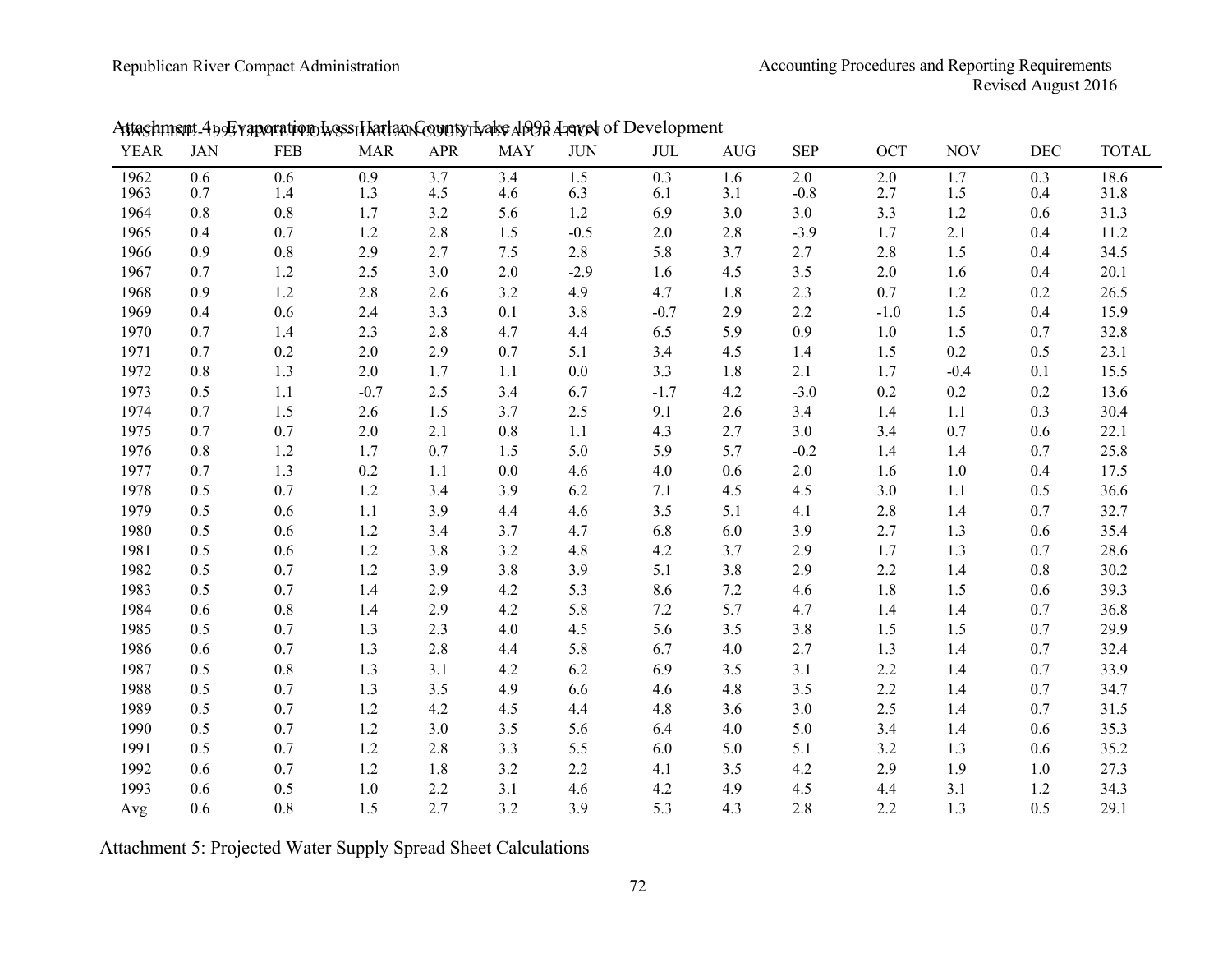Attachment 4: Evaporation Loss Harlan County Lake 1993 Level of Development

BASELINE -1993 LEVEL FLOWS - HARLAN COUNTY EVAPORATION

| YEAR | JAN | FEB | MAR | APR | MAY | JUN | JUL | AUG | SEP | OCT | NOV | DEC | TOTAL |
|---|---|---|---|---|---|---|---|---|---|---|---|---|---|
| 1962 | 0.6 | 0.6 | 0.9 | 3.7 | 3.4 | 1.5 | 0.3 | 1.6 | 2.0 | 2.0 | 1.7 | 0.3 | 18.6 |
| 1963 | 0.7 | 1.4 | 1.3 | 4.5 | 4.6 | 6.3 | 6.1 | 3.1 | -0.8 | 2.7 | 1.5 | 0.4 | 31.8 |
| 1964 | 0.8 | 0.8 | 1.7 | 3.2 | 5.6 | 1.2 | 6.9 | 3.0 | 3.0 | 3.3 | 1.2 | 0.6 | 31.3 |
| 1965 | 0.4 | 0.7 | 1.2 | 2.8 | 1.5 | -0.5 | 2.0 | 2.8 | -3.9 | 1.7 | 2.1 | 0.4 | 11.2 |
| 1966 | 0.9 | 0.8 | 2.9 | 2.7 | 7.5 | 2.8 | 5.8 | 3.7 | 2.7 | 2.8 | 1.5 | 0.4 | 34.5 |
| 1967 | 0.7 | 1.2 | 2.5 | 3.0 | 2.0 | -2.9 | 1.6 | 4.5 | 3.5 | 2.0 | 1.6 | 0.4 | 20.1 |
| 1968 | 0.9 | 1.2 | 2.8 | 2.6 | 3.2 | 4.9 | 4.7 | 1.8 | 2.3 | 0.7 | 1.2 | 0.2 | 26.5 |
| 1969 | 0.4 | 0.6 | 2.4 | 3.3 | 0.1 | 3.8 | -0.7 | 2.9 | 2.2 | -1.0 | 1.5 | 0.4 | 15.9 |
| 1970 | 0.7 | 1.4 | 2.3 | 2.8 | 4.7 | 4.4 | 6.5 | 5.9 | 0.9 | 1.0 | 1.5 | 0.7 | 32.8 |
| 1971 | 0.7 | 0.2 | 2.0 | 2.9 | 0.7 | 5.1 | 3.4 | 4.5 | 1.4 | 1.5 | 0.2 | 0.5 | 23.1 |
| 1972 | 0.8 | 1.3 | 2.0 | 1.7 | 1.1 | 0.0 | 3.3 | 1.8 | 2.1 | 1.7 | -0.4 | 0.1 | 15.5 |
| 1973 | 0.5 | 1.1 | -0.7 | 2.5 | 3.4 | 6.7 | -1.7 | 4.2 | -3.0 | 0.2 | 0.2 | 0.2 | 13.6 |
| 1974 | 0.7 | 1.5 | 2.6 | 1.5 | 3.7 | 2.5 | 9.1 | 2.6 | 3.4 | 1.4 | 1.1 | 0.3 | 30.4 |
| 1975 | 0.7 | 0.7 | 2.0 | 2.1 | 0.8 | 1.1 | 4.3 | 2.7 | 3.0 | 3.4 | 0.7 | 0.6 | 22.1 |
| 1976 | 0.8 | 1.2 | 1.7 | 0.7 | 1.5 | 5.0 | 5.9 | 5.7 | -0.2 | 1.4 | 1.4 | 0.7 | 25.8 |
| 1977 | 0.7 | 1.3 | 0.2 | 1.1 | 0.0 | 4.6 | 4.0 | 0.6 | 2.0 | 1.6 | 1.0 | 0.4 | 17.5 |
| 1978 | 0.5 | 0.7 | 1.2 | 3.4 | 3.9 | 6.2 | 7.1 | 4.5 | 4.5 | 3.0 | 1.1 | 0.5 | 36.6 |
| 1979 | 0.5 | 0.6 | 1.1 | 3.9 | 4.4 | 4.6 | 3.5 | 5.1 | 4.1 | 2.8 | 1.4 | 0.7 | 32.7 |
| 1980 | 0.5 | 0.6 | 1.2 | 3.4 | 3.7 | 4.7 | 6.8 | 6.0 | 3.9 | 2.7 | 1.3 | 0.6 | 35.4 |
| 1981 | 0.5 | 0.6 | 1.2 | 3.8 | 3.2 | 4.8 | 4.2 | 3.7 | 2.9 | 1.7 | 1.3 | 0.7 | 28.6 |
| 1982 | 0.5 | 0.7 | 1.2 | 3.9 | 3.8 | 3.9 | 5.1 | 3.8 | 2.9 | 2.2 | 1.4 | 0.8 | 30.2 |
| 1983 | 0.5 | 0.7 | 1.4 | 2.9 | 4.2 | 5.3 | 8.6 | 7.2 | 4.6 | 1.8 | 1.5 | 0.6 | 39.3 |
| 1984 | 0.6 | 0.8 | 1.4 | 2.9 | 4.2 | 5.8 | 7.2 | 5.7 | 4.7 | 1.4 | 1.4 | 0.7 | 36.8 |
| 1985 | 0.5 | 0.7 | 1.3 | 2.3 | 4.0 | 4.5 | 5.6 | 3.5 | 3.8 | 1.5 | 1.5 | 0.7 | 29.9 |
| 1986 | 0.6 | 0.7 | 1.3 | 2.8 | 4.4 | 5.8 | 6.7 | 4.0 | 2.7 | 1.3 | 1.4 | 0.7 | 32.4 |
| 1987 | 0.5 | 0.8 | 1.3 | 3.1 | 4.2 | 6.2 | 6.9 | 3.5 | 3.1 | 2.2 | 1.4 | 0.7 | 33.9 |
| 1988 | 0.5 | 0.7 | 1.3 | 3.5 | 4.9 | 6.6 | 4.6 | 4.8 | 3.5 | 2.2 | 1.4 | 0.7 | 34.7 |
| 1989 | 0.5 | 0.7 | 1.2 | 4.2 | 4.5 | 4.4 | 4.8 | 3.6 | 3.0 | 2.5 | 1.4 | 0.7 | 31.5 |
| 1990 | 0.5 | 0.7 | 1.2 | 3.0 | 3.5 | 5.6 | 6.4 | 4.0 | 5.0 | 3.4 | 1.4 | 0.6 | 35.3 |
| 1991 | 0.5 | 0.7 | 1.2 | 2.8 | 3.3 | 5.5 | 6.0 | 5.0 | 5.1 | 3.2 | 1.3 | 0.6 | 35.2 |
| 1992 | 0.6 | 0.7 | 1.2 | 1.8 | 3.2 | 2.2 | 4.1 | 3.5 | 4.2 | 2.9 | 1.9 | 1.0 | 27.3 |
| 1993 | 0.6 | 0.5 | 1.0 | 2.2 | 3.1 | 4.6 | 4.2 | 4.9 | 4.5 | 4.4 | 3.1 | 1.2 | 34.3 |
| Avg | 0.6 | 0.8 | 1.5 | 2.7 | 3.2 | 3.9 | 5.3 | 4.3 | 2.8 | 2.2 | 1.3 | 0.5 | 29.1 |

Attachment 5: Projected Water Supply Spread Sheet Calculations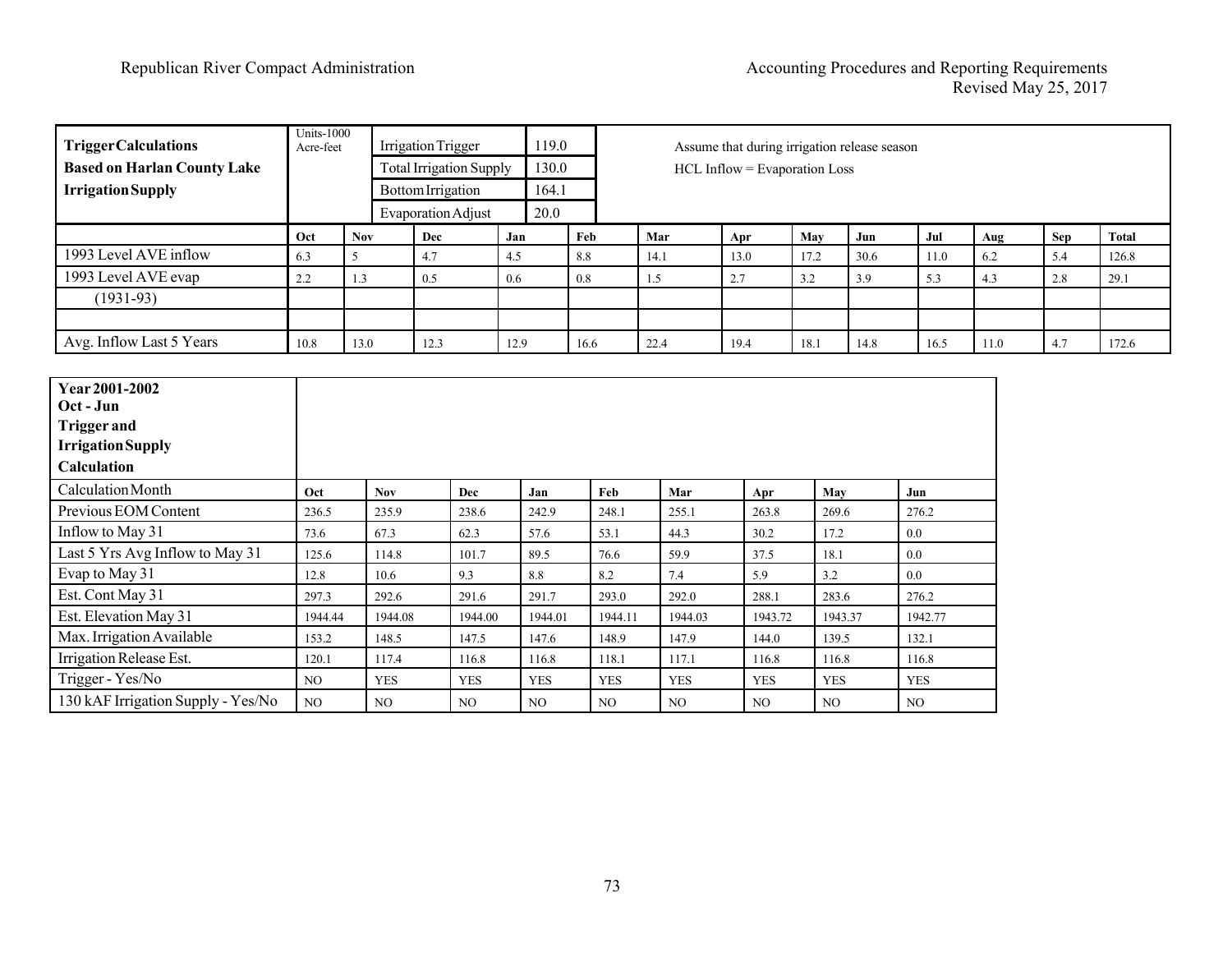| **Trigger Calculations Based on Harlan County Lake Irrigation Supply** | Units-1000 Acre-feet | | Irrigation Trigger | | 119.0 | | Assume that during irrigation release season HCL Inflow = Evaporation Loss | | | | | | | |
|---|---|---|---|---|---|---|---|---|---|---|---|---|---|---|
| | | | Total Irrigation Supply | | 130.0 | | | | | | | | | |
| | | | Bottom Irrigation | | 164.1 | | | | | | | | | |
| | | | Evaporation Adjust | | 20.0 | | | | | | | | | |
| | **Oct** | **Nov** | **Dec** | **Jan** | **Feb** | **Mar** | **Apr** | **May** | **Jun** | **Jul** | **Aug** | **Sep** | **Total** | |
| 1993 Level AVE inflow | 6.3 | 5 | 4.7 | 4.5 | 8.8 | 14.1 | 13.0 | 17.2 | 30.6 | 11.0 | 6.2 | 5.4 | 126.8 | |
| 1993 Level AVE evap | 2.2 | 1.3 | 0.5 | 0.6 | 0.8 | 1.5 | 2.7 | 3.2 | 3.9 | 5.3 | 4.3 | 2.8 | 29.1 | |
| (1931-93) | | | | | | | | | | | | | | |
| | | | | | | | | | | | | | | |
| Avg. Inflow Last 5 Years | 10.8 | 13.0 | 12.3 | 12.9 | 16.6 | 22.4 | 19.4 | 18.1 | 14.8 | 16.5 | 11.0 | 4.7 | 172.6 | |

| **Year 2001-2002 Oct - Jun Trigger and Irrigation Supply Calculation** | | | | | | | | | |
|---|---|---|---|---|---|---|---|---|---|
| Calculation Month | **Oct** | **Nov** | **Dec** | **Jan** | **Feb** | **Mar** | **Apr** | **May** | **Jun** |
| Previous EOM Content | 236.5 | 235.9 | 238.6 | 242.9 | 248.1 | 255.1 | 263.8 | 269.6 | 276.2 |
| Inflow to May 31 | 73.6 | 67.3 | 62.3 | 57.6 | 53.1 | 44.3 | 30.2 | 17.2 | 0.0 |
| Last 5 Yrs Avg Inflow to May 31 | 125.6 | 114.8 | 101.7 | 89.5 | 76.6 | 59.9 | 37.5 | 18.1 | 0.0 |
| Evap to May 31 | 12.8 | 10.6 | 9.3 | 8.8 | 8.2 | 7.4 | 5.9 | 3.2 | 0.0 |
| Est. Cont May 31 | 297.3 | 292.6 | 291.6 | 291.7 | 293.0 | 292.0 | 288.1 | 283.6 | 276.2 |
| Est. Elevation May 31 | 1944.44 | 1944.08 | 1944.00 | 1944.01 | 1944.11 | 1944.03 | 1943.72 | 1943.37 | 1942.77 |
| Max. Irrigation Available | 153.2 | 148.5 | 147.5 | 147.6 | 148.9 | 147.9 | 144.0 | 139.5 | 132.1 |
| Irrigation Release Est. | 120.1 | 117.4 | 116.8 | 116.8 | 118.1 | 117.1 | 116.8 | 116.8 | 116.8 |
| Trigger - Yes/No | NO | YES | YES | YES | YES | YES | YES | YES | YES |
| 130 kAF Irrigation Supply - Yes/No | NO | NO | NO | NO | NO | NO | NO | NO | NO |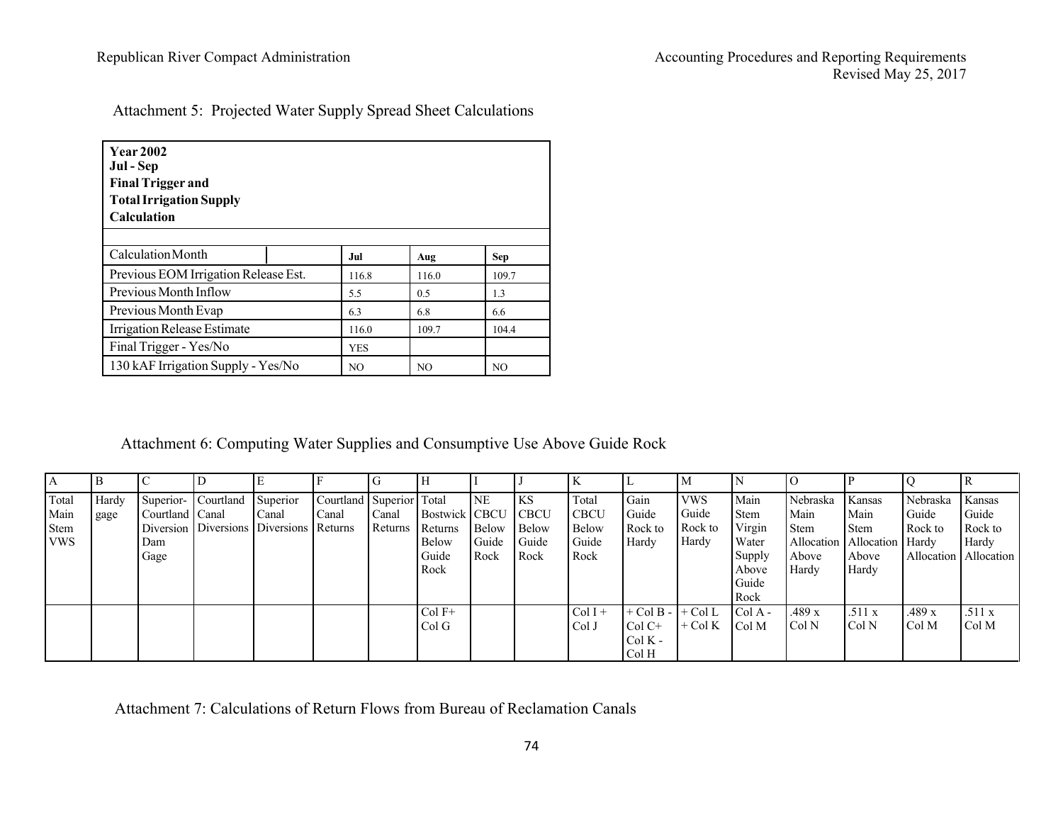Attachment 5: Projected Water Supply Spread Sheet Calculations

| **Year 2002**<br>**Jul - Sep**<br>**Final Trigger and**<br>**Total Irrigation Supply**<br>**Calculation** | | | |
|---|---|---|---|
| Calculation Month | **Jul** | **Aug** | **Sep** |
| Previous EOM Irrigation Release Est. | 116.8 | 116.0 | 109.7 |
| Previous Month Inflow | 5.5 | 0.5 | 1.3 |
| Previous Month Evap | 6.3 | 6.8 | 6.6 |
| Irrigation Release Estimate | 116.0 | 109.7 | 104.4 |
| Final Trigger - Yes/No | YES | | |
| 130 kAF Irrigation Supply - Yes/No | NO | NO | NO |

Attachment 6: Computing Water Supplies and Consumptive Use Above Guide Rock

| A | B | C | D | E | F | G | H | I | J | K | L | M | N | O | P | Q | R |
|---|---|---|---|---|---|---|---|---|---|---|---|---|---|---|---|---|---|
| Total Main Stem VWS | Hardy gage | Superior-Courtland Diversion Dam Gage | Courtland Canal Diversions | Superior Canal Diversions | Courtland Canal Returns | Superior Canal Returns | Total Bostwick Returns Below Guide Rock | NE CBCU Below Guide Rock | KS CBCU Below Guide Rock | Total CBCU Below Guide Rock | Gain Guide Rock to Hardy | VWS Guide Rock to Hardy | Main Stem Virgin Water Supply Above Guide Rock | Nebraska Main Stem Allocation Above Hardy | Kansas Main Stem Allocation Above Hardy | Nebraska Guide Rock to Hardy Allocation | Kansas Guide Rock to Hardy Allocation |
| | | | | | | | Col F+ Col G | | | Col I + Col J | + Col B - Col C+ Col K - Col H | + Col L + Col K | Col A - Col M | .489 x Col N | .511 x Col N | .489 x Col M | .511 x Col M |

Attachment 7: Calculations of Return Flows from Bureau of Reclamation Canals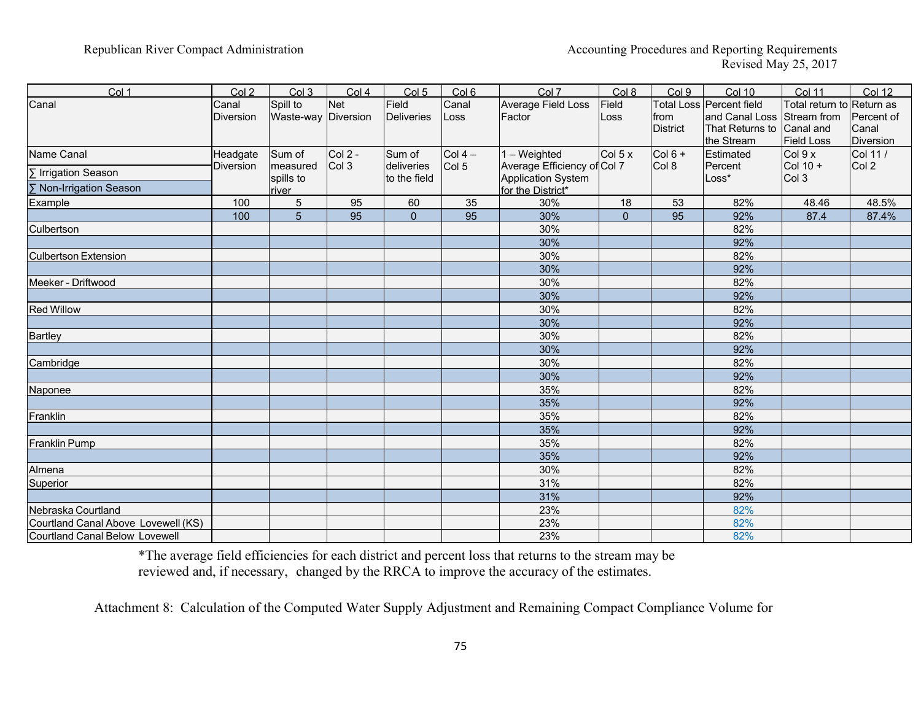| Col 1 | Col 2 | Col 3 | Col 4 | Col 5 | Col 6 | Col 7 | Col 8 | Col 9 | Col 10 | Col 11 | Col 12 |
|---|---|---|---|---|---|---|---|---|---|---|---|
| Canal | Canal Diversion | Spill to Waste-way | Net Diversion | Field Deliveries | Canal Loss | Average Field Loss Factor | Field Loss | Total Loss from District | Percent field and Canal Loss That Returns to the Stream | Total return to Stream from Canal and Field Loss | Return as Percent of Canal Diversion |
| Name Canal<br>∑ Irrigation Season<br>∑ Non-Irrigation Season | Headgate Diversion | Sum of measured spills to river | Col 2 - Col 3 | Sum of deliveries to the field | Col 4 – Col 5 | 1 – Weighted Average Efficiency of Application System for the District* | Col 5 x Col 7 | Col 6 + Col 8 | Estimated Percent Loss* | Col 9 x Col 10 + Col 3 | Col 11 / Col 2 |
| Example | 100 | 5 | 95 | 60 | 35 | 30% | 18 | 53 | 82% | 48.46 | 48.5% |
| | 100 | 5 | 95 | 0 | 95 | 30% | 0 | 95 | 92% | 87.4 | 87.4% |
| Culbertson | | | | | | 30% | | | 82% | | |
| | | | | | | 30% | | | 92% | | |
| Culbertson Extension | | | | | | 30% | | | 82% | | |
| | | | | | | 30% | | | 92% | | |
| Meeker - Driftwood | | | | | | 30% | | | 82% | | |
| | | | | | | 30% | | | 92% | | |
| Red Willow | | | | | | 30% | | | 82% | | |
| | | | | | | 30% | | | 92% | | |
| Bartley | | | | | | 30% | | | 82% | | |
| | | | | | | 30% | | | 92% | | |
| Cambridge | | | | | | 30% | | | 82% | | |
| | | | | | | 30% | | | 92% | | |
| Naponee | | | | | | 35% | | | 82% | | |
| | | | | | | 35% | | | 92% | | |
| Franklin | | | | | | 35% | | | 82% | | |
| | | | | | | 35% | | | 92% | | |
| Franklin Pump | | | | | | 35% | | | 82% | | |
| | | | | | | 35% | | | 92% | | |
| Almena | | | | | | 30% | | | 82% | | |
| Superior | | | | | | 31% | | | 82% | | |
| | | | | | | 31% | | | 92% | | |
| Nebraska Courtland | | | | | | 23% | | | 82% | | |
| Courtland Canal Above Lovewell (KS) | | | | | | 23% | | | 82% | | |
| Courtland Canal Below Lovewell | | | | | | 23% | | | 82% | | |

*The average field efficiencies for each district and percent loss that returns to the stream may be reviewed and, if necessary, changed by the RRCA to improve the accuracy of the estimates.

Attachment 8: Calculation of the Computed Water Supply Adjustment and Remaining Compact Compliance Volume for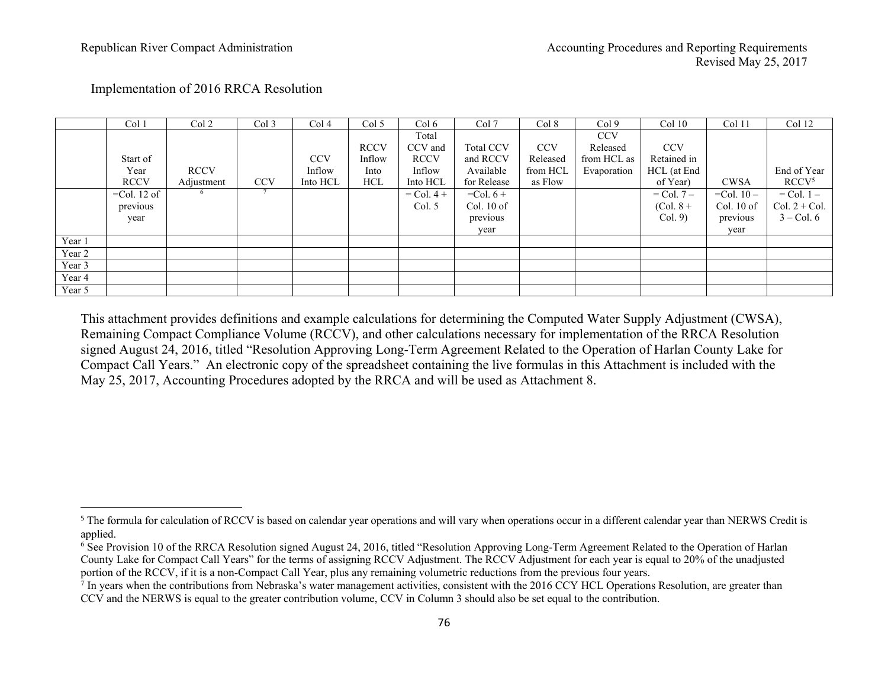Implementation of 2016 RRCA Resolution

| | Col 1 | Col 2 | Col 3 | Col 4 | Col 5 | Col 6 | Col 7 | Col 8 | Col 9 | Col 10 | Col 11 | Col 12 |
|---|---|---|---|---|---|---|---|---|---|---|---|---|
| | Start of Year RCCV | RCCV Adjustment | CCV | CCV Inflow Into HCL | RCCV Inflow Into HCL | Total CCV and RCCV Inflow Into HCL | Total CCV and RCCV Available for Release | CCV Released from HCL as Flow | CCV Released from HCL as Evaporation | CCV Retained in HCL (at End of Year) | CWSA | End of Year RCCV[5] |
| | =Col. 12 of previous year | [6] | [7] | | | = Col. 4 + Col. 5 | =Col. 6 + Col. 10 of previous year | | | = Col. 7 – (Col. 8 + Col. 9) | =Col. 10 – Col. 10 of previous year | = Col. 1 – Col. 2 + Col. 3 – Col. 6 |
| Year 1 | | | | | | | | | | | | |
| Year 2 | | | | | | | | | | | | |
| Year 3 | | | | | | | | | | | | |
| Year 4 | | | | | | | | | | | | |
| Year 5 | | | | | | | | | | | | |

This attachment provides definitions and example calculations for determining the Computed Water Supply Adjustment (CWSA), Remaining Compact Compliance Volume (RCCV), and other calculations necessary for implementation of the RRCA Resolution signed August 24, 2016, titled "Resolution Approving Long-Term Agreement Related to the Operation of Harlan County Lake for Compact Call Years." An electronic copy of the spreadsheet containing the live formulas in this Attachment is included with the May 25, 2017, Accounting Procedures adopted by the RRCA and will be used as Attachment 8.

[5] The formula for calculation of RCCV is based on calendar year operations and will vary when operations occur in a different calendar year than NERWS Credit is applied.

[6] See Provision 10 of the RRCA Resolution signed August 24, 2016, titled "Resolution Approving Long-Term Agreement Related to the Operation of Harlan County Lake for Compact Call Years" for the terms of assigning RCCV Adjustment. The RCCV Adjustment for each year is equal to 20% of the unadjusted portion of the RCCV, if it is a non-Compact Call Year, plus any remaining volumetric reductions from the previous four years.

[7] In years when the contributions from Nebraska's water management activities, consistent with the 2016 CCY HCL Operations Resolution, are greater than CCV and the NERWS is equal to the greater contribution volume, CCV in Column 3 should also be set equal to the contribution.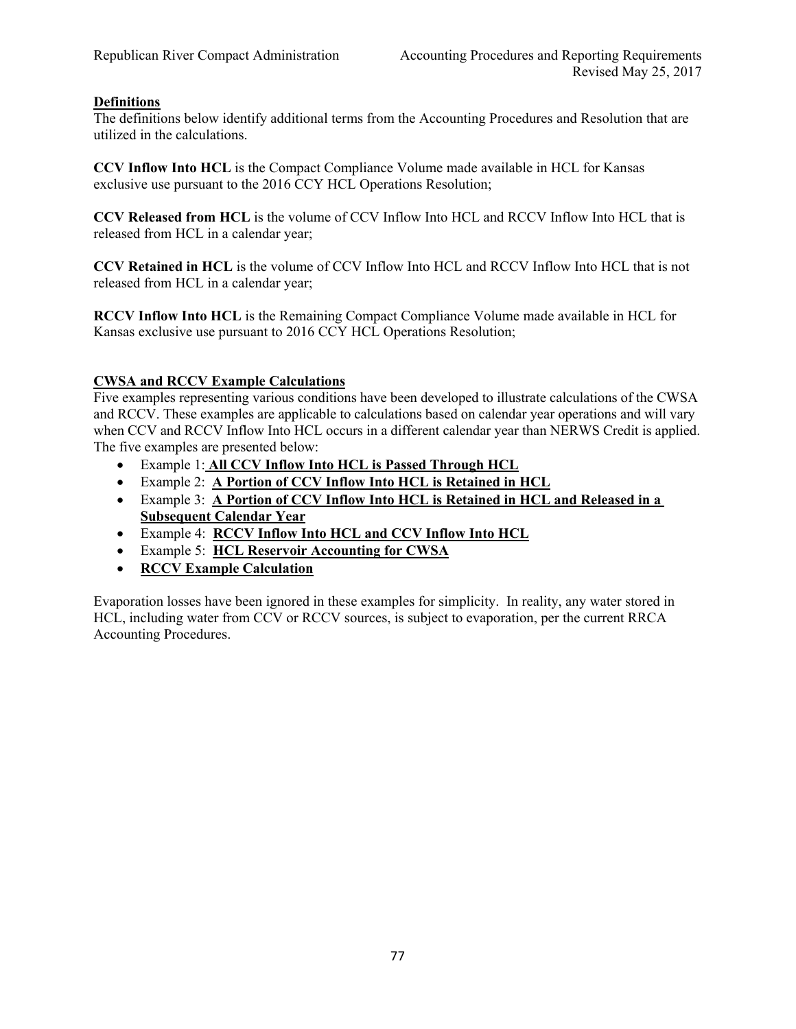## Definitions

The definitions below identify additional terms from the Accounting Procedures and Resolution that are utilized in the calculations.

**CCV Inflow Into HCL** is the Compact Compliance Volume made available in HCL for Kansas exclusive use pursuant to the 2016 CCY HCL Operations Resolution;

**CCV Released from HCL** is the volume of CCV Inflow Into HCL and RCCV Inflow Into HCL that is released from HCL in a calendar year;

**CCV Retained in HCL** is the volume of CCV Inflow Into HCL and RCCV Inflow Into HCL that is not released from HCL in a calendar year;

**RCCV Inflow Into HCL** is the Remaining Compact Compliance Volume made available in HCL for Kansas exclusive use pursuant to 2016 CCY HCL Operations Resolution;

## CWSA and RCCV Example Calculations

Five examples representing various conditions have been developed to illustrate calculations of the CWSA and RCCV. These examples are applicable to calculations based on calendar year operations and will vary when CCV and RCCV Inflow Into HCL occurs in a different calendar year than NERWS Credit is applied. The five examples are presented below:

- Example 1: **All CCV Inflow Into HCL is Passed Through HCL**
- Example 2: **A Portion of CCV Inflow Into HCL is Retained in HCL**
- Example 3: **A Portion of CCV Inflow Into HCL is Retained in HCL and Released in a Subsequent Calendar Year**
- Example 4: **RCCV Inflow Into HCL and CCV Inflow Into HCL**
- Example 5: **HCL Reservoir Accounting for CWSA**
- **RCCV Example Calculation**

Evaporation losses have been ignored in these examples for simplicity. In reality, any water stored in HCL, including water from CCV or RCCV sources, is subject to evaporation, per the current RRCA Accounting Procedures.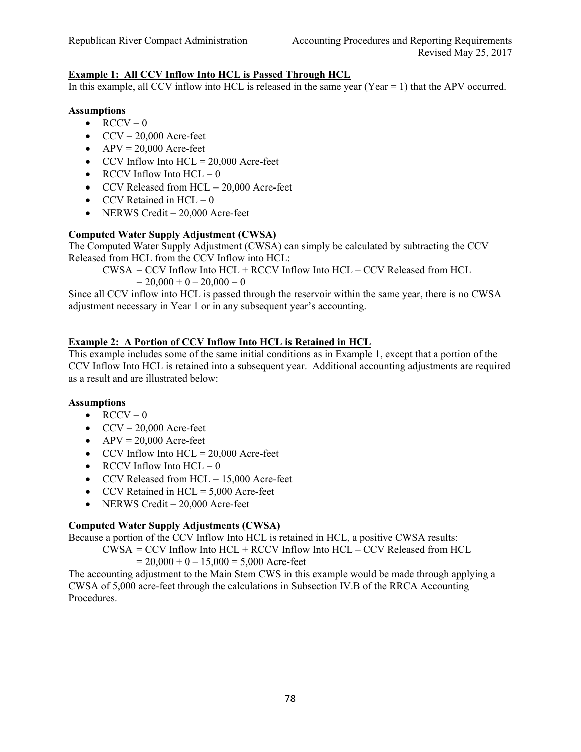**<u>Example 1: All CCV Inflow Into HCL is Passed Through HCL</u>**

In this example, all CCV inflow into HCL is released in the same year (Year = 1) that the APV occurred.

**Assumptions**

- RCCV = 0
- CCV = 20,000 Acre-feet
- APV = 20,000 Acre-feet
- CCV Inflow Into HCL = 20,000 Acre-feet
- RCCV Inflow Into HCL = 0
- CCV Released from HCL = 20,000 Acre-feet
- CCV Retained in HCL = 0
- NERWS Credit = 20,000 Acre-feet

**Computed Water Supply Adjustment (CWSA)**

The Computed Water Supply Adjustment (CWSA) can simply be calculated by subtracting the CCV Released from HCL from the CCV Inflow into HCL:

CWSA = CCV Inflow Into HCL + RCCV Inflow Into HCL – CCV Released from HCL
= 20,000 + 0 – 20,000 = 0

Since all CCV inflow into HCL is passed through the reservoir within the same year, there is no CWSA adjustment necessary in Year 1 or in any subsequent year's accounting.

**<u>Example 2: A Portion of CCV Inflow Into HCL is Retained in HCL</u>**

This example includes some of the same initial conditions as in Example 1, except that a portion of the CCV Inflow Into HCL is retained into a subsequent year. Additional accounting adjustments are required as a result and are illustrated below:

**Assumptions**

- RCCV = 0
- CCV = 20,000 Acre-feet
- APV = 20,000 Acre-feet
- CCV Inflow Into HCL = 20,000 Acre-feet
- RCCV Inflow Into HCL = 0
- CCV Released from HCL = 15,000 Acre-feet
- CCV Retained in HCL = 5,000 Acre-feet
- NERWS Credit = 20,000 Acre-feet

**Computed Water Supply Adjustments (CWSA)**

Because a portion of the CCV Inflow Into HCL is retained in HCL, a positive CWSA results:

CWSA = CCV Inflow Into HCL + RCCV Inflow Into HCL – CCV Released from HCL
= 20,000 + 0 – 15,000 = 5,000 Acre-feet

The accounting adjustment to the Main Stem CWS in this example would be made through applying a CWSA of 5,000 acre-feet through the calculations in Subsection IV.B of the RRCA Accounting Procedures.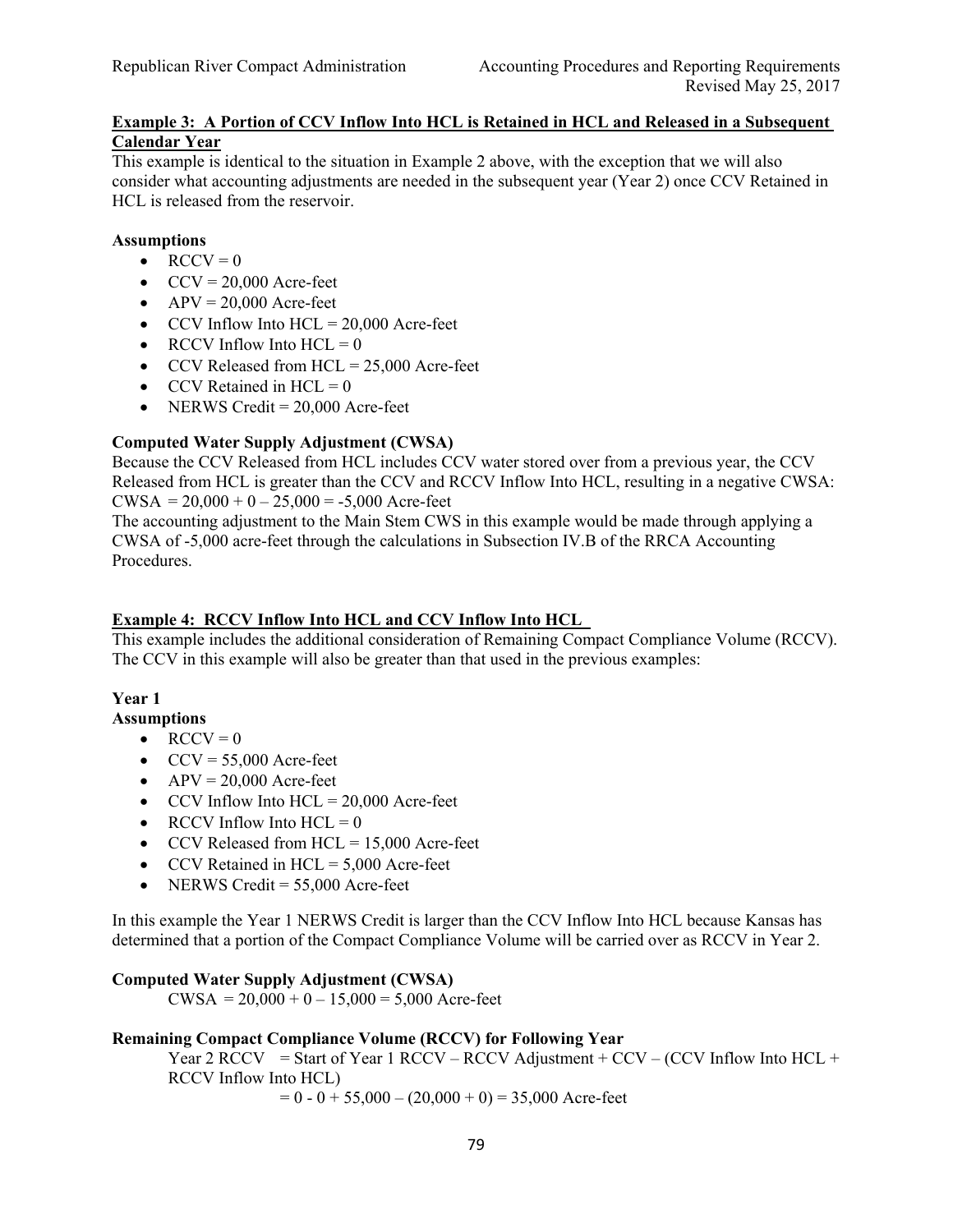**Example 3: A Portion of CCV Inflow Into HCL is Retained in HCL and Released in a Subsequent Calendar Year**

This example is identical to the situation in Example 2 above, with the exception that we will also consider what accounting adjustments are needed in the subsequent year (Year 2) once CCV Retained in HCL is released from the reservoir.

**Assumptions**

- RCCV = 0
- CCV = 20,000 Acre-feet
- APV = 20,000 Acre-feet
- CCV Inflow Into HCL = 20,000 Acre-feet
- RCCV Inflow Into HCL = 0
- CCV Released from HCL = 25,000 Acre-feet
- CCV Retained in HCL = 0
- NERWS Credit = 20,000 Acre-feet

**Computed Water Supply Adjustment (CWSA)**

Because the CCV Released from HCL includes CCV water stored over from a previous year, the CCV Released from HCL is greater than the CCV and RCCV Inflow Into HCL, resulting in a negative CWSA:
CWSA = 20,000 + 0 – 25,000 = -5,000 Acre-feet
The accounting adjustment to the Main Stem CWS in this example would be made through applying a CWSA of -5,000 acre-feet through the calculations in Subsection IV.B of the RRCA Accounting Procedures.

**Example 4: RCCV Inflow Into HCL and CCV Inflow Into HCL**

This example includes the additional consideration of Remaining Compact Compliance Volume (RCCV). The CCV in this example will also be greater than that used in the previous examples:

**Year 1**

**Assumptions**

- RCCV = 0
- CCV = 55,000 Acre-feet
- APV = 20,000 Acre-feet
- CCV Inflow Into HCL = 20,000 Acre-feet
- RCCV Inflow Into HCL = 0
- CCV Released from HCL = 15,000 Acre-feet
- CCV Retained in HCL = 5,000 Acre-feet
- NERWS Credit = 55,000 Acre-feet

In this example the Year 1 NERWS Credit is larger than the CCV Inflow Into HCL because Kansas has determined that a portion of the Compact Compliance Volume will be carried over as RCCV in Year 2.

**Computed Water Supply Adjustment (CWSA)**

CWSA = 20,000 + 0 – 15,000 = 5,000 Acre-feet

**Remaining Compact Compliance Volume (RCCV) for Following Year**

Year 2 RCCV = Start of Year 1 RCCV – RCCV Adjustment + CCV – (CCV Inflow Into HCL + RCCV Inflow Into HCL)
= 0 - 0 + 55,000 – (20,000 + 0) = 35,000 Acre-feet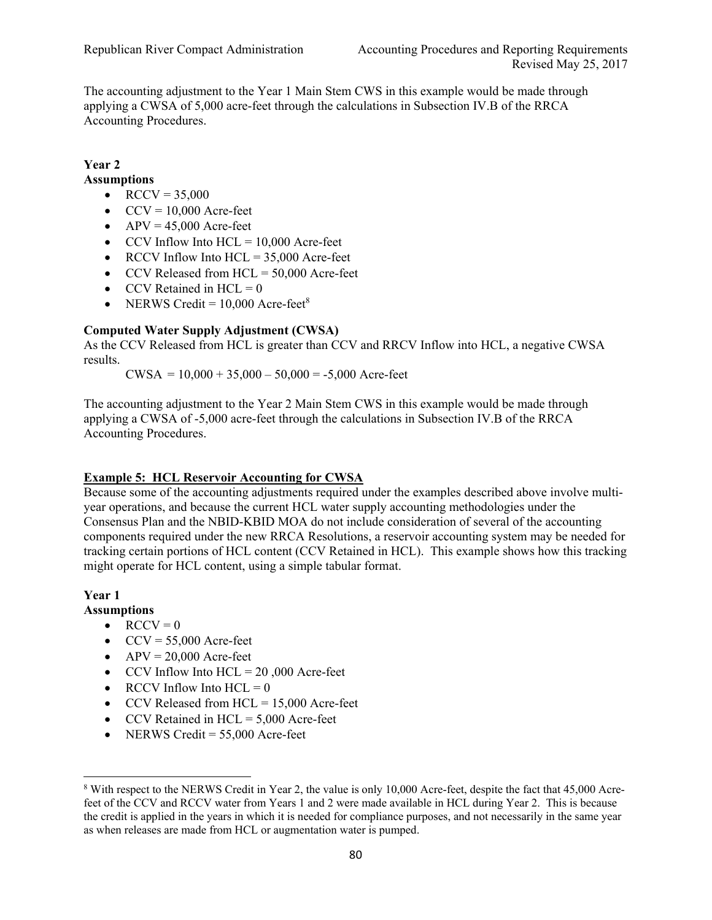The accounting adjustment to the Year 1 Main Stem CWS in this example would be made through applying a CWSA of 5,000 acre-feet through the calculations in Subsection IV.B of the RRCA Accounting Procedures.

**Year 2**

**Assumptions**

- RCCV = 35,000
- CCV = 10,000 Acre-feet
- APV = 45,000 Acre-feet
- CCV Inflow Into HCL = 10,000 Acre-feet
- RCCV Inflow Into HCL = 35,000 Acre-feet
- CCV Released from HCL = 50,000 Acre-feet
- CCV Retained in HCL = 0
- NERWS Credit = 10,000 Acre-feet[8]

**Computed Water Supply Adjustment (CWSA)**

As the CCV Released from HCL is greater than CCV and RRCV Inflow into HCL, a negative CWSA results.

CWSA = 10,000 + 35,000 – 50,000 = -5,000 Acre-feet

The accounting adjustment to the Year 2 Main Stem CWS in this example would be made through applying a CWSA of -5,000 acre-feet through the calculations in Subsection IV.B of the RRCA Accounting Procedures.

**Example 5: HCL Reservoir Accounting for CWSA**

Because some of the accounting adjustments required under the examples described above involve multi-year operations, and because the current HCL water supply accounting methodologies under the Consensus Plan and the NBID-KBID MOA do not include consideration of several of the accounting components required under the new RRCA Resolutions, a reservoir accounting system may be needed for tracking certain portions of HCL content (CCV Retained in HCL). This example shows how this tracking might operate for HCL content, using a simple tabular format.

**Year 1**

**Assumptions**

- RCCV = 0
- CCV = 55,000 Acre-feet
- APV = 20,000 Acre-feet
- CCV Inflow Into HCL = 20 ,000 Acre-feet
- RCCV Inflow Into HCL = 0
- CCV Released from HCL = 15,000 Acre-feet
- CCV Retained in HCL = 5,000 Acre-feet
- NERWS Credit = 55,000 Acre-feet

[8] With respect to the NERWS Credit in Year 2, the value is only 10,000 Acre-feet, despite the fact that 45,000 Acre-feet of the CCV and RCCV water from Years 1 and 2 were made available in HCL during Year 2. This is because the credit is applied in the years in which it is needed for compliance purposes, and not necessarily in the same year as when releases are made from HCL or augmentation water is pumped.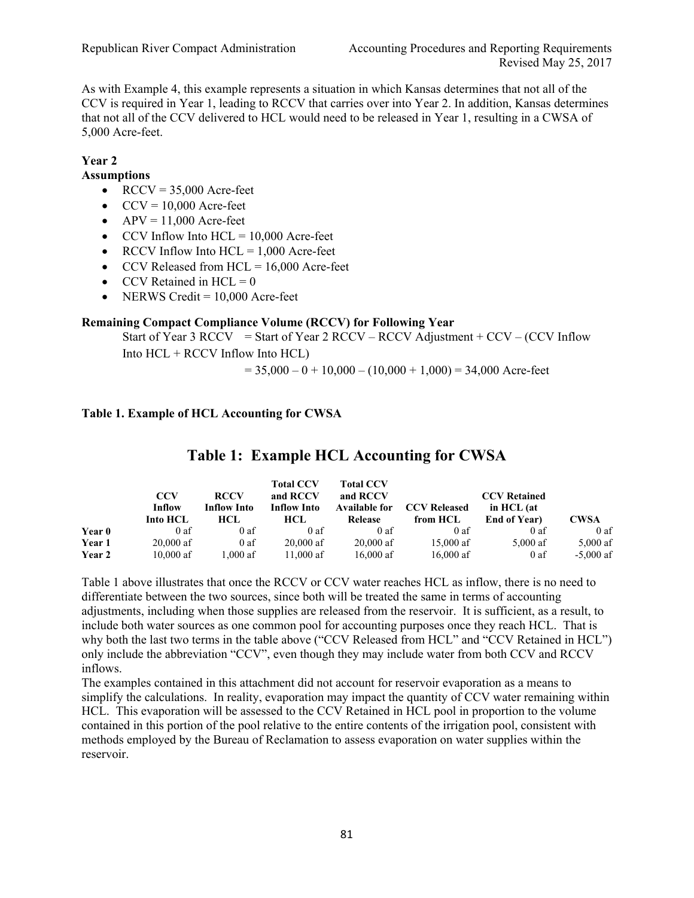As with Example 4, this example represents a situation in which Kansas determines that not all of the CCV is required in Year 1, leading to RCCV that carries over into Year 2. In addition, Kansas determines that not all of the CCV delivered to HCL would need to be released in Year 1, resulting in a CWSA of 5,000 Acre-feet.

**Year 2**

**Assumptions**

- RCCV = 35,000 Acre-feet
- CCV = 10,000 Acre-feet
- APV = 11,000 Acre-feet
- CCV Inflow Into HCL = 10,000 Acre-feet
- RCCV Inflow Into HCL = 1,000 Acre-feet
- CCV Released from HCL = 16,000 Acre-feet
- CCV Retained in HCL = 0
- NERWS Credit = 10,000 Acre-feet

**Remaining Compact Compliance Volume (RCCV) for Following Year**

Start of Year 3 RCCV = Start of Year 2 RCCV – RCCV Adjustment + CCV – (CCV Inflow Into HCL + RCCV Inflow Into HCL)

= 35,000 – 0 + 10,000 – (10,000 + 1,000) = 34,000 Acre-feet

**Table 1. Example of HCL Accounting for CWSA**

## Table 1: Example HCL Accounting for CWSA

| | CCV Inflow Into HCL | RCCV Inflow Into HCL | Total CCV and RCCV Inflow Into HCL | Total CCV and RCCV Available for Release | CCV Released from HCL | CCV Retained in HCL (at End of Year) | CWSA |
|---|---|---|---|---|---|---|---|
| **Year 0** | 0 af | 0 af | 0 af | 0 af | 0 af | 0 af | 0 af |
| **Year 1** | 20,000 af | 0 af | 20,000 af | 20,000 af | 15,000 af | 5,000 af | 5,000 af |
| **Year 2** | 10,000 af | 1,000 af | 11,000 af | 16,000 af | 16,000 af | 0 af | -5,000 af |

Table 1 above illustrates that once the RCCV or CCV water reaches HCL as inflow, there is no need to differentiate between the two sources, since both will be treated the same in terms of accounting adjustments, including when those supplies are released from the reservoir. It is sufficient, as a result, to include both water sources as one common pool for accounting purposes once they reach HCL. That is why both the last two terms in the table above ("CCV Released from HCL" and "CCV Retained in HCL") only include the abbreviation "CCV", even though they may include water from both CCV and RCCV inflows.

The examples contained in this attachment did not account for reservoir evaporation as a means to simplify the calculations. In reality, evaporation may impact the quantity of CCV water remaining within HCL. This evaporation will be assessed to the CCV Retained in HCL pool in proportion to the volume contained in this portion of the pool relative to the entire contents of the irrigation pool, consistent with methods employed by the Bureau of Reclamation to assess evaporation on water supplies within the reservoir.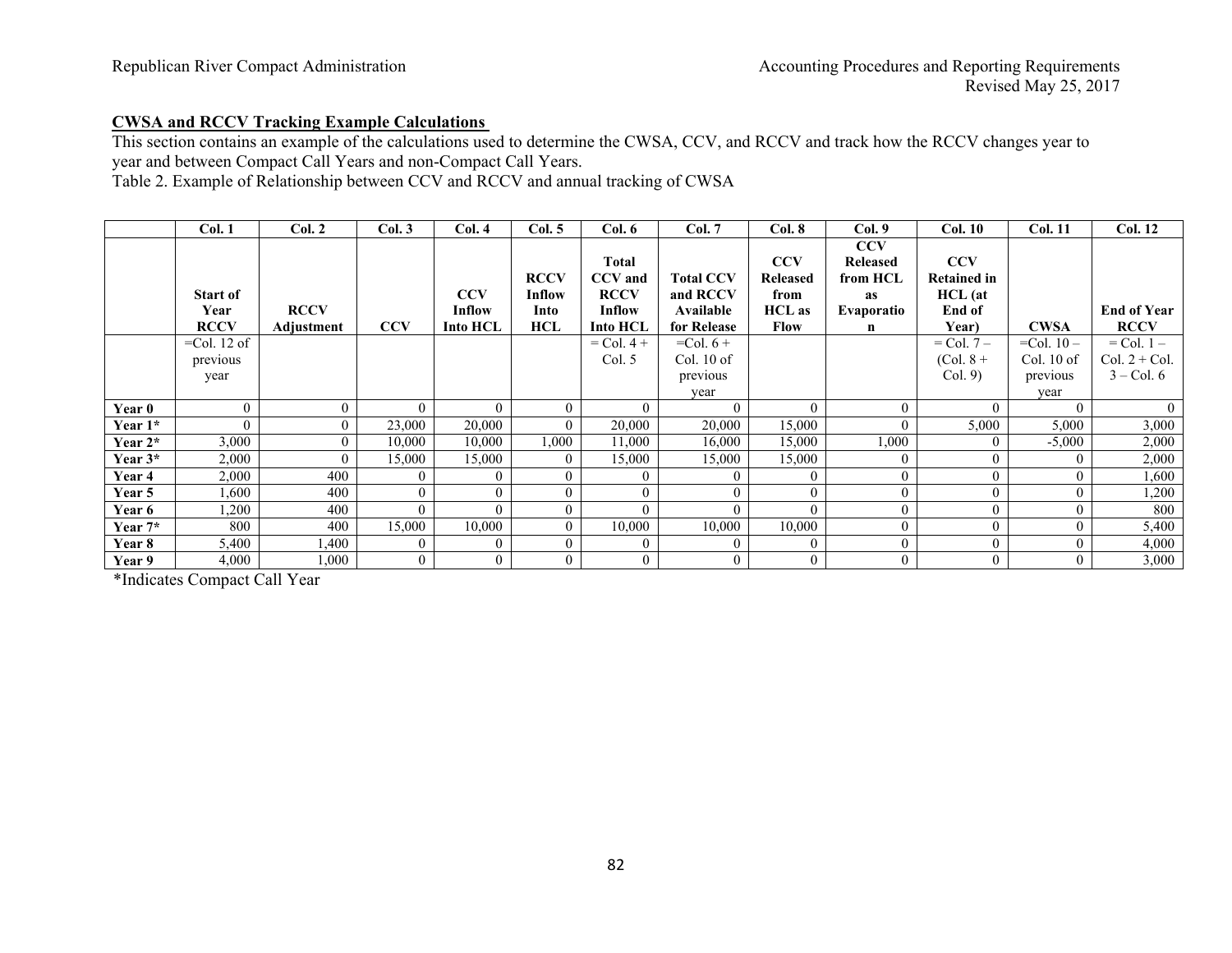**CWSA and RCCV Tracking Example Calculations**

This section contains an example of the calculations used to determine the CWSA, CCV, and RCCV and track how the RCCV changes year to year and between Compact Call Years and non-Compact Call Years.

Table 2. Example of Relationship between CCV and RCCV and annual tracking of CWSA

| | Col. 1 | Col. 2 | Col. 3 | Col. 4 | Col. 5 | Col. 6 | Col. 7 | Col. 8 | Col. 9 | Col. 10 | Col. 11 | Col. 12 |
|---|---|---|---|---|---|---|---|---|---|---|---|---|
| | **Start of Year RCCV** | **RCCV Adjustment** | **CCV** | **CCV Inflow Into HCL** | **RCCV Inflow Into HCL** | **Total CCV and RCCV Inflow Into HCL** | **Total CCV and RCCV Available for Release** | **CCV Released from HCL as Flow** | **CCV Released from HCL as Evaporation** | **CCV Retained in HCL (at End of Year)** | **CWSA** | **End of Year RCCV** |
| | =Col. 12 of previous year | | | | | = Col. 4 + Col. 5 | =Col. 6 + Col. 10 of previous year | | | = Col. 7 – (Col. 8 + Col. 9) | =Col. 10 – Col. 10 of previous year | = Col. 1 – Col. 2 + Col. 3 – Col. 6 |
| **Year 0** | 0 | 0 | 0 | 0 | 0 | 0 | 0 | 0 | 0 | 0 | 0 | 0 |
| **Year 1*** | 0 | 0 | 23,000 | 20,000 | 0 | 20,000 | 20,000 | 15,000 | 0 | 5,000 | 5,000 | 3,000 |
| **Year 2*** | 3,000 | 0 | 10,000 | 10,000 | 1,000 | 11,000 | 16,000 | 15,000 | 1,000 | 0 | -5,000 | 2,000 |
| **Year 3*** | 2,000 | 0 | 15,000 | 15,000 | 0 | 15,000 | 15,000 | 15,000 | 0 | 0 | 0 | 2,000 |
| **Year 4** | 2,000 | 400 | 0 | 0 | 0 | 0 | 0 | 0 | 0 | 0 | 0 | 1,600 |
| **Year 5** | 1,600 | 400 | 0 | 0 | 0 | 0 | 0 | 0 | 0 | 0 | 0 | 1,200 |
| **Year 6** | 1,200 | 400 | 0 | 0 | 0 | 0 | 0 | 0 | 0 | 0 | 0 | 800 |
| **Year 7*** | 800 | 400 | 15,000 | 10,000 | 0 | 10,000 | 10,000 | 10,000 | 0 | 0 | 0 | 5,400 |
| **Year 8** | 5,400 | 1,400 | 0 | 0 | 0 | 0 | 0 | 0 | 0 | 0 | 0 | 4,000 |
| **Year 9** | 4,000 | 1,000 | 0 | 0 | 0 | 0 | 0 | 0 | 0 | 0 | 0 | 3,000 |

*Indicates Compact Call Year